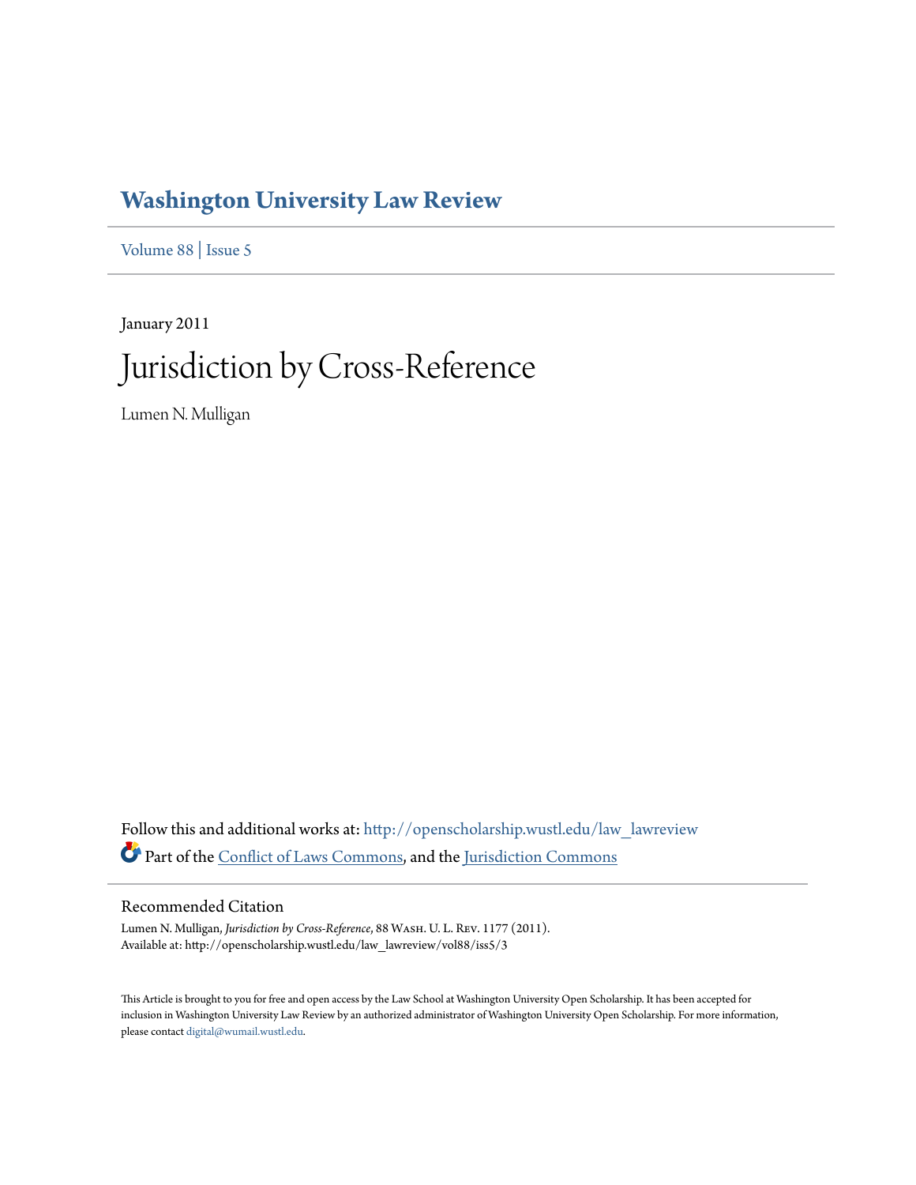# Washington University Law Review

Volume 88 | Issue 5

January 2011

# Jurisdiction by Cross-Reference

Lumen N. Mulligan

Follow this and additional works at: http://openscholarship.wustl.edu/law_lawreview

Part of the Conflict of Laws Commons, and the Jurisdiction Commons

## Recommended Citation

Lumen N. Mulligan, *Jurisdiction by Cross-Reference*, 88 WASH. U. L. REV. 1177 (2011).
Available at: http://openscholarship.wustl.edu/law_lawreview/vol88/iss5/3

This Article is brought to you for free and open access by the Law School at Washington University Open Scholarship. It has been accepted for inclusion in Washington University Law Review by an authorized administrator of Washington University Open Scholarship. For more information, please contact digital@wumail.wustl.edu.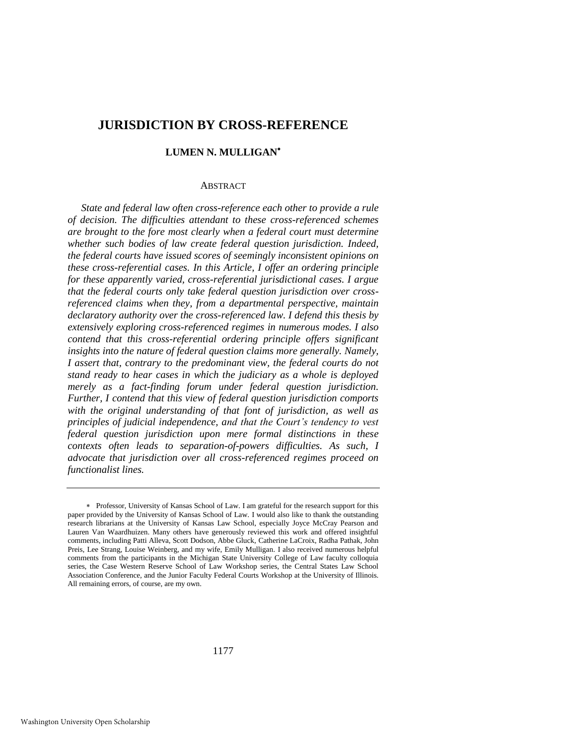# JURISDICTION BY CROSS-REFERENCE

**LUMEN N. MULLIGAN***

ABSTRACT

*State and federal law often cross-reference each other to provide a rule of decision. The difficulties attendant to these cross-referenced schemes are brought to the fore most clearly when a federal court must determine whether such bodies of law create federal question jurisdiction. Indeed, the federal courts have issued scores of seemingly inconsistent opinions on these cross-referential cases. In this Article, I offer an ordering principle for these apparently varied, cross-referential jurisdictional cases. I argue that the federal courts only take federal question jurisdiction over cross-referenced claims when they, from a departmental perspective, maintain declaratory authority over the cross-referenced law. I defend this thesis by extensively exploring cross-referenced regimes in numerous modes. I also contend that this cross-referential ordering principle offers significant insights into the nature of federal question claims more generally. Namely, I assert that, contrary to the predominant view, the federal courts do not stand ready to hear cases in which the judiciary as a whole is deployed merely as a fact-finding forum under federal question jurisdiction. Further, I contend that this view of federal question jurisdiction comports with the original understanding of that font of jurisdiction, as well as principles of judicial independence, and that the Court's tendency to vest federal question jurisdiction upon mere formal distinctions in these contexts often leads to separation-of-powers difficulties. As such, I advocate that jurisdiction over all cross-referenced regimes proceed on functionalist lines.*

---

* Professor, University of Kansas School of Law. I am grateful for the research support for this paper provided by the University of Kansas School of Law. I would also like to thank the outstanding research librarians at the University of Kansas Law School, especially Joyce McCray Pearson and Lauren Van Waardhuizen. Many others have generously reviewed this work and offered insightful comments, including Patti Alleva, Scott Dodson, Abbe Gluck, Catherine LaCroix, Radha Pathak, John Preis, Lee Strang, Louise Weinberg, and my wife, Emily Mulligan. I also received numerous helpful comments from the participants in the Michigan State University College of Law faculty colloquia series, the Case Western Reserve School of Law Workshop series, the Central States Law School Association Conference, and the Junior Faculty Federal Courts Workshop at the University of Illinois. All remaining errors, of course, are my own.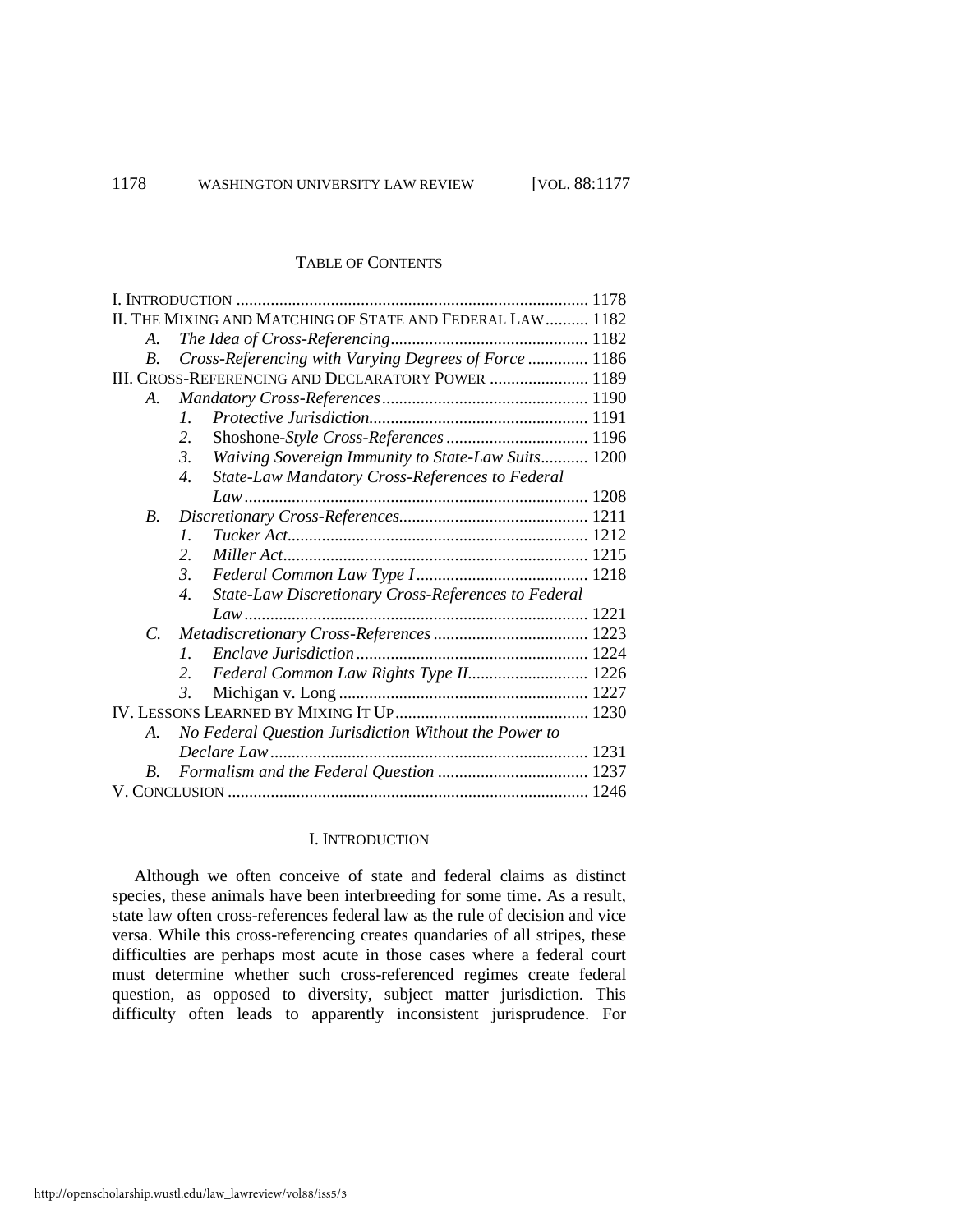## TABLE OF CONTENTS

I. INTRODUCTION .................................................................................. 1178
II. THE MIXING AND MATCHING OF STATE AND FEDERAL LAW .......... 1182
- A. *The Idea of Cross-Referencing* ............................................. 1182
- B. *Cross-Referencing with Varying Degrees of Force* ............. 1186

III. CROSS-REFERENCING AND DECLARATORY POWER ....................... 1189
- A. *Mandatory Cross-References* ................................................ 1190
  - 1. *Protective Jurisdiction* ................................................... 1191
  - 2. Shoshone-*Style Cross-References* ................................. 1196
  - 3. *Waiving Sovereign Immunity to State-Law Suits* ........... 1200
  - 4. *State-Law Mandatory Cross-References to Federal Law* ................................................................................ 1208
- B. *Discretionary Cross-References* ............................................ 1211
  - 1. *Tucker Act* ...................................................................... 1212
  - 2. *Miller Act* ....................................................................... 1215
  - 3. *Federal Common Law Type I* ........................................ 1218
  - 4. *State-Law Discretionary Cross-References to Federal Law* ................................................................................ 1221
- C. *Metadiscretionary Cross-References* .................................... 1223
  - 1. *Enclave Jurisdiction* ...................................................... 1224
  - 2. *Federal Common Law Rights Type II* ............................ 1226
  - 3. Michigan v. Long .......................................................... 1227

IV. LESSONS LEARNED BY MIXING IT UP ............................................ 1230
- A. *No Federal Question Jurisdiction Without the Power to Declare Law* .......................................................................... 1231
- B. *Formalism and the Federal Question* ................................... 1237

V. CONCLUSION .................................................................................... 1246

## I. INTRODUCTION

Although we often conceive of state and federal claims as distinct species, these animals have been interbreeding for some time. As a result, state law often cross-references federal law as the rule of decision and vice versa. While this cross-referencing creates quandaries of all stripes, these difficulties are perhaps most acute in those cases where a federal court must determine whether such cross-referenced regimes create federal question, as opposed to diversity, subject matter jurisdiction. This difficulty often leads to apparently inconsistent jurisprudence. For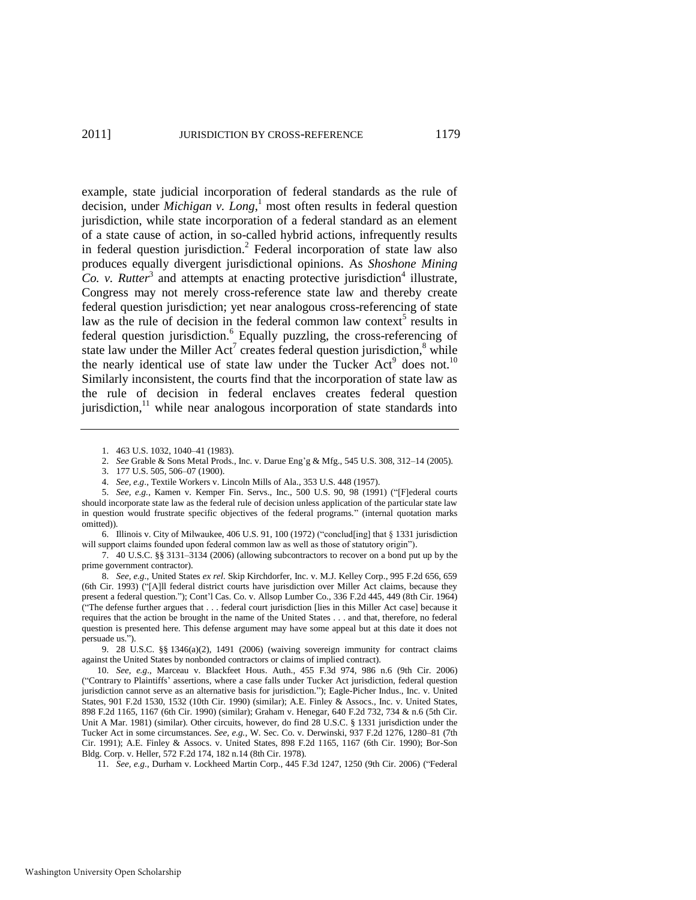example, state judicial incorporation of federal standards as the rule of decision, under *Michigan v. Long*,[1] most often results in federal question jurisdiction, while state incorporation of a federal standard as an element of a state cause of action, in so-called hybrid actions, infrequently results in federal question jurisdiction.[2] Federal incorporation of state law also produces equally divergent jurisdictional opinions. As *Shoshone Mining Co. v. Rutter*[3] and attempts at enacting protective jurisdiction[4] illustrate, Congress may not merely cross-reference state law and thereby create federal question jurisdiction; yet near analogous cross-referencing of state law as the rule of decision in the federal common law context[5] results in federal question jurisdiction.[6] Equally puzzling, the cross-referencing of state law under the Miller Act[7] creates federal question jurisdiction,[8] while the nearly identical use of state law under the Tucker Act[9] does not.[10] Similarly inconsistent, the courts find that the incorporation of state law as the rule of decision in federal enclaves creates federal question jurisdiction,[11] while near analogous incorporation of state standards into

---

1. 463 U.S. 1032, 1040–41 (1983).

2. *See* Grable & Sons Metal Prods., Inc. v. Darue Eng'g & Mfg., 545 U.S. 308, 312–14 (2005).

3. 177 U.S. 505, 506–07 (1900).

4. *See, e.g.*, Textile Workers v. Lincoln Mills of Ala., 353 U.S. 448 (1957).

5. *See, e.g.*, Kamen v. Kemper Fin. Servs., Inc., 500 U.S. 90, 98 (1991) ("[F]ederal courts should incorporate state law as the federal rule of decision unless application of the particular state law in question would frustrate specific objectives of the federal programs." (internal quotation marks omitted)).

6. Illinois v. City of Milwaukee, 406 U.S. 91, 100 (1972) ("conclud[ing] that § 1331 jurisdiction will support claims founded upon federal common law as well as those of statutory origin").

7. 40 U.S.C. §§ 3131–3134 (2006) (allowing subcontractors to recover on a bond put up by the prime government contractor).

8. *See, e.g.*, United States *ex rel*. Skip Kirchdorfer, Inc. v. M.J. Kelley Corp., 995 F.2d 656, 659 (6th Cir. 1993) ("[A]ll federal district courts have jurisdiction over Miller Act claims, because they present a federal question."); Cont'l Cas. Co. v. Allsop Lumber Co., 336 F.2d 445, 449 (8th Cir. 1964) ("The defense further argues that . . . federal court jurisdiction [lies in this Miller Act case] because it requires that the action be brought in the name of the United States . . . and that, therefore, no federal question is presented here. This defense argument may have some appeal but at this date it does not persuade us.").

9. 28 U.S.C. §§ 1346(a)(2), 1491 (2006) (waiving sovereign immunity for contract claims against the United States by nonbonded contractors or claims of implied contract).

10. *See, e.g.*, Marceau v. Blackfeet Hous. Auth., 455 F.3d 974, 986 n.6 (9th Cir. 2006) ("Contrary to Plaintiffs' assertions, where a case falls under Tucker Act jurisdiction, federal question jurisdiction cannot serve as an alternative basis for jurisdiction."); Eagle-Picher Indus., Inc. v. United States, 901 F.2d 1530, 1532 (10th Cir. 1990) (similar); A.E. Finley & Assocs., Inc. v. United States, 898 F.2d 1165, 1167 (6th Cir. 1990) (similar); Graham v. Henegar, 640 F.2d 732, 734 & n.6 (5th Cir. Unit A Mar. 1981) (similar). Other circuits, however, do find 28 U.S.C. § 1331 jurisdiction under the Tucker Act in some circumstances. *See, e.g.*, W. Sec. Co. v. Derwinski, 937 F.2d 1276, 1280–81 (7th Cir. 1991); A.E. Finley & Assocs. v. United States, 898 F.2d 1165, 1167 (6th Cir. 1990); Bor-Son Bldg. Corp. v. Heller, 572 F.2d 174, 182 n.14 (8th Cir. 1978).

11. *See, e.g.*, Durham v. Lockheed Martin Corp., 445 F.3d 1247, 1250 (9th Cir. 2006) ("Federal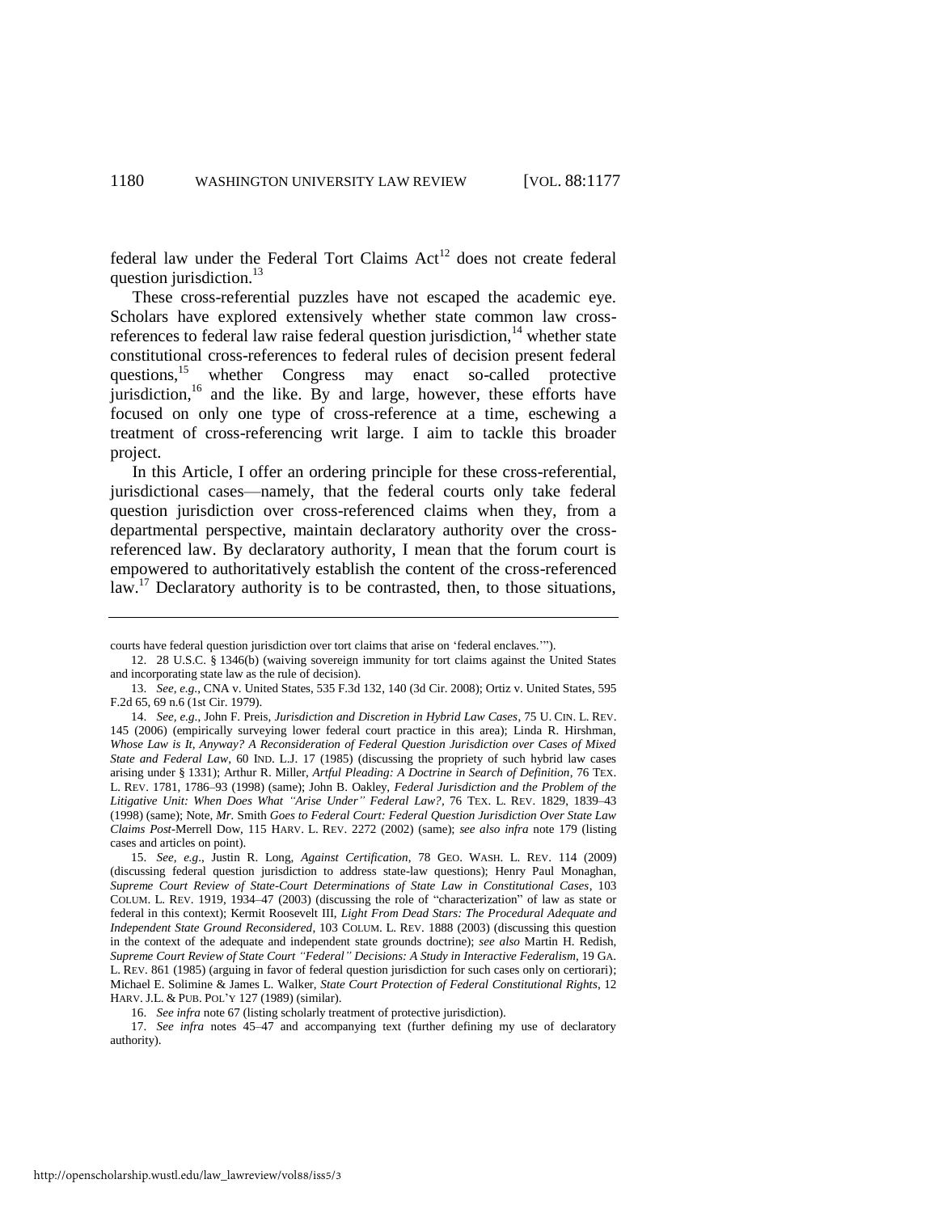federal law under the Federal Tort Claims Act[12] does not create federal question jurisdiction.[13]

These cross-referential puzzles have not escaped the academic eye. Scholars have explored extensively whether state common law cross-references to federal law raise federal question jurisdiction,[14] whether state constitutional cross-references to federal rules of decision present federal questions,[15] whether Congress may enact so-called protective jurisdiction,[16] and the like. By and large, however, these efforts have focused on only one type of cross-reference at a time, eschewing a treatment of cross-referencing writ large. I aim to tackle this broader project.

In this Article, I offer an ordering principle for these cross-referential, jurisdictional cases—namely, that the federal courts only take federal question jurisdiction over cross-referenced claims when they, from a departmental perspective, maintain declaratory authority over the cross-referenced law. By declaratory authority, I mean that the forum court is empowered to authoritatively establish the content of the cross-referenced law.[17] Declaratory authority is to be contrasted, then, to those situations,

---

courts have federal question jurisdiction over tort claims that arise on 'federal enclaves.'").

12. 28 U.S.C. § 1346(b) (waiving sovereign immunity for tort claims against the United States and incorporating state law as the rule of decision).

13. *See, e.g.*, CNA v. United States, 535 F.3d 132, 140 (3d Cir. 2008); Ortiz v. United States, 595 F.2d 65, 69 n.6 (1st Cir. 1979).

14. *See, e.g.*, John F. Preis, *Jurisdiction and Discretion in Hybrid Law Cases*, 75 U. CIN. L. REV. 145 (2006) (empirically surveying lower federal court practice in this area); Linda R. Hirshman, *Whose Law is It, Anyway? A Reconsideration of Federal Question Jurisdiction over Cases of Mixed State and Federal Law*, 60 IND. L.J. 17 (1985) (discussing the propriety of such hybrid law cases arising under § 1331); Arthur R. Miller, *Artful Pleading: A Doctrine in Search of Definition*, 76 TEX. L. REV. 1781, 1786–93 (1998) (same); John B. Oakley, *Federal Jurisdiction and the Problem of the Litigative Unit: When Does What "Arise Under" Federal Law?*, 76 TEX. L. REV. 1829, 1839–43 (1998) (same); Note, *Mr.* Smith *Goes to Federal Court: Federal Question Jurisdiction Over State Law Claims Post-*Merrell Dow, 115 HARV. L. REV. 2272 (2002) (same); *see also infra* note 179 (listing cases and articles on point).

15. *See, e.g.*, Justin R. Long, *Against Certification*, 78 GEO. WASH. L. REV. 114 (2009) (discussing federal question jurisdiction to address state-law questions); Henry Paul Monaghan, *Supreme Court Review of State-Court Determinations of State Law in Constitutional Cases*, 103 COLUM. L. REV. 1919, 1934–47 (2003) (discussing the role of "characterization" of law as state or federal in this context); Kermit Roosevelt III, *Light From Dead Stars: The Procedural Adequate and Independent State Ground Reconsidered*, 103 COLUM. L. REV. 1888 (2003) (discussing this question in the context of the adequate and independent state grounds doctrine); *see also* Martin H. Redish, *Supreme Court Review of State Court "Federal" Decisions: A Study in Interactive Federalism*, 19 GA. L. REV. 861 (1985) (arguing in favor of federal question jurisdiction for such cases only on certiorari); Michael E. Solimine & James L. Walker, *State Court Protection of Federal Constitutional Rights*, 12 HARV. J.L. & PUB. POL'Y 127 (1989) (similar).

16. *See infra* note 67 (listing scholarly treatment of protective jurisdiction).

17. *See infra* notes 45–47 and accompanying text (further defining my use of declaratory authority).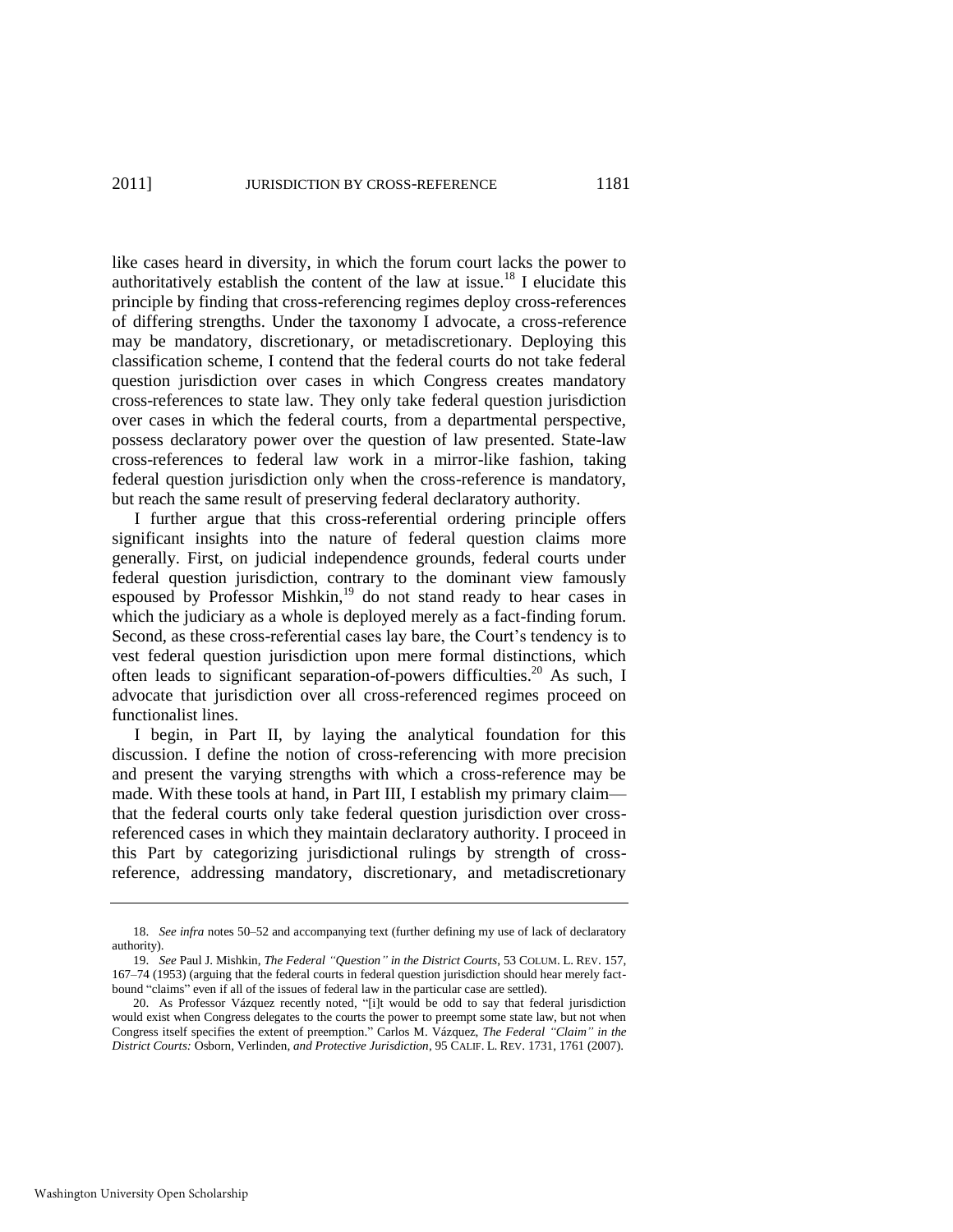like cases heard in diversity, in which the forum court lacks the power to authoritatively establish the content of the law at issue.[18] I elucidate this principle by finding that cross-referencing regimes deploy cross-references of differing strengths. Under the taxonomy I advocate, a cross-reference may be mandatory, discretionary, or metadiscretionary. Deploying this classification scheme, I contend that the federal courts do not take federal question jurisdiction over cases in which Congress creates mandatory cross-references to state law. They only take federal question jurisdiction over cases in which the federal courts, from a departmental perspective, possess declaratory power over the question of law presented. State-law cross-references to federal law work in a mirror-like fashion, taking federal question jurisdiction only when the cross-reference is mandatory, but reach the same result of preserving federal declaratory authority.

I further argue that this cross-referential ordering principle offers significant insights into the nature of federal question claims more generally. First, on judicial independence grounds, federal courts under federal question jurisdiction, contrary to the dominant view famously espoused by Professor Mishkin,[19] do not stand ready to hear cases in which the judiciary as a whole is deployed merely as a fact-finding forum. Second, as these cross-referential cases lay bare, the Court's tendency is to vest federal question jurisdiction upon mere formal distinctions, which often leads to significant separation-of-powers difficulties.[20] As such, I advocate that jurisdiction over all cross-referenced regimes proceed on functionalist lines.

I begin, in Part II, by laying the analytical foundation for this discussion. I define the notion of cross-referencing with more precision and present the varying strengths with which a cross-reference may be made. With these tools at hand, in Part III, I establish my primary claim—that the federal courts only take federal question jurisdiction over cross-referenced cases in which they maintain declaratory authority. I proceed in this Part by categorizing jurisdictional rulings by strength of cross-reference, addressing mandatory, discretionary, and metadiscretionary

---

18. *See infra* notes 50–52 and accompanying text (further defining my use of lack of declaratory authority).

19. *See* Paul J. Mishkin, *The Federal "Question" in the District Courts*, 53 COLUM. L. REV. 157, 167–74 (1953) (arguing that the federal courts in federal question jurisdiction should hear merely fact-bound "claims" even if all of the issues of federal law in the particular case are settled).

20. As Professor Vázquez recently noted, "[i]t would be odd to say that federal jurisdiction would exist when Congress delegates to the courts the power to preempt some state law, but not when Congress itself specifies the extent of preemption." Carlos M. Vázquez, *The Federal "Claim" in the District Courts:* Osborn, Verlinden, *and Protective Jurisdiction*, 95 CALIF. L. REV. 1731, 1761 (2007).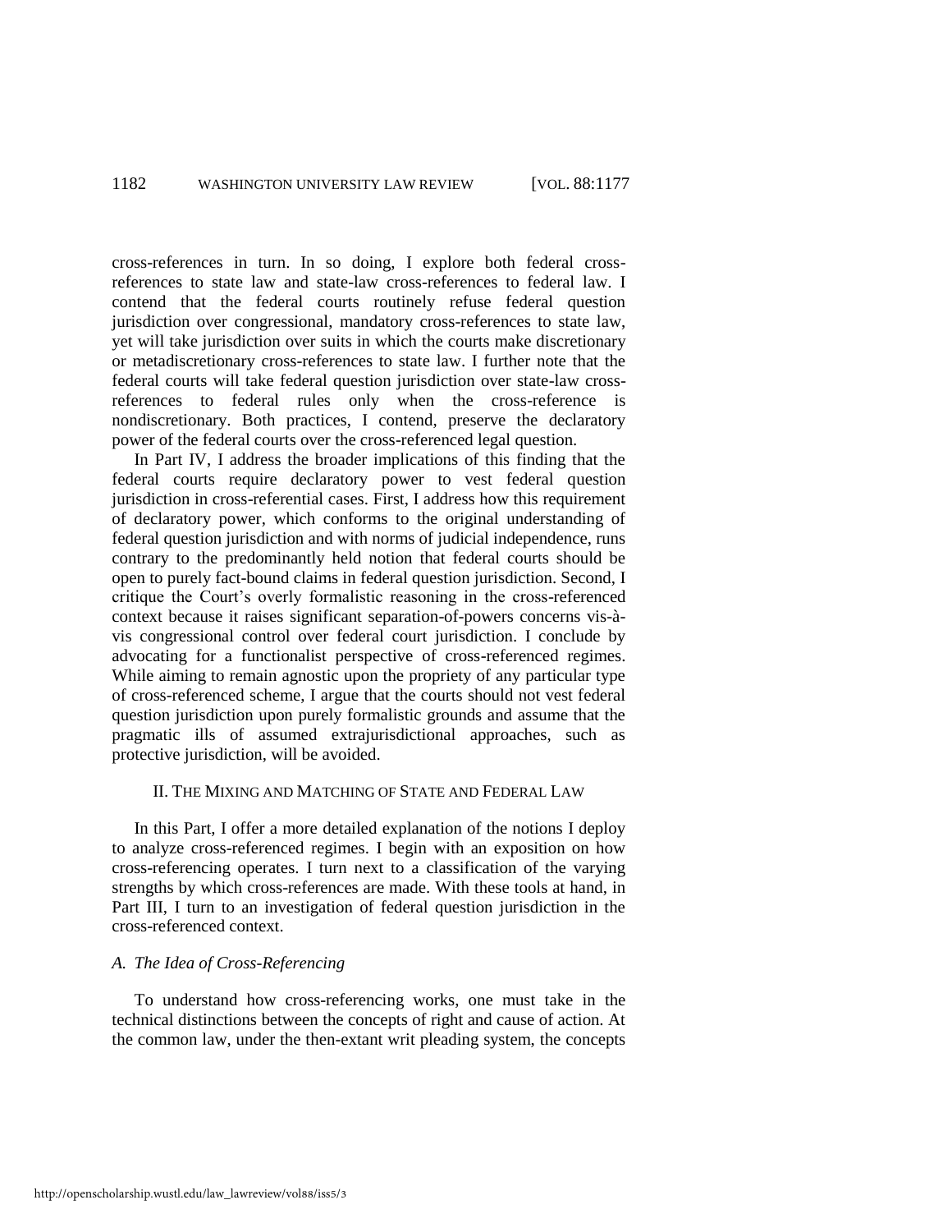cross-references in turn. In so doing, I explore both federal cross-references to state law and state-law cross-references to federal law. I contend that the federal courts routinely refuse federal question jurisdiction over congressional, mandatory cross-references to state law, yet will take jurisdiction over suits in which the courts make discretionary or metadiscretionary cross-references to state law. I further note that the federal courts will take federal question jurisdiction over state-law cross-references to federal rules only when the cross-reference is nondiscretionary. Both practices, I contend, preserve the declaratory power of the federal courts over the cross-referenced legal question.

In Part IV, I address the broader implications of this finding that the federal courts require declaratory power to vest federal question jurisdiction in cross-referential cases. First, I address how this requirement of declaratory power, which conforms to the original understanding of federal question jurisdiction and with norms of judicial independence, runs contrary to the predominantly held notion that federal courts should be open to purely fact-bound claims in federal question jurisdiction. Second, I critique the Court's overly formalistic reasoning in the cross-referenced context because it raises significant separation-of-powers concerns vis-à-vis congressional control over federal court jurisdiction. I conclude by advocating for a functionalist perspective of cross-referenced regimes. While aiming to remain agnostic upon the propriety of any particular type of cross-referenced scheme, I argue that the courts should not vest federal question jurisdiction upon purely formalistic grounds and assume that the pragmatic ills of assumed extrajurisdictional approaches, such as protective jurisdiction, will be avoided.

## II. The Mixing and Matching of State and Federal Law

In this Part, I offer a more detailed explanation of the notions I deploy to analyze cross-referenced regimes. I begin with an exposition on how cross-referencing operates. I turn next to a classification of the varying strengths by which cross-references are made. With these tools at hand, in Part III, I turn to an investigation of federal question jurisdiction in the cross-referenced context.

### *A. The Idea of Cross-Referencing*

To understand how cross-referencing works, one must take in the technical distinctions between the concepts of right and cause of action. At the common law, under the then-extant writ pleading system, the concepts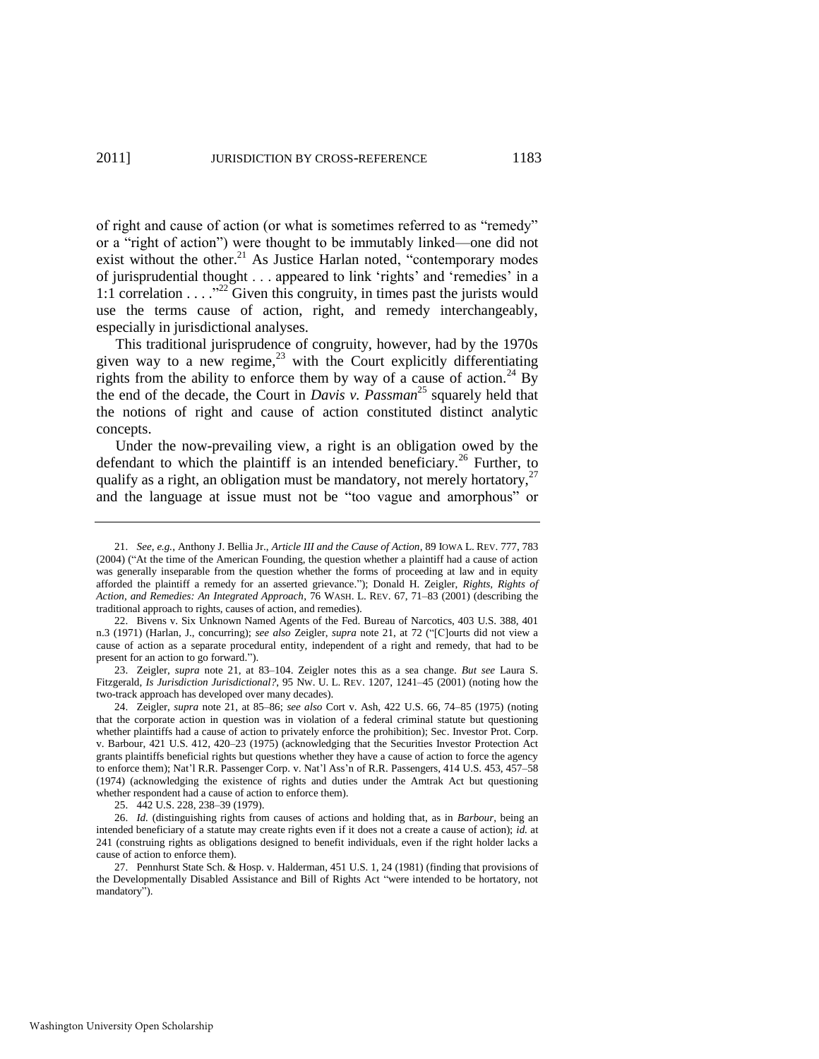of right and cause of action (or what is sometimes referred to as "remedy" or a "right of action") were thought to be immutably linked—one did not exist without the other.[21] As Justice Harlan noted, "contemporary modes of jurisprudential thought . . . appeared to link 'rights' and 'remedies' in a 1:1 correlation . . . ."[22] Given this congruity, in times past the jurists would use the terms cause of action, right, and remedy interchangeably, especially in jurisdictional analyses.

This traditional jurisprudence of congruity, however, had by the 1970s given way to a new regime,[23] with the Court explicitly differentiating rights from the ability to enforce them by way of a cause of action.[24] By the end of the decade, the Court in *Davis v. Passman*[25] squarely held that the notions of right and cause of action constituted distinct analytic concepts.

Under the now-prevailing view, a right is an obligation owed by the defendant to which the plaintiff is an intended beneficiary.[26] Further, to qualify as a right, an obligation must be mandatory, not merely hortatory,[27] and the language at issue must not be "too vague and amorphous" or

---

21. *See, e.g.*, Anthony J. Bellia Jr., *Article III and the Cause of Action*, 89 IOWA L. REV. 777, 783 (2004) ("At the time of the American Founding, the question whether a plaintiff had a cause of action was generally inseparable from the question whether the forms of proceeding at law and in equity afforded the plaintiff a remedy for an asserted grievance."); Donald H. Zeigler, *Rights, Rights of Action, and Remedies: An Integrated Approach*, 76 WASH. L. REV. 67, 71–83 (2001) (describing the traditional approach to rights, causes of action, and remedies).

22. Bivens v. Six Unknown Named Agents of the Fed. Bureau of Narcotics, 403 U.S. 388, 401 n.3 (1971) (Harlan, J., concurring); *see also* Zeigler, *supra* note 21, at 72 ("[C]ourts did not view a cause of action as a separate procedural entity, independent of a right and remedy, that had to be present for an action to go forward.").

23. Zeigler, *supra* note 21, at 83–104. Zeigler notes this as a sea change. *But see* Laura S. Fitzgerald, *Is Jurisdiction Jurisdictional?*, 95 NW. U. L. REV. 1207, 1241–45 (2001) (noting how the two-track approach has developed over many decades).

24. Zeigler, *supra* note 21, at 85–86; *see also* Cort v. Ash, 422 U.S. 66, 74–85 (1975) (noting that the corporate action in question was in violation of a federal criminal statute but questioning whether plaintiffs had a cause of action to privately enforce the prohibition); Sec. Investor Prot. Corp. v. Barbour, 421 U.S. 412, 420–23 (1975) (acknowledging that the Securities Investor Protection Act grants plaintiffs beneficial rights but questions whether they have a cause of action to force the agency to enforce them); Nat'l R.R. Passenger Corp. v. Nat'l Ass'n of R.R. Passengers, 414 U.S. 453, 457–58 (1974) (acknowledging the existence of rights and duties under the Amtrak Act but questioning whether respondent had a cause of action to enforce them).

25. 442 U.S. 228, 238–39 (1979).

26. *Id.* (distinguishing rights from causes of actions and holding that, as in *Barbour*, being an intended beneficiary of a statute may create rights even if it does not a create a cause of action); *id.* at 241 (construing rights as obligations designed to benefit individuals, even if the right holder lacks a cause of action to enforce them).

27. Pennhurst State Sch. & Hosp. v. Halderman, 451 U.S. 1, 24 (1981) (finding that provisions of the Developmentally Disabled Assistance and Bill of Rights Act "were intended to be hortatory, not mandatory").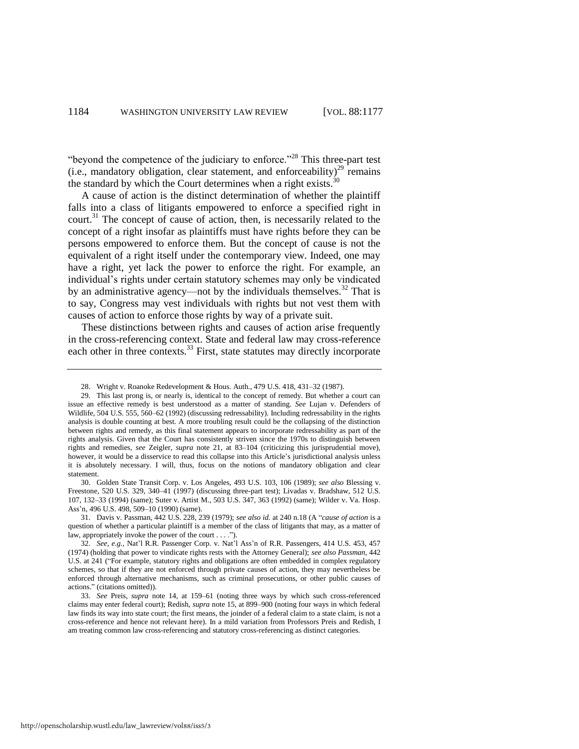"beyond the competence of the judiciary to enforce."[28] This three-part test (i.e., mandatory obligation, clear statement, and enforceability)[29] remains the standard by which the Court determines when a right exists.[30]

A cause of action is the distinct determination of whether the plaintiff falls into a class of litigants empowered to enforce a specified right in court.[31] The concept of cause of action, then, is necessarily related to the concept of a right insofar as plaintiffs must have rights before they can be persons empowered to enforce them. But the concept of cause is not the equivalent of a right itself under the contemporary view. Indeed, one may have a right, yet lack the power to enforce the right. For example, an individual's rights under certain statutory schemes may only be vindicated by an administrative agency—not by the individuals themselves.[32] That is to say, Congress may vest individuals with rights but not vest them with causes of action to enforce those rights by way of a private suit.

These distinctions between rights and causes of action arise frequently in the cross-referencing context. State and federal law may cross-reference each other in three contexts.[33] First, state statutes may directly incorporate

---

28. Wright v. Roanoke Redevelopment & Hous. Auth., 479 U.S. 418, 431–32 (1987).

29. This last prong is, or nearly is, identical to the concept of remedy. But whether a court can issue an effective remedy is best understood as a matter of standing. *See* Lujan v. Defenders of Wildlife, 504 U.S. 555, 560–62 (1992) (discussing redressability). Including redressability in the rights analysis is double counting at best. A more troubling result could be the collapsing of the distinction between rights and remedy, as this final statement appears to incorporate redressability as part of the rights analysis. Given that the Court has consistently striven since the 1970s to distinguish between rights and remedies, *see* Zeigler, *supra* note 21, at 83–104 (criticizing this jurisprudential move), however, it would be a disservice to read this collapse into this Article's jurisdictional analysis unless it is absolutely necessary. I will, thus, focus on the notions of mandatory obligation and clear statement.

30. Golden State Transit Corp. v. Los Angeles, 493 U.S. 103, 106 (1989); *see also* Blessing v. Freestone, 520 U.S. 329, 340–41 (1997) (discussing three-part test); Livadas v. Bradshaw, 512 U.S. 107, 132–33 (1994) (same); Suter v. Artist M., 503 U.S. 347, 363 (1992) (same); Wilder v. Va. Hosp. Ass'n, 496 U.S. 498, 509–10 (1990) (same).

31. Davis v. Passman, 442 U.S. 228, 239 (1979); *see also id.* at 240 n.18 (A "*cause of action* is a question of whether a particular plaintiff is a member of the class of litigants that may, as a matter of law, appropriately invoke the power of the court . . . .").

32. *See, e.g.*, Nat'l R.R. Passenger Corp. v. Nat'l Ass'n of R.R. Passengers, 414 U.S. 453, 457 (1974) (holding that power to vindicate rights rests with the Attorney General); *see also Passman*, 442 U.S. at 241 ("For example, statutory rights and obligations are often embedded in complex regulatory schemes, so that if they are not enforced through private causes of action, they may nevertheless be enforced through alternative mechanisms, such as criminal prosecutions, or other public causes of actions." (citations omitted)).

33. *See* Preis, *supra* note 14, at 159–61 (noting three ways by which such cross-referenced claims may enter federal court); Redish, *supra* note 15, at 899–900 (noting four ways in which federal law finds its way into state court; the first means, the joinder of a federal claim to a state claim, is not a cross-reference and hence not relevant here). In a mild variation from Professors Preis and Redish, I am treating common law cross-referencing and statutory cross-referencing as distinct categories.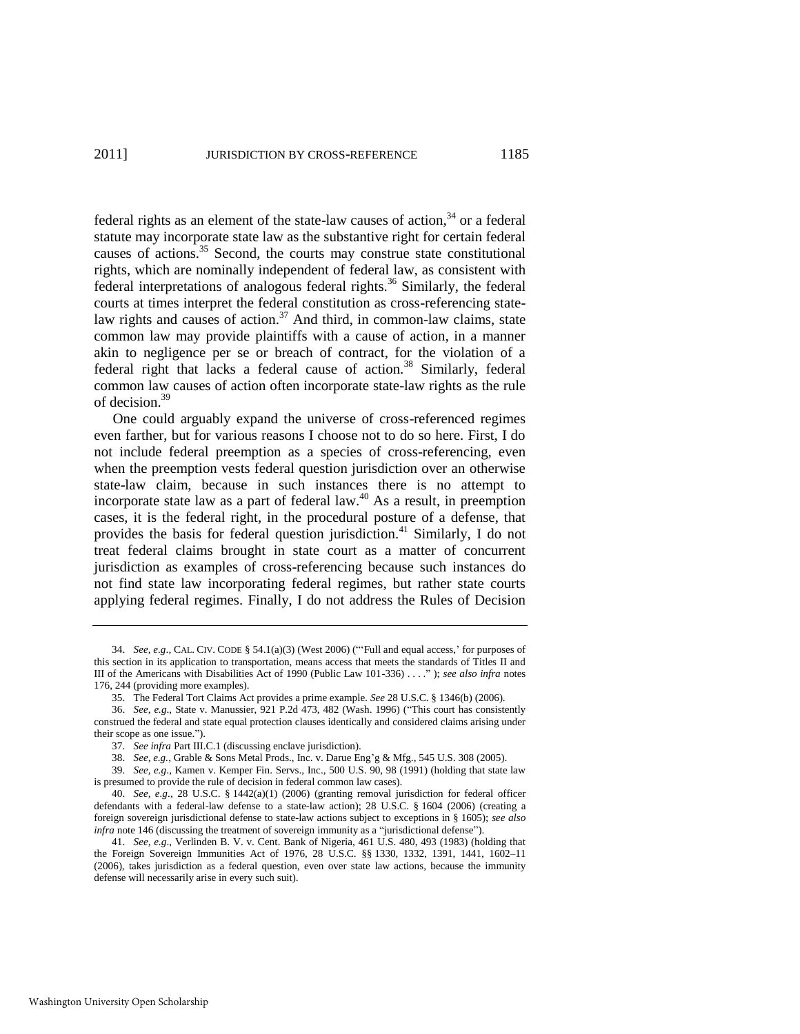federal rights as an element of the state-law causes of action,[34] or a federal statute may incorporate state law as the substantive right for certain federal causes of actions.[35] Second, the courts may construe state constitutional rights, which are nominally independent of federal law, as consistent with federal interpretations of analogous federal rights.[36] Similarly, the federal courts at times interpret the federal constitution as cross-referencing state-law rights and causes of action.[37] And third, in common-law claims, state common law may provide plaintiffs with a cause of action, in a manner akin to negligence per se or breach of contract, for the violation of a federal right that lacks a federal cause of action.[38] Similarly, federal common law causes of action often incorporate state-law rights as the rule of decision.[39]

One could arguably expand the universe of cross-referenced regimes even farther, but for various reasons I choose not to do so here. First, I do not include federal preemption as a species of cross-referencing, even when the preemption vests federal question jurisdiction over an otherwise state-law claim, because in such instances there is no attempt to incorporate state law as a part of federal law.[40] As a result, in preemption cases, it is the federal right, in the procedural posture of a defense, that provides the basis for federal question jurisdiction.[41] Similarly, I do not treat federal claims brought in state court as a matter of concurrent jurisdiction as examples of cross-referencing because such instances do not find state law incorporating federal regimes, but rather state courts applying federal regimes. Finally, I do not address the Rules of Decision

---

34. *See, e.g.*, CAL. CIV. CODE § 54.1(a)(3) (West 2006) ("'Full and equal access,' for purposes of this section in its application to transportation, means access that meets the standards of Titles II and III of the Americans with Disabilities Act of 1990 (Public Law 101-336) . . . ." ); *see also infra* notes 176, 244 (providing more examples).

35. The Federal Tort Claims Act provides a prime example. *See* 28 U.S.C. § 1346(b) (2006).

36. *See, e.g.*, State v. Manussier, 921 P.2d 473, 482 (Wash. 1996) ("This court has consistently construed the federal and state equal protection clauses identically and considered claims arising under their scope as one issue.").

37. *See infra* Part III.C.1 (discussing enclave jurisdiction).

38. *See, e.g.*, Grable & Sons Metal Prods., Inc. v. Darue Eng'g & Mfg., 545 U.S. 308 (2005).

39. *See, e.g.*, Kamen v. Kemper Fin. Servs., Inc., 500 U.S. 90, 98 (1991) (holding that state law is presumed to provide the rule of decision in federal common law cases).

40. *See, e.g.*, 28 U.S.C. § 1442(a)(1) (2006) (granting removal jurisdiction for federal officer defendants with a federal-law defense to a state-law action); 28 U.S.C. § 1604 (2006) (creating a foreign sovereign jurisdictional defense to state-law actions subject to exceptions in § 1605); *see also infra* note 146 (discussing the treatment of sovereign immunity as a "jurisdictional defense").

41. *See, e.g.*, Verlinden B. V. v. Cent. Bank of Nigeria, 461 U.S. 480, 493 (1983) (holding that the Foreign Sovereign Immunities Act of 1976, 28 U.S.C. §§ 1330, 1332, 1391, 1441, 1602–11 (2006), takes jurisdiction as a federal question, even over state law actions, because the immunity defense will necessarily arise in every such suit).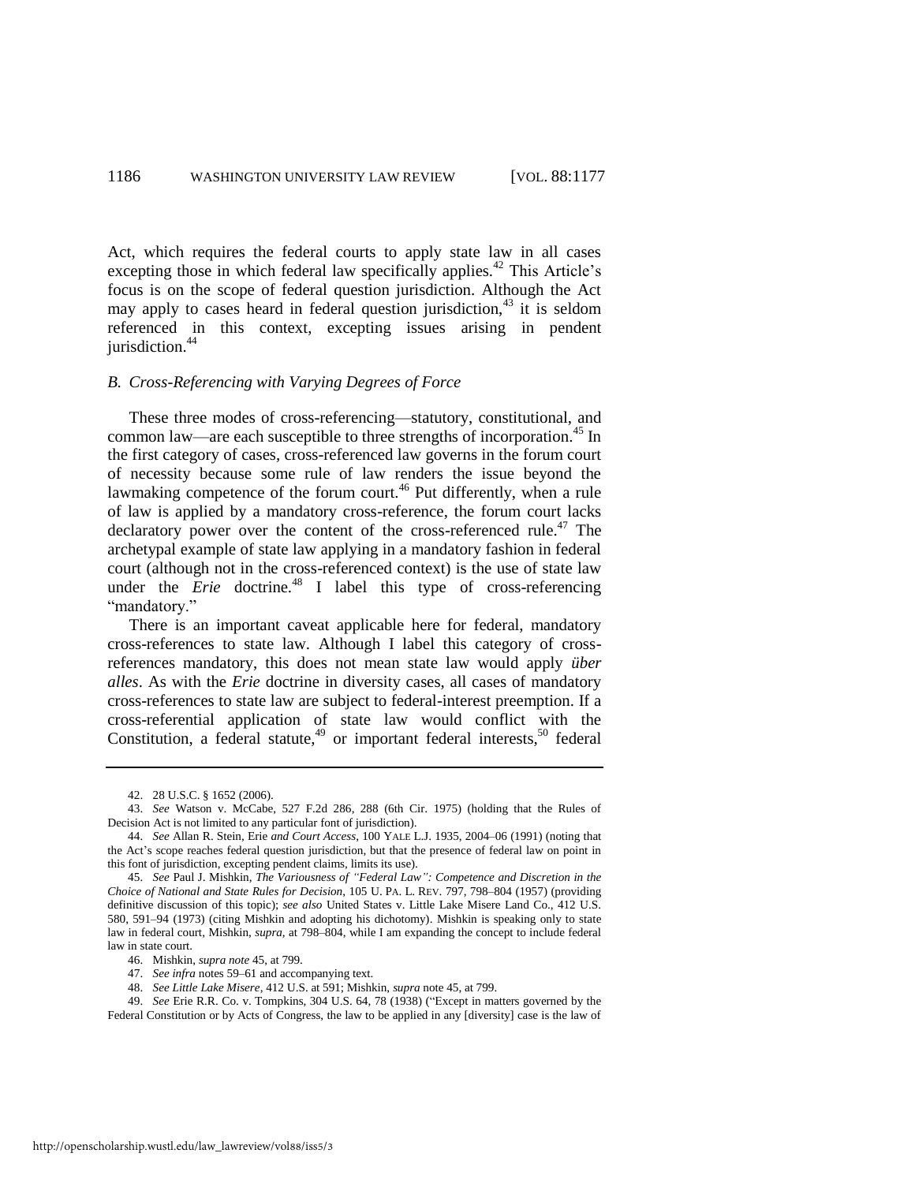Act, which requires the federal courts to apply state law in all cases excepting those in which federal law specifically applies.[42] This Article's focus is on the scope of federal question jurisdiction. Although the Act may apply to cases heard in federal question jurisdiction,[43] it is seldom referenced in this context, excepting issues arising in pendent jurisdiction.[44]

### *B. Cross-Referencing with Varying Degrees of Force*

These three modes of cross-referencing—statutory, constitutional, and common law—are each susceptible to three strengths of incorporation.[45] In the first category of cases, cross-referenced law governs in the forum court of necessity because some rule of law renders the issue beyond the lawmaking competence of the forum court.[46] Put differently, when a rule of law is applied by a mandatory cross-reference, the forum court lacks declaratory power over the content of the cross-referenced rule.[47] The archetypal example of state law applying in a mandatory fashion in federal court (although not in the cross-referenced context) is the use of state law under the *Erie* doctrine.[48] I label this type of cross-referencing "mandatory."

There is an important caveat applicable here for federal, mandatory cross-references to state law. Although I label this category of cross-references mandatory, this does not mean state law would apply *über alles*. As with the *Erie* doctrine in diversity cases, all cases of mandatory cross-references to state law are subject to federal-interest preemption. If a cross-referential application of state law would conflict with the Constitution, a federal statute,[49] or important federal interests,[50] federal

---

42. 28 U.S.C. § 1652 (2006).

43. *See* Watson v. McCabe, 527 F.2d 286, 288 (6th Cir. 1975) (holding that the Rules of Decision Act is not limited to any particular font of jurisdiction).

44. *See* Allan R. Stein, Erie *and Court Access*, 100 YALE L.J. 1935, 2004–06 (1991) (noting that the Act's scope reaches federal question jurisdiction, but that the presence of federal law on point in this font of jurisdiction, excepting pendent claims, limits its use).

45. *See* Paul J. Mishkin, *The Variousness of "Federal Law": Competence and Discretion in the Choice of National and State Rules for Decision*, 105 U. PA. L. REV. 797, 798–804 (1957) (providing definitive discussion of this topic); *see also* United States v. Little Lake Misere Land Co., 412 U.S. 580, 591–94 (1973) (citing Mishkin and adopting his dichotomy). Mishkin is speaking only to state law in federal court, Mishkin, *supra*, at 798–804, while I am expanding the concept to include federal law in state court.

46. Mishkin, *supra note* 45, at 799.

47. *See infra* notes 59–61 and accompanying text.

48. *See Little Lake Misere*, 412 U.S. at 591; Mishkin, *supra* note 45, at 799.

49. *See* Erie R.R. Co. v. Tompkins, 304 U.S. 64, 78 (1938) ("Except in matters governed by the Federal Constitution or by Acts of Congress, the law to be applied in any [diversity] case is the law of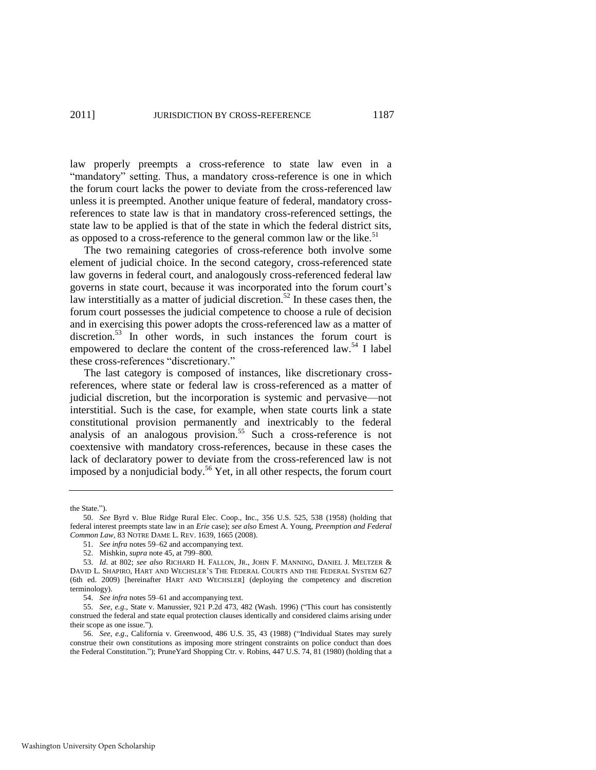law properly preempts a cross-reference to state law even in a "mandatory" setting. Thus, a mandatory cross-reference is one in which the forum court lacks the power to deviate from the cross-referenced law unless it is preempted. Another unique feature of federal, mandatory cross-references to state law is that in mandatory cross-referenced settings, the state law to be applied is that of the state in which the federal district sits, as opposed to a cross-reference to the general common law or the like.[51]

The two remaining categories of cross-reference both involve some element of judicial choice. In the second category, cross-referenced state law governs in federal court, and analogously cross-referenced federal law governs in state court, because it was incorporated into the forum court's law interstitially as a matter of judicial discretion.[52] In these cases then, the forum court possesses the judicial competence to choose a rule of decision and in exercising this power adopts the cross-referenced law as a matter of discretion.[53] In other words, in such instances the forum court is empowered to declare the content of the cross-referenced law.[54] I label these cross-references "discretionary."

The last category is composed of instances, like discretionary cross-references, where state or federal law is cross-referenced as a matter of judicial discretion, but the incorporation is systemic and pervasive—not interstitial. Such is the case, for example, when state courts link a state constitutional provision permanently and inextricably to the federal analysis of an analogous provision.[55] Such a cross-reference is not coextensive with mandatory cross-references, because in these cases the lack of declaratory power to deviate from the cross-referenced law is not imposed by a nonjudicial body.[56] Yet, in all other respects, the forum court

---

the State.").

50. *See* Byrd v. Blue Ridge Rural Elec. Coop., Inc., 356 U.S. 525, 538 (1958) (holding that federal interest preempts state law in an *Erie* case); *see also* Ernest A. Young, *Preemption and Federal Common Law*, 83 NOTRE DAME L. REV. 1639, 1665 (2008).

51. *See infra* notes 59–62 and accompanying text.

52. Mishkin, *supra* note 45, at 799–800.

53. *Id*. at 802; *see also* RICHARD H. FALLON, JR., JOHN F. MANNING, DANIEL J. MELTZER & DAVID L. SHAPIRO, HART AND WECHSLER'S THE FEDERAL COURTS AND THE FEDERAL SYSTEM 627 (6th ed. 2009) [hereinafter HART AND WECHSLER] (deploying the competency and discretion terminology).

54. *See infra* notes 59–61 and accompanying text.

55. *See, e.g.*, State v. Manussier, 921 P.2d 473, 482 (Wash. 1996) ("This court has consistently construed the federal and state equal protection clauses identically and considered claims arising under their scope as one issue.").

56. *See, e.g.*, California v. Greenwood, 486 U.S. 35, 43 (1988) ("Individual States may surely construe their own constitutions as imposing more stringent constraints on police conduct than does the Federal Constitution."); PruneYard Shopping Ctr. v. Robins, 447 U.S. 74, 81 (1980) (holding that a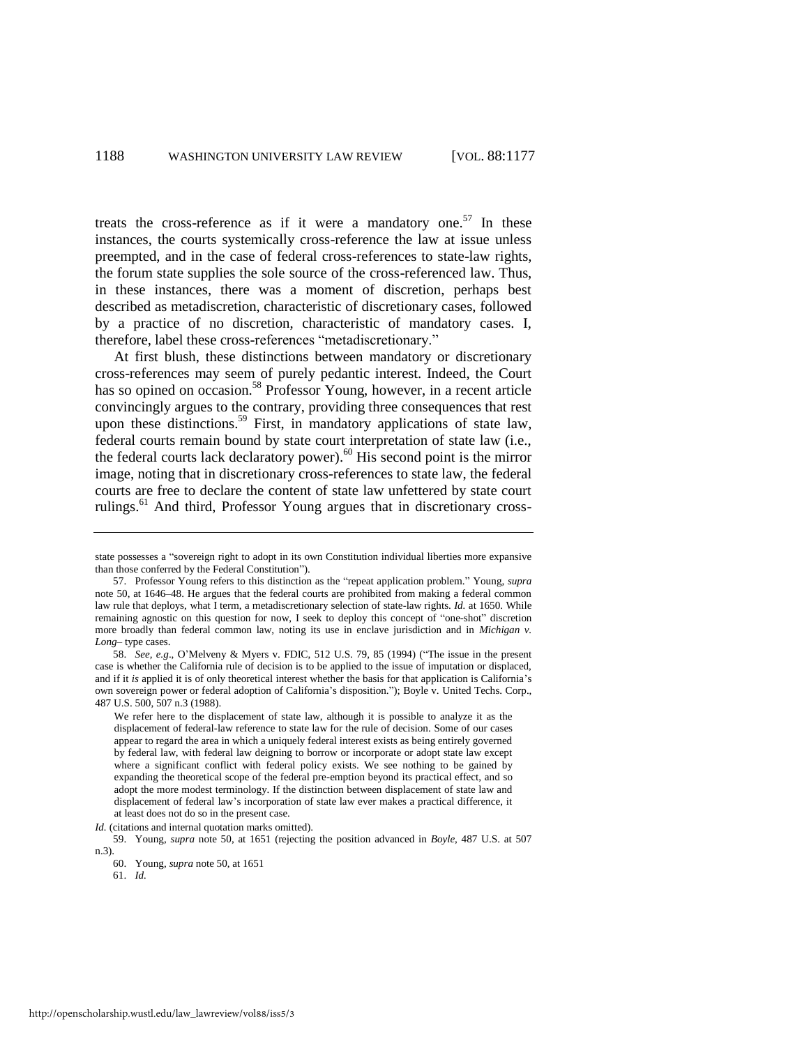treats the cross-reference as if it were a mandatory one.[57] In these instances, the courts systemically cross-reference the law at issue unless preempted, and in the case of federal cross-references to state-law rights, the forum state supplies the sole source of the cross-referenced law. Thus, in these instances, there was a moment of discretion, perhaps best described as metadiscretion, characteristic of discretionary cases, followed by a practice of no discretion, characteristic of mandatory cases. I, therefore, label these cross-references "metadiscretionary."

At first blush, these distinctions between mandatory or discretionary cross-references may seem of purely pedantic interest. Indeed, the Court has so opined on occasion.[58] Professor Young, however, in a recent article convincingly argues to the contrary, providing three consequences that rest upon these distinctions.[59] First, in mandatory applications of state law, federal courts remain bound by state court interpretation of state law (i.e., the federal courts lack declaratory power).[60] His second point is the mirror image, noting that in discretionary cross-references to state law, the federal courts are free to declare the content of state law unfettered by state court rulings.[61] And third, Professor Young argues that in discretionary cross-

---

state possesses a "sovereign right to adopt in its own Constitution individual liberties more expansive than those conferred by the Federal Constitution").

57. Professor Young refers to this distinction as the "repeat application problem." Young, *supra* note 50, at 1646–48. He argues that the federal courts are prohibited from making a federal common law rule that deploys, what I term, a metadiscretionary selection of state-law rights. *Id.* at 1650. While remaining agnostic on this question for now, I seek to deploy this concept of "one-shot" discretion more broadly than federal common law, noting its use in enclave jurisdiction and in *Michigan v. Long*– type cases.

58. *See, e.g.*, O'Melveny & Myers v. FDIC, 512 U.S. 79, 85 (1994) ("The issue in the present case is whether the California rule of decision is to be applied to the issue of imputation or displaced, and if it *is* applied it is of only theoretical interest whether the basis for that application is California's own sovereign power or federal adoption of California's disposition."); Boyle v. United Techs. Corp., 487 U.S. 500, 507 n.3 (1988).

> We refer here to the displacement of state law, although it is possible to analyze it as the displacement of federal-law reference to state law for the rule of decision. Some of our cases appear to regard the area in which a uniquely federal interest exists as being entirely governed by federal law, with federal law deigning to borrow or incorporate or adopt state law except where a significant conflict with federal policy exists. We see nothing to be gained by expanding the theoretical scope of the federal pre-emption beyond its practical effect, and so adopt the more modest terminology. If the distinction between displacement of state law and displacement of federal law's incorporation of state law ever makes a practical difference, it at least does not do so in the present case.

*Id.* (citations and internal quotation marks omitted).

59. Young, *supra* note 50, at 1651 (rejecting the position advanced in *Boyle*, 487 U.S. at 507 n.3).

60. Young, *supra* note 50, at 1651

61. *Id.*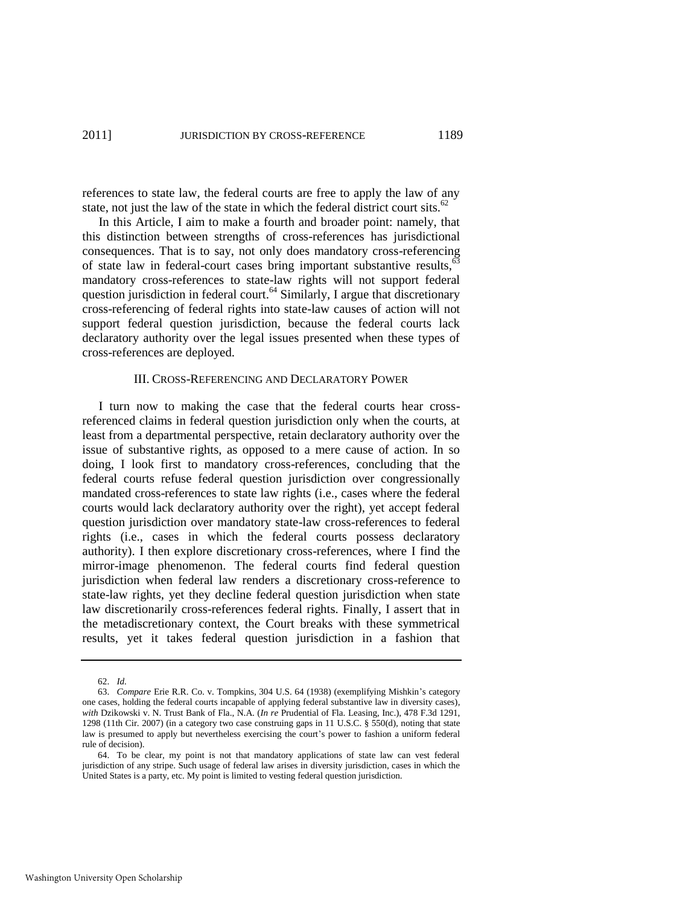references to state law, the federal courts are free to apply the law of any state, not just the law of the state in which the federal district court sits.[62]

In this Article, I aim to make a fourth and broader point: namely, that this distinction between strengths of cross-references has jurisdictional consequences. That is to say, not only does mandatory cross-referencing of state law in federal-court cases bring important substantive results,[63] mandatory cross-references to state-law rights will not support federal question jurisdiction in federal court.[64] Similarly, I argue that discretionary cross-referencing of federal rights into state-law causes of action will not support federal question jurisdiction, because the federal courts lack declaratory authority over the legal issues presented when these types of cross-references are deployed.

## III. Cross-Referencing and Declaratory Power

I turn now to making the case that the federal courts hear cross-referenced claims in federal question jurisdiction only when the courts, at least from a departmental perspective, retain declaratory authority over the issue of substantive rights, as opposed to a mere cause of action. In so doing, I look first to mandatory cross-references, concluding that the federal courts refuse federal question jurisdiction over congressionally mandated cross-references to state law rights (i.e., cases where the federal courts would lack declaratory authority over the right), yet accept federal question jurisdiction over mandatory state-law cross-references to federal rights (i.e., cases in which the federal courts possess declaratory authority). I then explore discretionary cross-references, where I find the mirror-image phenomenon. The federal courts find federal question jurisdiction when federal law renders a discretionary cross-reference to state-law rights, yet they decline federal question jurisdiction when state law discretionarily cross-references federal rights. Finally, I assert that in the metadiscretionary context, the Court breaks with these symmetrical results, yet it takes federal question jurisdiction in a fashion that

---

62. *Id.*

63. *Compare* Erie R.R. Co. v. Tompkins, 304 U.S. 64 (1938) (exemplifying Mishkin's category one cases, holding the federal courts incapable of applying federal substantive law in diversity cases), *with* Dzikowski v. N. Trust Bank of Fla., N.A. (*In re* Prudential of Fla. Leasing, Inc.), 478 F.3d 1291, 1298 (11th Cir. 2007) (in a category two case construing gaps in 11 U.S.C. § 550(d), noting that state law is presumed to apply but nevertheless exercising the court's power to fashion a uniform federal rule of decision).

64. To be clear, my point is not that mandatory applications of state law can vest federal jurisdiction of any stripe. Such usage of federal law arises in diversity jurisdiction, cases in which the United States is a party, etc. My point is limited to vesting federal question jurisdiction.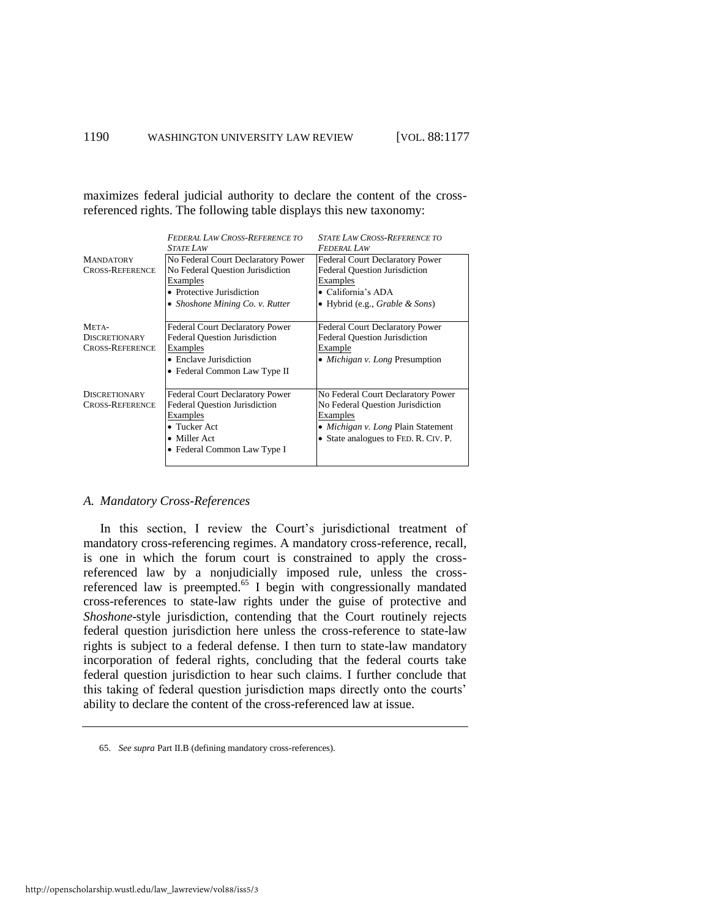maximizes federal judicial authority to declare the content of the cross-referenced rights. The following table displays this new taxonomy:

| | *Federal Law Cross-Reference to State Law* | *State Law Cross-Reference to Federal Law* |
|---|---|---|
| Mandatory Cross-Reference | No Federal Court Declaratory Power<br>No Federal Question Jurisdiction<br>Examples<br>• Protective Jurisdiction<br>• *Shoshone Mining Co. v. Rutter* | Federal Court Declaratory Power<br>Federal Question Jurisdiction<br>Examples<br>• California's ADA<br>• Hybrid (e.g., *Grable & Sons*) |
| Meta-Discretionary Cross-Reference | Federal Court Declaratory Power<br>Federal Question Jurisdiction<br>Examples<br>• Enclave Jurisdiction<br>• Federal Common Law Type II | Federal Court Declaratory Power<br>Federal Question Jurisdiction<br>Example<br>• *Michigan v. Long* Presumption |
| Discretionary Cross-Reference | Federal Court Declaratory Power<br>Federal Question Jurisdiction<br>Examples<br>• Tucker Act<br>• Miller Act<br>• Federal Common Law Type I | No Federal Court Declaratory Power<br>No Federal Question Jurisdiction<br>Examples<br>• *Michigan v. Long* Plain Statement<br>• State analogues to Fed. R. Civ. P. |

### A. *Mandatory Cross-References*

In this section, I review the Court's jurisdictional treatment of mandatory cross-referencing regimes. A mandatory cross-reference, recall, is one in which the forum court is constrained to apply the cross-referenced law by a nonjudicially imposed rule, unless the cross-referenced law is preempted.[65] I begin with congressionally mandated cross-references to state-law rights under the guise of protective and *Shoshone*-style jurisdiction, contending that the Court routinely rejects federal question jurisdiction here unless the cross-reference to state-law rights is subject to a federal defense. I then turn to state-law mandatory incorporation of federal rights, concluding that the federal courts take federal question jurisdiction to hear such claims. I further conclude that this taking of federal question jurisdiction maps directly onto the courts' ability to declare the content of the cross-referenced law at issue.

65. *See supra* Part II.B (defining mandatory cross-references).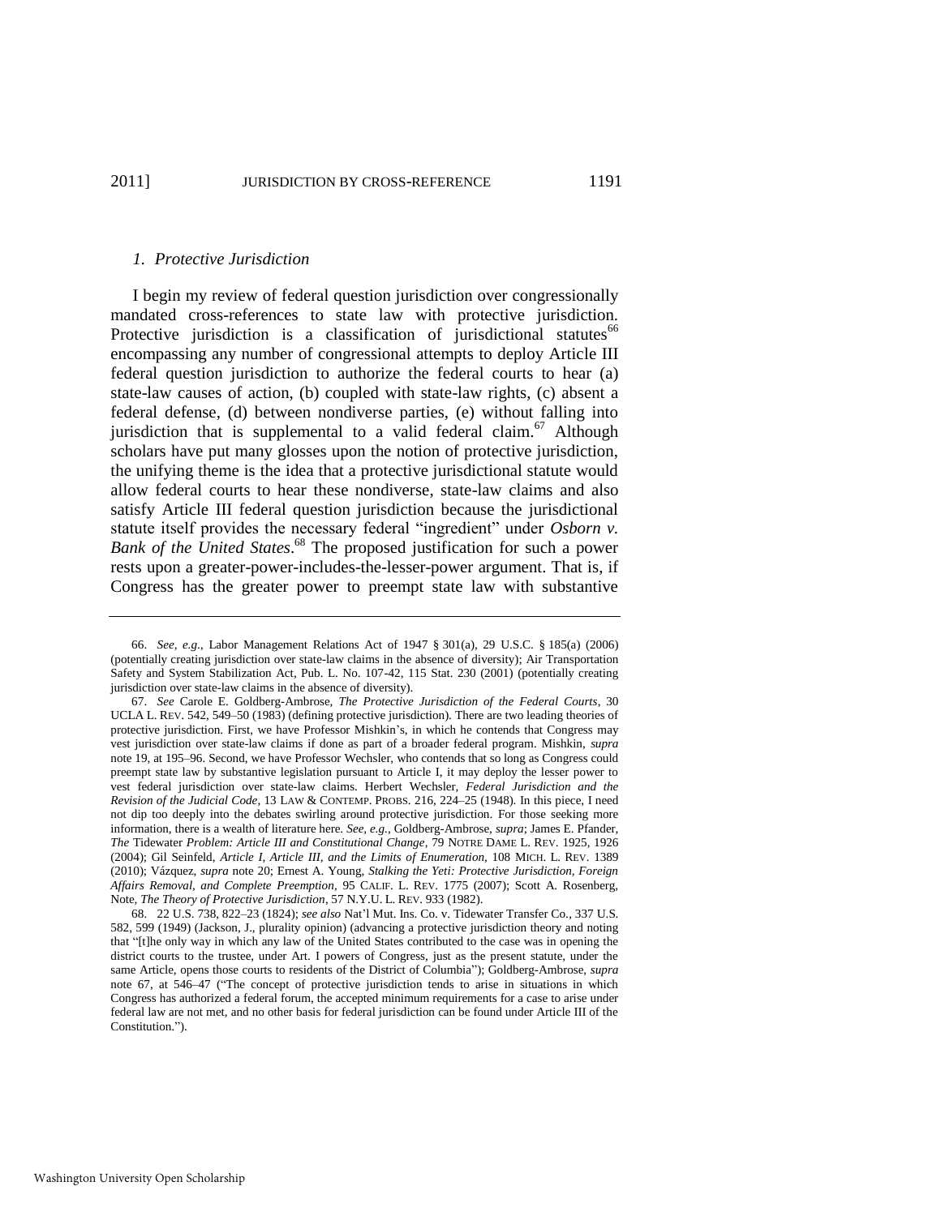### *1. Protective Jurisdiction*

I begin my review of federal question jurisdiction over congressionally mandated cross-references to state law with protective jurisdiction. Protective jurisdiction is a classification of jurisdictional statutes[66] encompassing any number of congressional attempts to deploy Article III federal question jurisdiction to authorize the federal courts to hear (a) state-law causes of action, (b) coupled with state-law rights, (c) absent a federal defense, (d) between nondiverse parties, (e) without falling into jurisdiction that is supplemental to a valid federal claim.[67] Although scholars have put many glosses upon the notion of protective jurisdiction, the unifying theme is the idea that a protective jurisdictional statute would allow federal courts to hear these nondiverse, state-law claims and also satisfy Article III federal question jurisdiction because the jurisdictional statute itself provides the necessary federal "ingredient" under *Osborn v. Bank of the United States*.[68] The proposed justification for such a power rests upon a greater-power-includes-the-lesser-power argument. That is, if Congress has the greater power to preempt state law with substantive

---

66. *See, e.g.*, Labor Management Relations Act of 1947 § 301(a), 29 U.S.C. § 185(a) (2006) (potentially creating jurisdiction over state-law claims in the absence of diversity); Air Transportation Safety and System Stabilization Act, Pub. L. No. 107-42, 115 Stat. 230 (2001) (potentially creating jurisdiction over state-law claims in the absence of diversity).

67. *See* Carole E. Goldberg-Ambrose, *The Protective Jurisdiction of the Federal Courts*, 30 UCLA L. REV. 542, 549–50 (1983) (defining protective jurisdiction). There are two leading theories of protective jurisdiction. First, we have Professor Mishkin's, in which he contends that Congress may vest jurisdiction over state-law claims if done as part of a broader federal program. Mishkin, *supra* note 19, at 195–96. Second, we have Professor Wechsler, who contends that so long as Congress could preempt state law by substantive legislation pursuant to Article I, it may deploy the lesser power to vest federal jurisdiction over state-law claims. Herbert Wechsler, *Federal Jurisdiction and the Revision of the Judicial Code*, 13 LAW & CONTEMP. PROBS. 216, 224–25 (1948). In this piece, I need not dip too deeply into the debates swirling around protective jurisdiction. For those seeking more information, there is a wealth of literature here. *See, e.g.*, Goldberg-Ambrose, *supra*; James E. Pfander, *The* Tidewater *Problem: Article III and Constitutional Change*, 79 NOTRE DAME L. REV. 1925, 1926 (2004); Gil Seinfeld, *Article I, Article III, and the Limits of Enumeration*, 108 MICH. L. REV. 1389 (2010); Vázquez, *supra* note 20; Ernest A. Young, *Stalking the Yeti: Protective Jurisdiction, Foreign Affairs Removal, and Complete Preemption*, 95 CALIF. L. REV. 1775 (2007); Scott A. Rosenberg, Note, *The Theory of Protective Jurisdiction*, 57 N.Y.U. L. REV. 933 (1982).

68. 22 U.S. 738, 822–23 (1824); *see also* Nat'l Mut. Ins. Co. v. Tidewater Transfer Co., 337 U.S. 582, 599 (1949) (Jackson, J., plurality opinion) (advancing a protective jurisdiction theory and noting that "[t]he only way in which any law of the United States contributed to the case was in opening the district courts to the trustee, under Art. I powers of Congress, just as the present statute, under the same Article, opens those courts to residents of the District of Columbia"); Goldberg-Ambrose, *supra* note 67, at 546–47 ("The concept of protective jurisdiction tends to arise in situations in which Congress has authorized a federal forum, the accepted minimum requirements for a case to arise under federal law are not met, and no other basis for federal jurisdiction can be found under Article III of the Constitution.").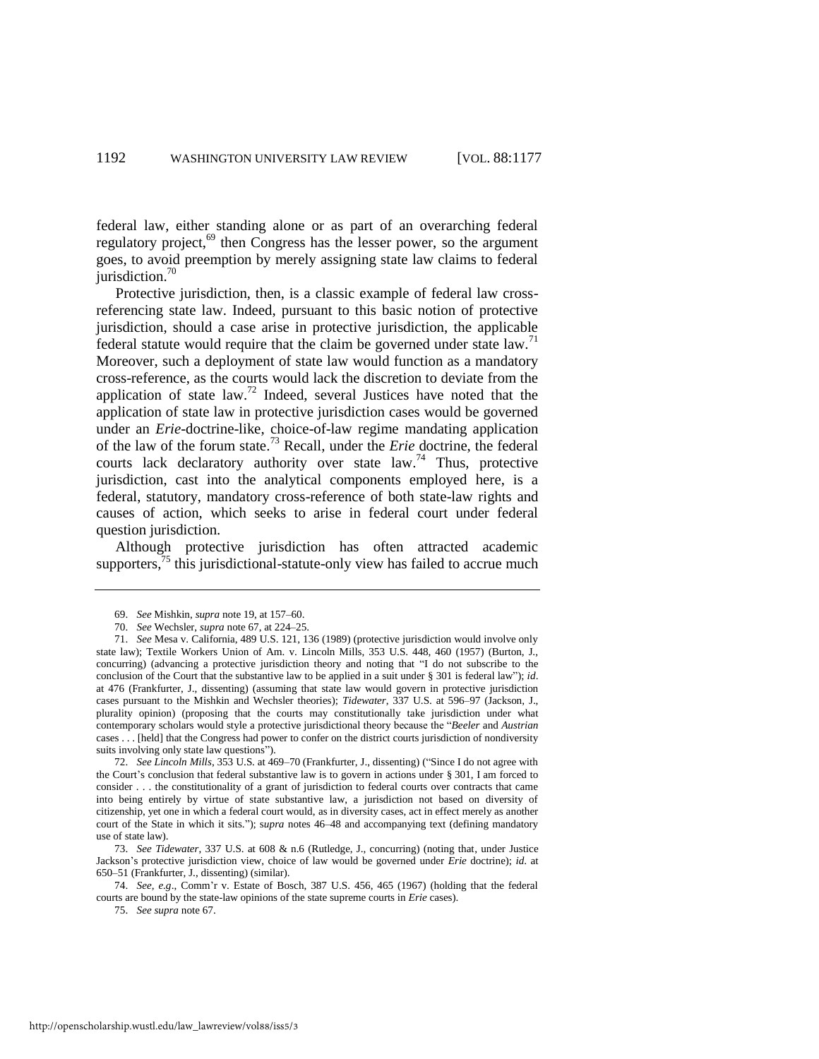federal law, either standing alone or as part of an overarching federal regulatory project,[69] then Congress has the lesser power, so the argument goes, to avoid preemption by merely assigning state law claims to federal jurisdiction.[70]

Protective jurisdiction, then, is a classic example of federal law cross-referencing state law. Indeed, pursuant to this basic notion of protective jurisdiction, should a case arise in protective jurisdiction, the applicable federal statute would require that the claim be governed under state law.[71] Moreover, such a deployment of state law would function as a mandatory cross-reference, as the courts would lack the discretion to deviate from the application of state law.[72] Indeed, several Justices have noted that the application of state law in protective jurisdiction cases would be governed under an *Erie*-doctrine-like, choice-of-law regime mandating application of the law of the forum state.[73] Recall, under the *Erie* doctrine, the federal courts lack declaratory authority over state law.[74] Thus, protective jurisdiction, cast into the analytical components employed here, is a federal, statutory, mandatory cross-reference of both state-law rights and causes of action, which seeks to arise in federal court under federal question jurisdiction.

Although protective jurisdiction has often attracted academic supporters,[75] this jurisdictional-statute-only view has failed to accrue much

---

69. *See* Mishkin, *supra* note 19, at 157–60.

70. *See* Wechsler, *supra* note 67, at 224–25.

71. *See* Mesa v. California, 489 U.S. 121, 136 (1989) (protective jurisdiction would involve only state law); Textile Workers Union of Am. v. Lincoln Mills, 353 U.S. 448, 460 (1957) (Burton, J., concurring) (advancing a protective jurisdiction theory and noting that "I do not subscribe to the conclusion of the Court that the substantive law to be applied in a suit under § 301 is federal law"); *id*. at 476 (Frankfurter, J., dissenting) (assuming that state law would govern in protective jurisdiction cases pursuant to the Mishkin and Wechsler theories); *Tidewater*, 337 U.S. at 596–97 (Jackson, J., plurality opinion) (proposing that the courts may constitutionally take jurisdiction under what contemporary scholars would style a protective jurisdictional theory because the "*Beeler* and *Austrian* cases . . . [held] that the Congress had power to confer on the district courts jurisdiction of nondiversity suits involving only state law questions").

72. *See Lincoln Mills*, 353 U.S. at 469–70 (Frankfurter, J., dissenting) ("Since I do not agree with the Court's conclusion that federal substantive law is to govern in actions under § 301, I am forced to consider . . . the constitutionality of a grant of jurisdiction to federal courts over contracts that came into being entirely by virtue of state substantive law, a jurisdiction not based on diversity of citizenship, yet one in which a federal court would, as in diversity cases, act in effect merely as another court of the State in which it sits."); *supra* notes 46–48 and accompanying text (defining mandatory use of state law).

73. *See Tidewater*, 337 U.S. at 608 & n.6 (Rutledge, J., concurring) (noting that, under Justice Jackson's protective jurisdiction view, choice of law would be governed under *Erie* doctrine); *id*. at 650–51 (Frankfurter, J., dissenting) (similar).

74. *See, e.g*., Comm'r v. Estate of Bosch, 387 U.S. 456, 465 (1967) (holding that the federal courts are bound by the state-law opinions of the state supreme courts in *Erie* cases).

75. *See supra* note 67.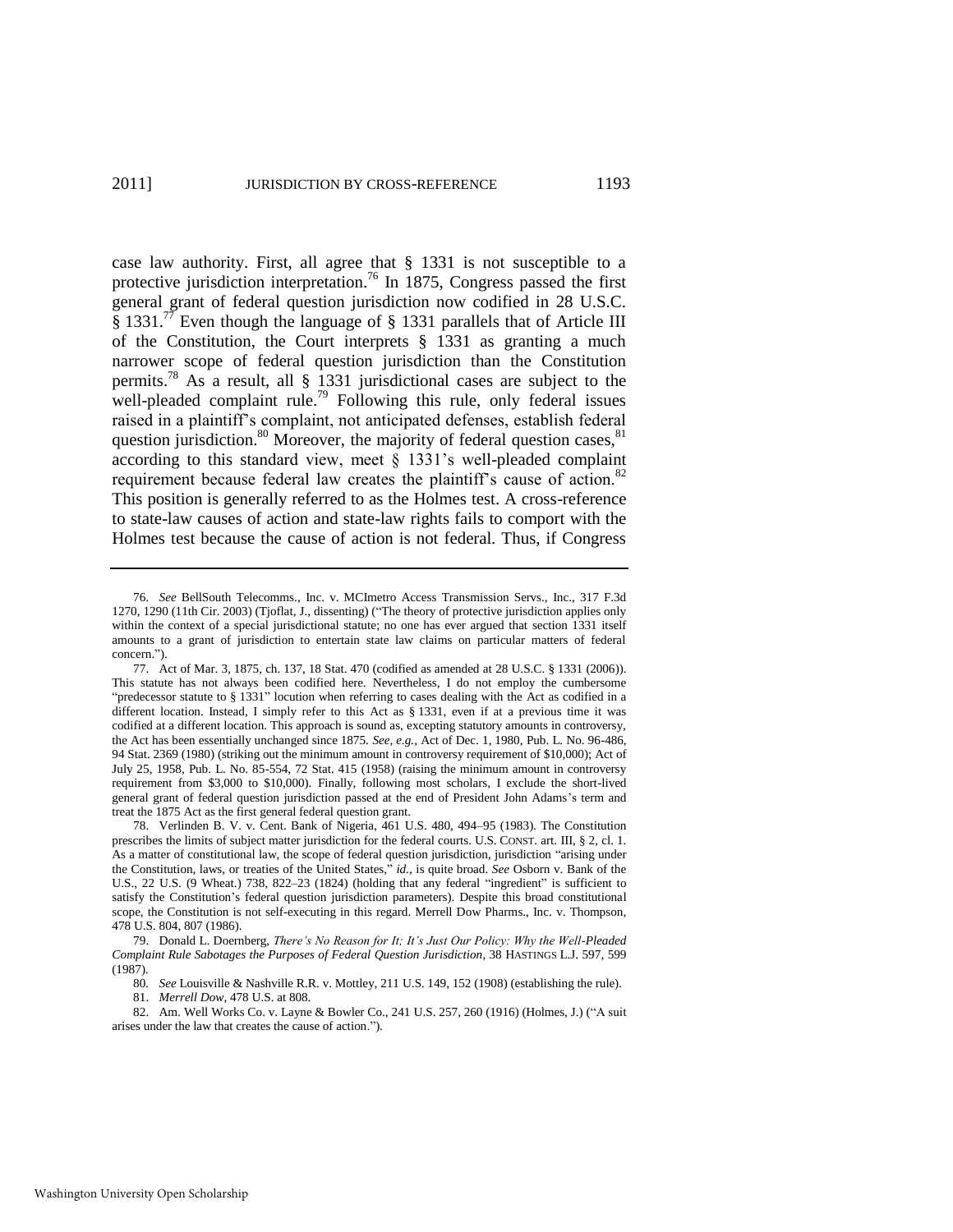case law authority. First, all agree that § 1331 is not susceptible to a protective jurisdiction interpretation.[76] In 1875, Congress passed the first general grant of federal question jurisdiction now codified in 28 U.S.C. § 1331.[77] Even though the language of § 1331 parallels that of Article III of the Constitution, the Court interprets § 1331 as granting a much narrower scope of federal question jurisdiction than the Constitution permits.[78] As a result, all § 1331 jurisdictional cases are subject to the well-pleaded complaint rule.[79] Following this rule, only federal issues raised in a plaintiff's complaint, not anticipated defenses, establish federal question jurisdiction.[80] Moreover, the majority of federal question cases,[81] according to this standard view, meet § 1331's well-pleaded complaint requirement because federal law creates the plaintiff's cause of action.[82] This position is generally referred to as the Holmes test. A cross-reference to state-law causes of action and state-law rights fails to comport with the Holmes test because the cause of action is not federal. Thus, if Congress

---

76. *See* BellSouth Telecomms., Inc. v. MCImetro Access Transmission Servs., Inc., 317 F.3d 1270, 1290 (11th Cir. 2003) (Tjoflat, J., dissenting) ("The theory of protective jurisdiction applies only within the context of a special jurisdictional statute; no one has ever argued that section 1331 itself amounts to a grant of jurisdiction to entertain state law claims on particular matters of federal concern.").

77. Act of Mar. 3, 1875, ch. 137, 18 Stat. 470 (codified as amended at 28 U.S.C. § 1331 (2006)). This statute has not always been codified here. Nevertheless, I do not employ the cumbersome "predecessor statute to § 1331" locution when referring to cases dealing with the Act as codified in a different location. Instead, I simply refer to this Act as § 1331, even if at a previous time it was codified at a different location. This approach is sound as, excepting statutory amounts in controversy, the Act has been essentially unchanged since 1875. *See, e.g.*, Act of Dec. 1, 1980, Pub. L. No. 96-486, 94 Stat. 2369 (1980) (striking out the minimum amount in controversy requirement of $10,000); Act of July 25, 1958, Pub. L. No. 85-554, 72 Stat. 415 (1958) (raising the minimum amount in controversy requirement from $3,000 to $10,000). Finally, following most scholars, I exclude the short-lived general grant of federal question jurisdiction passed at the end of President John Adams's term and treat the 1875 Act as the first general federal question grant.

78. Verlinden B. V. v. Cent. Bank of Nigeria, 461 U.S. 480, 494–95 (1983). The Constitution prescribes the limits of subject matter jurisdiction for the federal courts. U.S. CONST. art. III, § 2, cl. 1. As a matter of constitutional law, the scope of federal question jurisdiction, jurisdiction "arising under the Constitution, laws, or treaties of the United States," *id.*, is quite broad. *See* Osborn v. Bank of the U.S., 22 U.S. (9 Wheat.) 738, 822–23 (1824) (holding that any federal "ingredient" is sufficient to satisfy the Constitution's federal question jurisdiction parameters). Despite this broad constitutional scope, the Constitution is not self-executing in this regard. Merrell Dow Pharms., Inc. v. Thompson, 478 U.S. 804, 807 (1986).

79. Donald L. Doernberg, *There's No Reason for It; It's Just Our Policy: Why the Well-Pleaded Complaint Rule Sabotages the Purposes of Federal Question Jurisdiction*, 38 HASTINGS L.J. 597, 599 (1987).

80. *See* Louisville & Nashville R.R. v. Mottley, 211 U.S. 149, 152 (1908) (establishing the rule).

81. *Merrell Dow*, 478 U.S. at 808.

82. Am. Well Works Co. v. Layne & Bowler Co., 241 U.S. 257, 260 (1916) (Holmes, J.) ("A suit arises under the law that creates the cause of action.").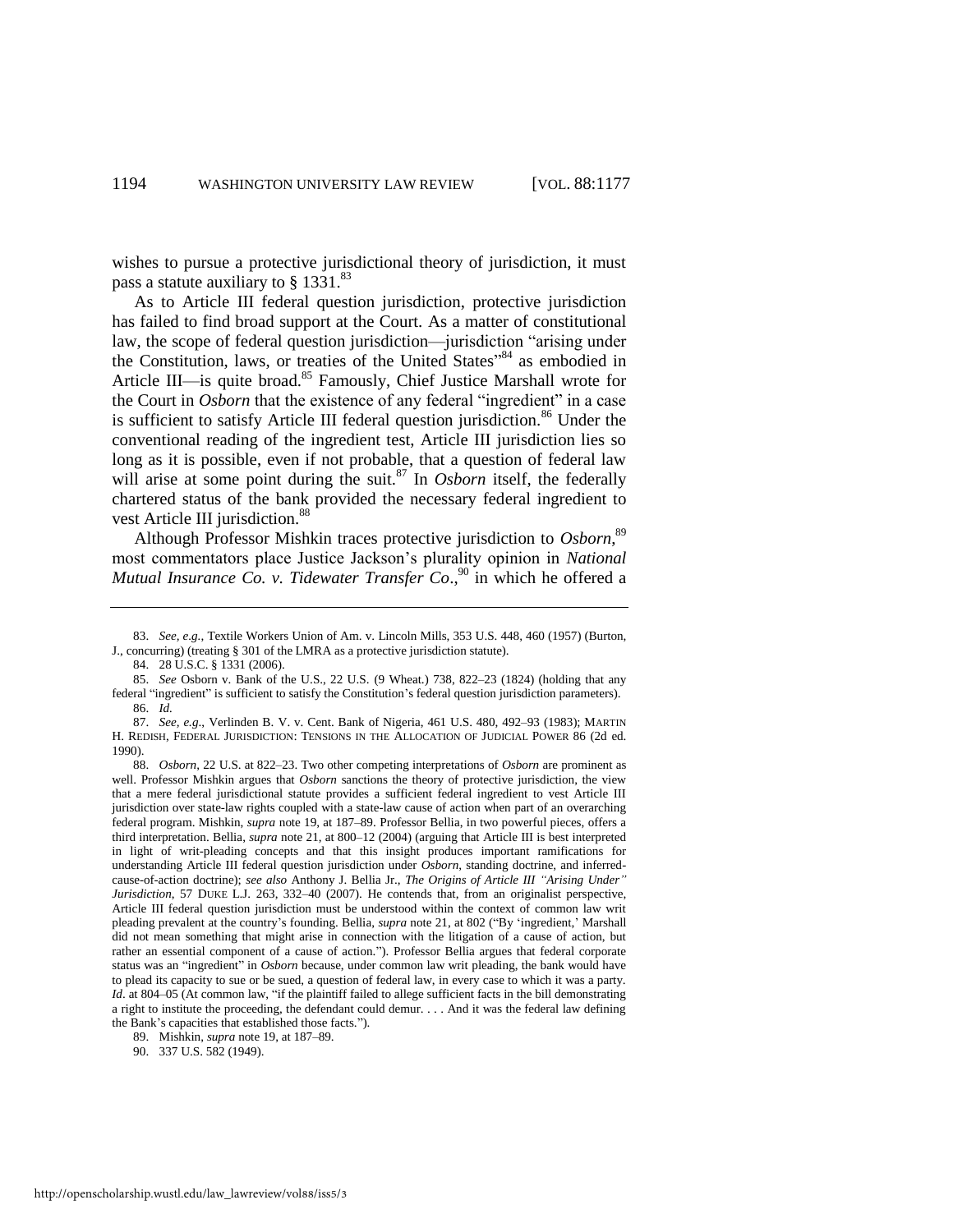wishes to pursue a protective jurisdictional theory of jurisdiction, it must pass a statute auxiliary to § 1331.[83]

As to Article III federal question jurisdiction, protective jurisdiction has failed to find broad support at the Court. As a matter of constitutional law, the scope of federal question jurisdiction—jurisdiction "arising under the Constitution, laws, or treaties of the United States"[84] as embodied in Article III—is quite broad.[85] Famously, Chief Justice Marshall wrote for the Court in *Osborn* that the existence of any federal "ingredient" in a case is sufficient to satisfy Article III federal question jurisdiction.[86] Under the conventional reading of the ingredient test, Article III jurisdiction lies so long as it is possible, even if not probable, that a question of federal law will arise at some point during the suit.[87] In *Osborn* itself, the federally chartered status of the bank provided the necessary federal ingredient to vest Article III jurisdiction.[88]

Although Professor Mishkin traces protective jurisdiction to *Osborn*,[89] most commentators place Justice Jackson's plurality opinion in *National Mutual Insurance Co. v. Tidewater Transfer Co*.,[90] in which he offered a

---

83. *See, e.g.*, Textile Workers Union of Am. v. Lincoln Mills, 353 U.S. 448, 460 (1957) (Burton, J., concurring) (treating § 301 of the LMRA as a protective jurisdiction statute).

84. 28 U.S.C. § 1331 (2006).

85. *See* Osborn v. Bank of the U.S., 22 U.S. (9 Wheat.) 738, 822–23 (1824) (holding that any federal "ingredient" is sufficient to satisfy the Constitution's federal question jurisdiction parameters).

86. *Id.*

87. *See, e.g.*, Verlinden B. V. v. Cent. Bank of Nigeria, 461 U.S. 480, 492–93 (1983); MARTIN H. REDISH, FEDERAL JURISDICTION: TENSIONS IN THE ALLOCATION OF JUDICIAL POWER 86 (2d ed. 1990).

88. *Osborn*, 22 U.S. at 822–23. Two other competing interpretations of *Osborn* are prominent as well. Professor Mishkin argues that *Osborn* sanctions the theory of protective jurisdiction, the view that a mere federal jurisdictional statute provides a sufficient federal ingredient to vest Article III jurisdiction over state-law rights coupled with a state-law cause of action when part of an overarching federal program. Mishkin, *supra* note 19, at 187–89. Professor Bellia, in two powerful pieces, offers a third interpretation. Bellia, *supra* note 21, at 800–12 (2004) (arguing that Article III is best interpreted in light of writ-pleading concepts and that this insight produces important ramifications for understanding Article III federal question jurisdiction under *Osborn*, standing doctrine, and inferred-cause-of-action doctrine); *see also* Anthony J. Bellia Jr., *The Origins of Article III "Arising Under" Jurisdiction*, 57 DUKE L.J. 263, 332–40 (2007). He contends that, from an originalist perspective, Article III federal question jurisdiction must be understood within the context of common law writ pleading prevalent at the country's founding. Bellia, *supra* note 21, at 802 ("By 'ingredient,' Marshall did not mean something that might arise in connection with the litigation of a cause of action, but rather an essential component of a cause of action."). Professor Bellia argues that federal corporate status was an "ingredient" in *Osborn* because, under common law writ pleading, the bank would have to plead its capacity to sue or be sued, a question of federal law, in every case to which it was a party. *Id*. at 804–05 (At common law, "if the plaintiff failed to allege sufficient facts in the bill demonstrating a right to institute the proceeding, the defendant could demur. . . . And it was the federal law defining the Bank's capacities that established those facts.").

89. Mishkin, *supra* note 19, at 187–89.

90. 337 U.S. 582 (1949).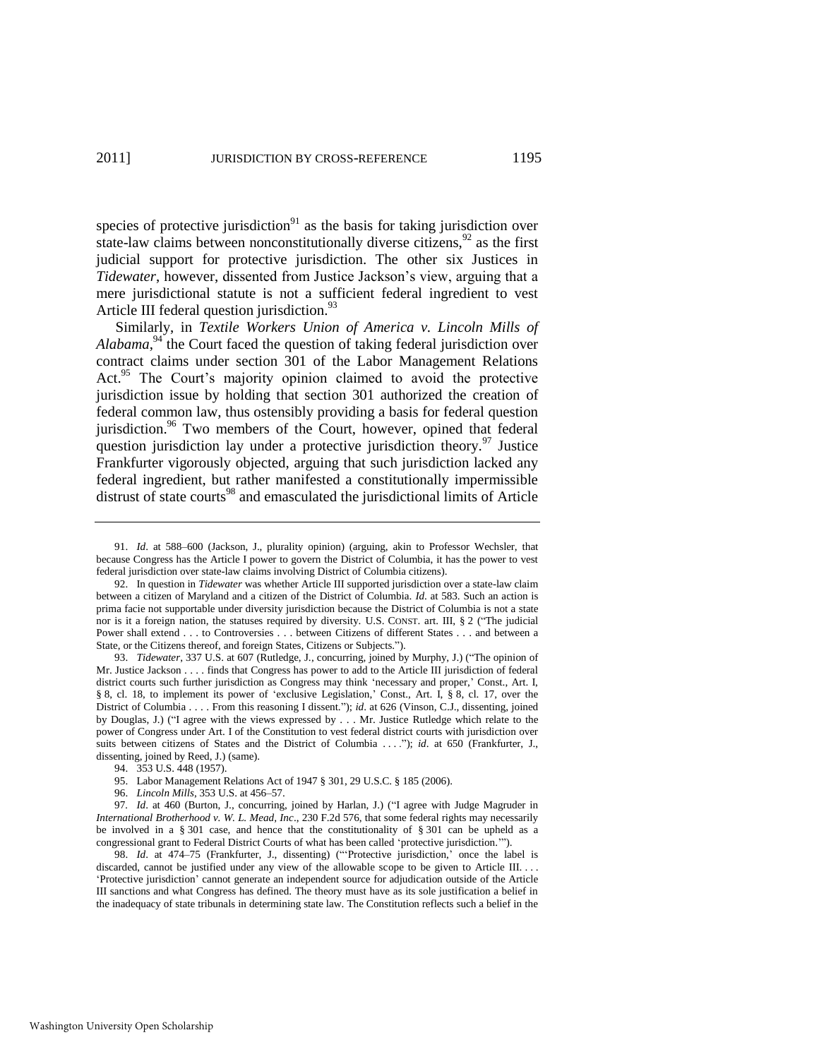species of protective jurisdiction[91] as the basis for taking jurisdiction over state-law claims between nonconstitutionally diverse citizens,[92] as the first judicial support for protective jurisdiction. The other six Justices in *Tidewater*, however, dissented from Justice Jackson's view, arguing that a mere jurisdictional statute is not a sufficient federal ingredient to vest Article III federal question jurisdiction.[93]

Similarly, in *Textile Workers Union of America v. Lincoln Mills of Alabama*,[94] the Court faced the question of taking federal jurisdiction over contract claims under section 301 of the Labor Management Relations Act.[95] The Court's majority opinion claimed to avoid the protective jurisdiction issue by holding that section 301 authorized the creation of federal common law, thus ostensibly providing a basis for federal question jurisdiction.[96] Two members of the Court, however, opined that federal question jurisdiction lay under a protective jurisdiction theory.[97] Justice Frankfurter vigorously objected, arguing that such jurisdiction lacked any federal ingredient, but rather manifested a constitutionally impermissible distrust of state courts[98] and emasculated the jurisdictional limits of Article

---

91. *Id*. at 588–600 (Jackson, J., plurality opinion) (arguing, akin to Professor Wechsler, that because Congress has the Article I power to govern the District of Columbia, it has the power to vest federal jurisdiction over state-law claims involving District of Columbia citizens).

92. In question in *Tidewater* was whether Article III supported jurisdiction over a state-law claim between a citizen of Maryland and a citizen of the District of Columbia. *Id*. at 583. Such an action is prima facie not supportable under diversity jurisdiction because the District of Columbia is not a state nor is it a foreign nation, the statuses required by diversity. U.S. CONST. art. III, § 2 ("The judicial Power shall extend . . . to Controversies . . . between Citizens of different States . . . and between a State, or the Citizens thereof, and foreign States, Citizens or Subjects.").

93. *Tidewater*, 337 U.S. at 607 (Rutledge, J., concurring, joined by Murphy, J.) ("The opinion of Mr. Justice Jackson . . . . finds that Congress has power to add to the Article III jurisdiction of federal district courts such further jurisdiction as Congress may think 'necessary and proper,' Const., Art. I, § 8, cl. 18, to implement its power of 'exclusive Legislation,' Const., Art. I, § 8, cl. 17, over the District of Columbia . . . . From this reasoning I dissent."); *id*. at 626 (Vinson, C.J., dissenting, joined by Douglas, J.) ("I agree with the views expressed by . . . Mr. Justice Rutledge which relate to the power of Congress under Art. I of the Constitution to vest federal district courts with jurisdiction over suits between citizens of States and the District of Columbia . . . ."); *id*. at 650 (Frankfurter, J., dissenting, joined by Reed, J.) (same).

94. 353 U.S. 448 (1957).

95. Labor Management Relations Act of 1947 § 301, 29 U.S.C. § 185 (2006).

96. *Lincoln Mills*, 353 U.S. at 456–57.

97. *Id*. at 460 (Burton, J., concurring, joined by Harlan, J.) ("I agree with Judge Magruder in *International Brotherhood v. W. L. Mead, Inc*., 230 F.2d 576, that some federal rights may necessarily be involved in a § 301 case, and hence that the constitutionality of § 301 can be upheld as a congressional grant to Federal District Courts of what has been called 'protective jurisdiction.'").

98. *Id*. at 474–75 (Frankfurter, J., dissenting) ("'Protective jurisdiction,' once the label is discarded, cannot be justified under any view of the allowable scope to be given to Article III. . . . 'Protective jurisdiction' cannot generate an independent source for adjudication outside of the Article III sanctions and what Congress has defined. The theory must have as its sole justification a belief in the inadequacy of state tribunals in determining state law. The Constitution reflects such a belief in the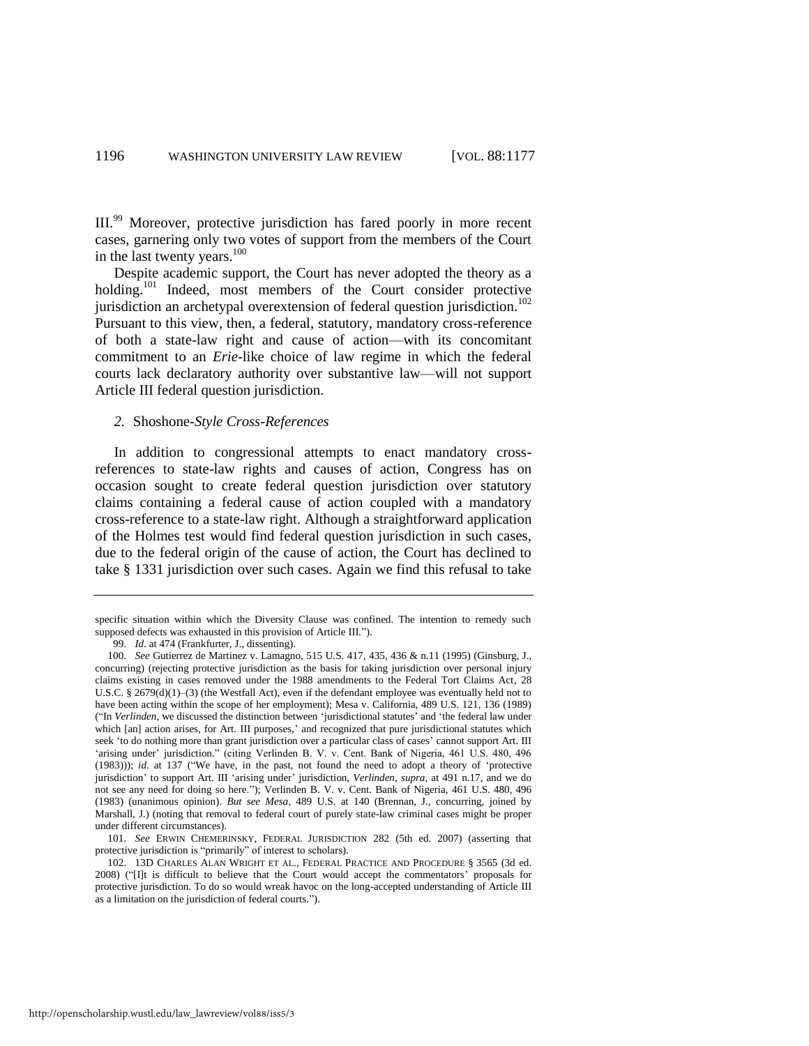III.[99] Moreover, protective jurisdiction has fared poorly in more recent cases, garnering only two votes of support from the members of the Court in the last twenty years.[100]

Despite academic support, the Court has never adopted the theory as a holding.[101] Indeed, most members of the Court consider protective jurisdiction an archetypal overextension of federal question jurisdiction.[102] Pursuant to this view, then, a federal, statutory, mandatory cross-reference of both a state-law right and cause of action—with its concomitant commitment to an *Erie*-like choice of law regime in which the federal courts lack declaratory authority over substantive law—will not support Article III federal question jurisdiction.

### *2.* Shoshone*-Style Cross-References*

In addition to congressional attempts to enact mandatory cross-references to state-law rights and causes of action, Congress has on occasion sought to create federal question jurisdiction over statutory claims containing a federal cause of action coupled with a mandatory cross-reference to a state-law right. Although a straightforward application of the Holmes test would find federal question jurisdiction in such cases, due to the federal origin of the cause of action, the Court has declined to take § 1331 jurisdiction over such cases. Again we find this refusal to take

---

specific situation within which the Diversity Clause was confined. The intention to remedy such supposed defects was exhausted in this provision of Article III.").

99. *Id.* at 474 (Frankfurter, J., dissenting).

100. *See* Gutierrez de Martinez v. Lamagno, 515 U.S. 417, 435, 436 & n.11 (1995) (Ginsburg, J., concurring) (rejecting protective jurisdiction as the basis for taking jurisdiction over personal injury claims existing in cases removed under the 1988 amendments to the Federal Tort Claims Act, 28 U.S.C. § 2679(d)(1)–(3) (the Westfall Act), even if the defendant employee was eventually held not to have been acting within the scope of her employment); Mesa v. California, 489 U.S. 121, 136 (1989) ("In *Verlinden*, we discussed the distinction between 'jurisdictional statutes' and 'the federal law under which [an] action arises, for Art. III purposes,' and recognized that pure jurisdictional statutes which seek 'to do nothing more than grant jurisdiction over a particular class of cases' cannot support Art. III 'arising under' jurisdiction." (citing Verlinden B. V. v. Cent. Bank of Nigeria, 461 U.S. 480, 496 (1983))); *id.* at 137 ("We have, in the past, not found the need to adopt a theory of 'protective jurisdiction' to support Art. III 'arising under' jurisdiction, *Verlinden*, *supra*, at 491 n.17, and we do not see any need for doing so here."); Verlinden B. V. v. Cent. Bank of Nigeria, 461 U.S. 480, 496 (1983) (unanimous opinion). *But see Mesa*, 489 U.S. at 140 (Brennan, J., concurring, joined by Marshall, J.) (noting that removal to federal court of purely state-law criminal cases might be proper under different circumstances).

101. *See* ERWIN CHEMERINSKY, FEDERAL JURISDICTION 282 (5th ed. 2007) (asserting that protective jurisdiction is "primarily" of interest to scholars).

102. 13D CHARLES ALAN WRIGHT ET AL., FEDERAL PRACTICE AND PROCEDURE § 3565 (3d ed. 2008) ("[I]t is difficult to believe that the Court would accept the commentators' proposals for protective jurisdiction. To do so would wreak havoc on the long-accepted understanding of Article III as a limitation on the jurisdiction of federal courts.").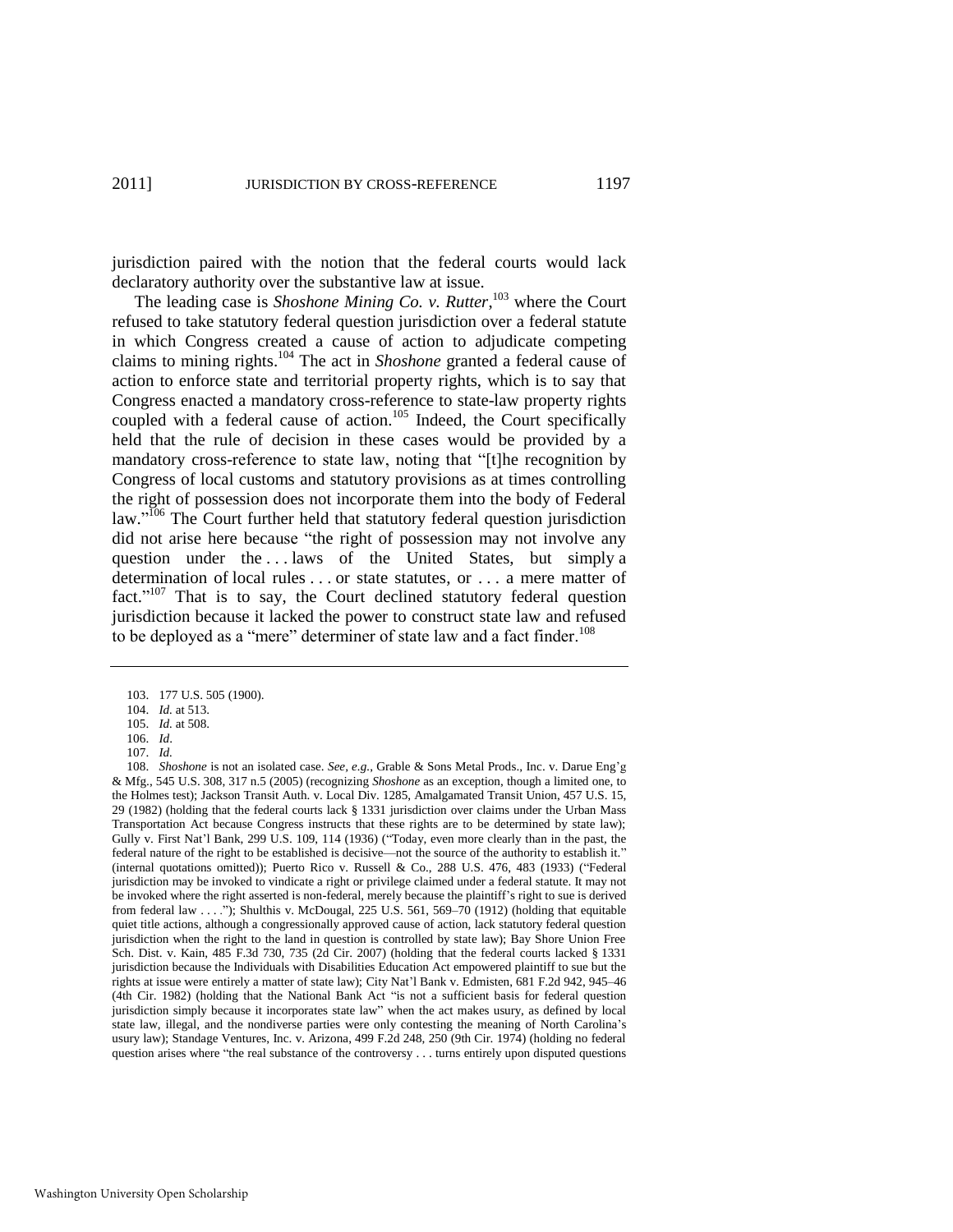jurisdiction paired with the notion that the federal courts would lack declaratory authority over the substantive law at issue.

The leading case is *Shoshone Mining Co. v. Rutter*,[103] where the Court refused to take statutory federal question jurisdiction over a federal statute in which Congress created a cause of action to adjudicate competing claims to mining rights.[104] The act in *Shoshone* granted a federal cause of action to enforce state and territorial property rights, which is to say that Congress enacted a mandatory cross-reference to state-law property rights coupled with a federal cause of action.[105] Indeed, the Court specifically held that the rule of decision in these cases would be provided by a mandatory cross-reference to state law, noting that "[t]he recognition by Congress of local customs and statutory provisions as at times controlling the right of possession does not incorporate them into the body of Federal law."[106] The Court further held that statutory federal question jurisdiction did not arise here because "the right of possession may not involve any question under the . . . laws of the United States, but simply a determination of local rules . . . or state statutes, or . . . a mere matter of fact."[107] That is to say, the Court declined statutory federal question jurisdiction because it lacked the power to construct state law and refused to be deployed as a "mere" determiner of state law and a fact finder.[108]

---

103. 177 U.S. 505 (1900).

104. *Id.* at 513.

105. *Id.* at 508.

106. *Id*.

107. *Id.*

108. *Shoshone* is not an isolated case. *See, e.g.*, Grable & Sons Metal Prods., Inc. v. Darue Eng'g & Mfg., 545 U.S. 308, 317 n.5 (2005) (recognizing *Shoshone* as an exception, though a limited one, to the Holmes test); Jackson Transit Auth. v. Local Div. 1285, Amalgamated Transit Union, 457 U.S. 15, 29 (1982) (holding that the federal courts lack § 1331 jurisdiction over claims under the Urban Mass Transportation Act because Congress instructs that these rights are to be determined by state law); Gully v. First Nat'l Bank, 299 U.S. 109, 114 (1936) ("Today, even more clearly than in the past, the federal nature of the right to be established is decisive—not the source of the authority to establish it." (internal quotations omitted)); Puerto Rico v. Russell & Co., 288 U.S. 476, 483 (1933) ("Federal jurisdiction may be invoked to vindicate a right or privilege claimed under a federal statute. It may not be invoked where the right asserted is non-federal, merely because the plaintiff's right to sue is derived from federal law . . . ."); Shulthis v. McDougal, 225 U.S. 561, 569–70 (1912) (holding that equitable quiet title actions, although a congressionally approved cause of action, lack statutory federal question jurisdiction when the right to the land in question is controlled by state law); Bay Shore Union Free Sch. Dist. v. Kain, 485 F.3d 730, 735 (2d Cir. 2007) (holding that the federal courts lacked § 1331 jurisdiction because the Individuals with Disabilities Education Act empowered plaintiff to sue but the rights at issue were entirely a matter of state law); City Nat'l Bank v. Edmisten, 681 F.2d 942, 945–46 (4th Cir. 1982) (holding that the National Bank Act "is not a sufficient basis for federal question jurisdiction simply because it incorporates state law" when the act makes usury, as defined by local state law, illegal, and the nondiverse parties were only contesting the meaning of North Carolina's usury law); Standage Ventures, Inc. v. Arizona, 499 F.2d 248, 250 (9th Cir. 1974) (holding no federal question arises where "the real substance of the controversy . . . turns entirely upon disputed questions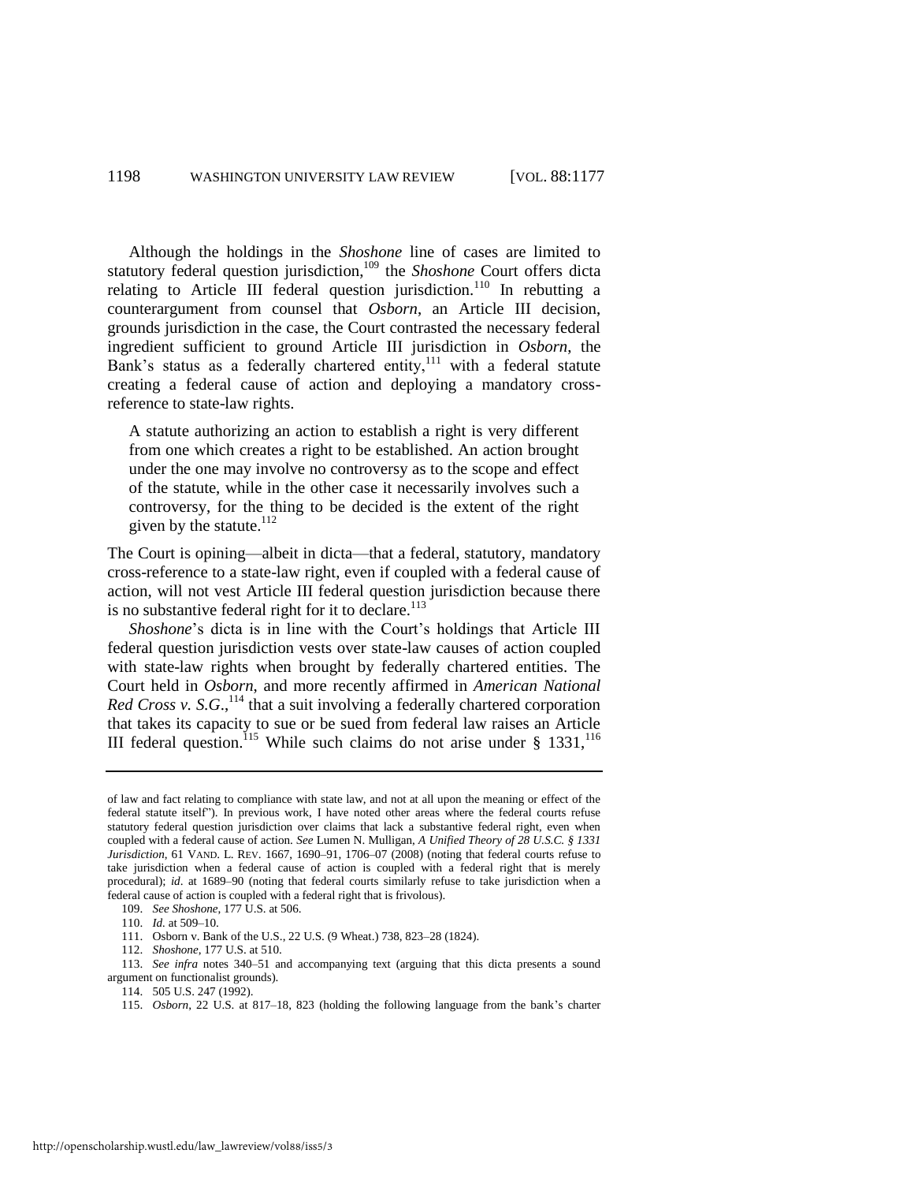Although the holdings in the *Shoshone* line of cases are limited to statutory federal question jurisdiction,[109] the *Shoshone* Court offers dicta relating to Article III federal question jurisdiction.[110] In rebutting a counterargument from counsel that *Osborn*, an Article III decision, grounds jurisdiction in the case, the Court contrasted the necessary federal ingredient sufficient to ground Article III jurisdiction in *Osborn*, the Bank's status as a federally chartered entity,[111] with a federal statute creating a federal cause of action and deploying a mandatory cross-reference to state-law rights.

> A statute authorizing an action to establish a right is very different from one which creates a right to be established. An action brought under the one may involve no controversy as to the scope and effect of the statute, while in the other case it necessarily involves such a controversy, for the thing to be decided is the extent of the right given by the statute.[112]

The Court is opining—albeit in dicta—that a federal, statutory, mandatory cross-reference to a state-law right, even if coupled with a federal cause of action, will not vest Article III federal question jurisdiction because there is no substantive federal right for it to declare.[113]

*Shoshone*'s dicta is in line with the Court's holdings that Article III federal question jurisdiction vests over state-law causes of action coupled with state-law rights when brought by federally chartered entities. The Court held in *Osborn*, and more recently affirmed in *American National Red Cross v. S.G.*,[114] that a suit involving a federally chartered corporation that takes its capacity to sue or be sued from federal law raises an Article III federal question.[115] While such claims do not arise under § 1331,[116]

---

of law and fact relating to compliance with state law, and not at all upon the meaning or effect of the federal statute itself"). In previous work, I have noted other areas where the federal courts refuse statutory federal question jurisdiction over claims that lack a substantive federal right, even when coupled with a federal cause of action. *See* Lumen N. Mulligan, *A Unified Theory of 28 U.S.C. § 1331 Jurisdiction*, 61 VAND. L. REV. 1667, 1690–91, 1706–07 (2008) (noting that federal courts refuse to take jurisdiction when a federal cause of action is coupled with a federal right that is merely procedural); *id*. at 1689–90 (noting that federal courts similarly refuse to take jurisdiction when a federal cause of action is coupled with a federal right that is frivolous).

109. *See Shoshone*, 177 U.S. at 506.

110. *Id.* at 509–10.

111. Osborn v. Bank of the U.S., 22 U.S. (9 Wheat.) 738, 823–28 (1824).

112. *Shoshone*, 177 U.S. at 510.

113. *See infra* notes 340–51 and accompanying text (arguing that this dicta presents a sound argument on functionalist grounds).

114. 505 U.S. 247 (1992).

115. *Osborn*, 22 U.S. at 817–18, 823 (holding the following language from the bank's charter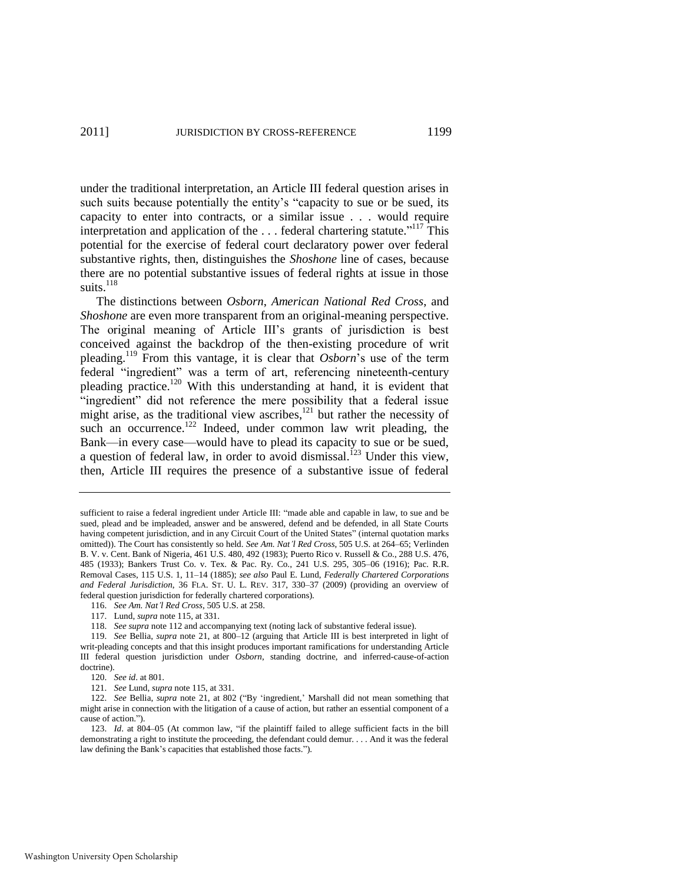under the traditional interpretation, an Article III federal question arises in such suits because potentially the entity's "capacity to sue or be sued, its capacity to enter into contracts, or a similar issue . . . would require interpretation and application of the . . . federal chartering statute."[117] This potential for the exercise of federal court declaratory power over federal substantive rights, then, distinguishes the *Shoshone* line of cases, because there are no potential substantive issues of federal rights at issue in those suits.[118]

The distinctions between *Osborn*, *American National Red Cross*, and *Shoshone* are even more transparent from an original-meaning perspective. The original meaning of Article III's grants of jurisdiction is best conceived against the backdrop of the then-existing procedure of writ pleading.[119] From this vantage, it is clear that *Osborn*'s use of the term federal "ingredient" was a term of art, referencing nineteenth-century pleading practice.[120] With this understanding at hand, it is evident that "ingredient" did not reference the mere possibility that a federal issue might arise, as the traditional view ascribes,[121] but rather the necessity of such an occurrence.[122] Indeed, under common law writ pleading, the Bank—in every case—would have to plead its capacity to sue or be sued, a question of federal law, in order to avoid dismissal.[123] Under this view, then, Article III requires the presence of a substantive issue of federal

---

sufficient to raise a federal ingredient under Article III: "made able and capable in law, to sue and be sued, plead and be impleaded, answer and be answered, defend and be defended, in all State Courts having competent jurisdiction, and in any Circuit Court of the United States" (internal quotation marks omitted)). The Court has consistently so held. *See Am. Nat'l Red Cross*, 505 U.S. at 264–65; Verlinden B. V. v. Cent. Bank of Nigeria, 461 U.S. 480, 492 (1983); Puerto Rico v. Russell & Co., 288 U.S. 476, 485 (1933); Bankers Trust Co. v. Tex. & Pac. Ry. Co., 241 U.S. 295, 305–06 (1916); Pac. R.R. Removal Cases, 115 U.S. 1, 11–14 (1885); *see also* Paul E. Lund, *Federally Chartered Corporations and Federal Jurisdiction*, 36 FLA. ST. U. L. REV. 317, 330–37 (2009) (providing an overview of federal question jurisdiction for federally chartered corporations).

116. *See Am. Nat'l Red Cross*, 505 U.S. at 258.

117. Lund, *supra* note 115, at 331.

118. *See supra* note 112 and accompanying text (noting lack of substantive federal issue).

119. *See* Bellia, *supra* note 21, at 800–12 (arguing that Article III is best interpreted in light of writ-pleading concepts and that this insight produces important ramifications for understanding Article III federal question jurisdiction under *Osborn*, standing doctrine, and inferred-cause-of-action doctrine).

120. *See id*. at 801.

121. *See* Lund, *supra* note 115, at 331.

122. *See* Bellia, *supra* note 21, at 802 ("By 'ingredient,' Marshall did not mean something that might arise in connection with the litigation of a cause of action, but rather an essential component of a cause of action.").

123. *Id*. at 804–05 (At common law, "if the plaintiff failed to allege sufficient facts in the bill demonstrating a right to institute the proceeding, the defendant could demur. . . . And it was the federal law defining the Bank's capacities that established those facts.").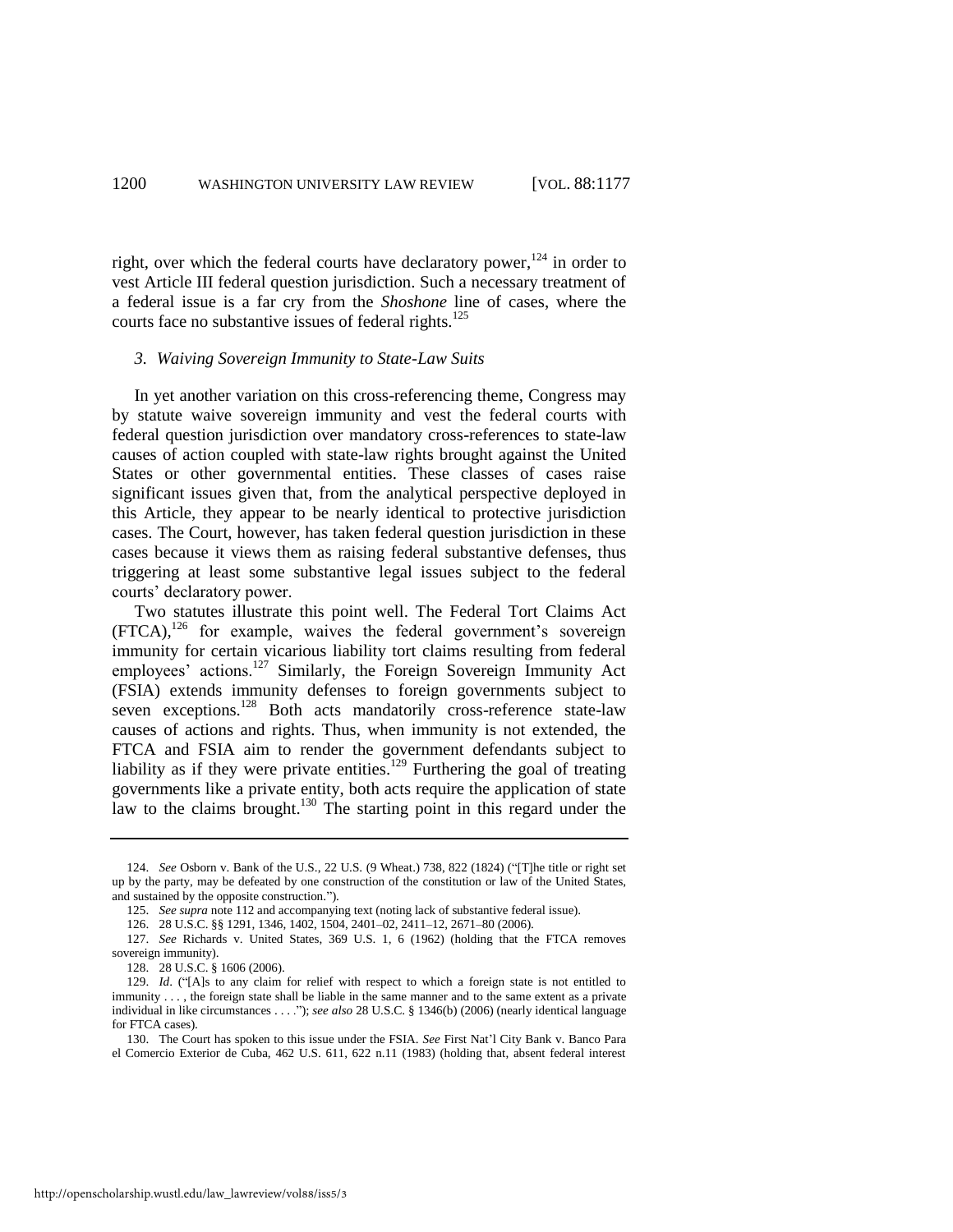right, over which the federal courts have declaratory power,[124] in order to vest Article III federal question jurisdiction. Such a necessary treatment of a federal issue is a far cry from the *Shoshone* line of cases, where the courts face no substantive issues of federal rights.[125]

### *3. Waiving Sovereign Immunity to State-Law Suits*

In yet another variation on this cross-referencing theme, Congress may by statute waive sovereign immunity and vest the federal courts with federal question jurisdiction over mandatory cross-references to state-law causes of action coupled with state-law rights brought against the United States or other governmental entities. These classes of cases raise significant issues given that, from the analytical perspective deployed in this Article, they appear to be nearly identical to protective jurisdiction cases. The Court, however, has taken federal question jurisdiction in these cases because it views them as raising federal substantive defenses, thus triggering at least some substantive legal issues subject to the federal courts' declaratory power.

Two statutes illustrate this point well. The Federal Tort Claims Act (FTCA),[126] for example, waives the federal government's sovereign immunity for certain vicarious liability tort claims resulting from federal employees' actions.[127] Similarly, the Foreign Sovereign Immunity Act (FSIA) extends immunity defenses to foreign governments subject to seven exceptions.[128] Both acts mandatorily cross-reference state-law causes of actions and rights. Thus, when immunity is not extended, the FTCA and FSIA aim to render the government defendants subject to liability as if they were private entities.[129] Furthering the goal of treating governments like a private entity, both acts require the application of state law to the claims brought.[130] The starting point in this regard under the

---

124. *See* Osborn v. Bank of the U.S., 22 U.S. (9 Wheat.) 738, 822 (1824) ("[T]he title or right set up by the party, may be defeated by one construction of the constitution or law of the United States, and sustained by the opposite construction.").

125. *See supra* note 112 and accompanying text (noting lack of substantive federal issue).

126. 28 U.S.C. §§ 1291, 1346, 1402, 1504, 2401–02, 2411–12, 2671–80 (2006).

127. *See* Richards v. United States, 369 U.S. 1, 6 (1962) (holding that the FTCA removes sovereign immunity).

128. 28 U.S.C. § 1606 (2006).

129. *Id*. ("[A]s to any claim for relief with respect to which a foreign state is not entitled to immunity . . . , the foreign state shall be liable in the same manner and to the same extent as a private individual in like circumstances . . . ."); *see also* 28 U.S.C. § 1346(b) (2006) (nearly identical language for FTCA cases).

130. The Court has spoken to this issue under the FSIA. *See* First Nat'l City Bank v. Banco Para el Comercio Exterior de Cuba, 462 U.S. 611, 622 n.11 (1983) (holding that, absent federal interest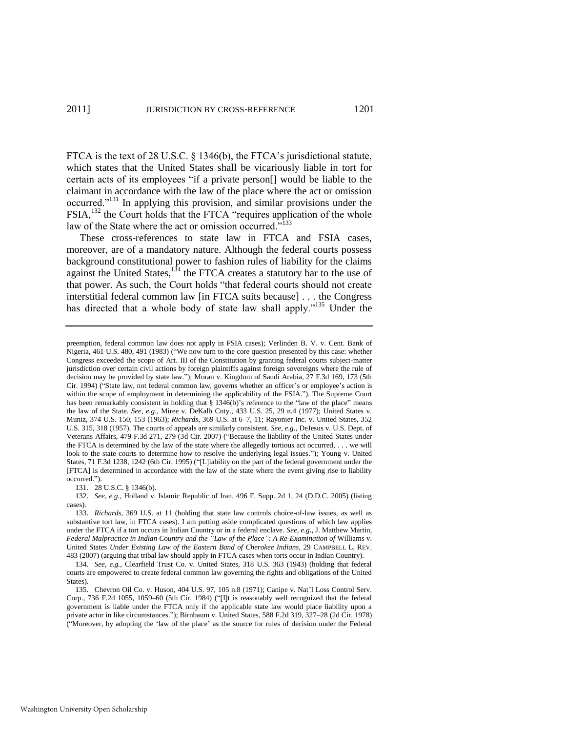FTCA is the text of 28 U.S.C. § 1346(b), the FTCA's jurisdictional statute, which states that the United States shall be vicariously liable in tort for certain acts of its employees "if a private person[] would be liable to the claimant in accordance with the law of the place where the act or omission occurred."[131] In applying this provision, and similar provisions under the FSIA,[132] the Court holds that the FTCA "requires application of the whole law of the State where the act or omission occurred."[133]

These cross-references to state law in FTCA and FSIA cases, moreover, are of a mandatory nature. Although the federal courts possess background constitutional power to fashion rules of liability for the claims against the United States,[134] the FTCA creates a statutory bar to the use of that power. As such, the Court holds "that federal courts should not create interstitial federal common law [in FTCA suits because] . . . the Congress has directed that a whole body of state law shall apply."[135] Under the

---

preemption, federal common law does not apply in FSIA cases); Verlinden B. V. v. Cent. Bank of Nigeria, 461 U.S. 480, 491 (1983) ("We now turn to the core question presented by this case: whether Congress exceeded the scope of Art. III of the Constitution by granting federal courts subject-matter jurisdiction over certain civil actions by foreign plaintiffs against foreign sovereigns where the rule of decision may be provided by state law."); Moran v. Kingdom of Saudi Arabia, 27 F.3d 169, 173 (5th Cir. 1994) ("State law, not federal common law, governs whether an officer's or employee's action is within the scope of employment in determining the applicability of the FSIA."). The Supreme Court has been remarkably consistent in holding that § 1346(b)'s reference to the "law of the place" means the law of the State. *See, e.g*., Miree v. DeKalb Cnty., 433 U.S. 25, 29 n.4 (1977); United States v. Muniz, 374 U.S. 150, 153 (1963); *Richards*, 369 U.S. at 6–7, 11; Rayonier Inc. v. United States, 352 U.S. 315, 318 (1957). The courts of appeals are similarly consistent. *See, e.g*., DeJesus v. U.S. Dept. of Veterans Affairs, 479 F.3d 271, 279 (3d Cir. 2007) ("Because the liability of the United States under the FTCA is determined by the law of the state where the allegedly tortious act occurred, . . . we will look to the state courts to determine how to resolve the underlying legal issues."); Young v. United States, 71 F.3d 1238, 1242 (6th Cir. 1995) ("[L]iability on the part of the federal government under the [FTCA] is determined in accordance with the law of the state where the event giving rise to liability occurred.").

131. 28 U.S.C. § 1346(b).

132. *See, e.g*., Holland v. Islamic Republic of Iran, 496 F. Supp. 2d 1, 24 (D.D.C. 2005) (listing cases).

133. *Richards*, 369 U.S. at 11 (holding that state law controls choice-of-law issues, as well as substantive tort law, in FTCA cases). I am putting aside complicated questions of which law applies under the FTCA if a tort occurs in Indian Country or in a federal enclave. *See, e.g*., J. Matthew Martin, *Federal Malpractice in Indian Country and the "Law of the Place": A Re-Examination of* Williams v. United States *Under Existing Law of the Eastern Band of Cherokee Indians*, 29 CAMPBELL L. REV. 483 (2007) (arguing that tribal law should apply in FTCA cases when torts occur in Indian Country).

134. *See, e.g.*, Clearfield Trust Co. v. United States, 318 U.S. 363 (1943) (holding that federal courts are empowered to create federal common law governing the rights and obligations of the United States).

135. Chevron Oil Co. v. Huson, 404 U.S. 97, 105 n.8 (1971); Canipe v. Nat'l Loss Control Serv. Corp., 736 F.2d 1055, 1059–60 (5th Cir. 1984) ("[I]t is reasonably well recognized that the federal government is liable under the FTCA only if the applicable state law would place liability upon a private actor in like circumstances."); Birnbaum v. United States, 588 F.2d 319, 327–28 (2d Cir. 1978) ("Moreover, by adopting the 'law of the place' as the source for rules of decision under the Federal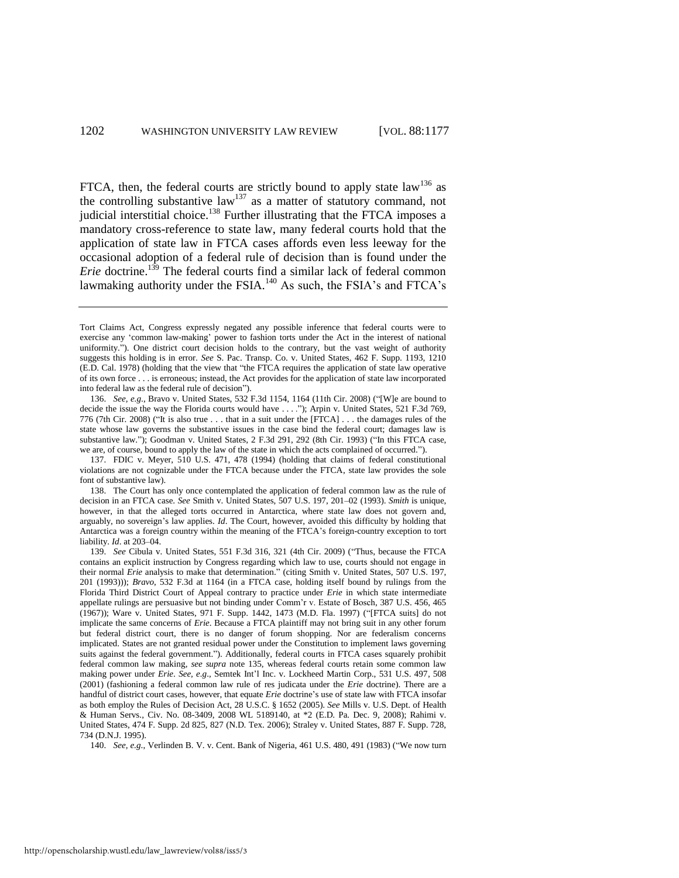FTCA, then, the federal courts are strictly bound to apply state law[136] as the controlling substantive law[137] as a matter of statutory command, not judicial interstitial choice.[138] Further illustrating that the FTCA imposes a mandatory cross-reference to state law, many federal courts hold that the application of state law in FTCA cases affords even less leeway for the occasional adoption of a federal rule of decision than is found under the *Erie* doctrine.[139] The federal courts find a similar lack of federal common lawmaking authority under the FSIA.[140] As such, the FSIA's and FTCA's

---

Tort Claims Act, Congress expressly negated any possible inference that federal courts were to exercise any 'common law-making' power to fashion torts under the Act in the interest of national uniformity."). One district court decision holds to the contrary, but the vast weight of authority suggests this holding is in error. *See* S. Pac. Transp. Co. v. United States, 462 F. Supp. 1193, 1210 (E.D. Cal. 1978) (holding that the view that "the FTCA requires the application of state law operative of its own force . . . is erroneous; instead, the Act provides for the application of state law incorporated into federal law as the federal rule of decision").

136. *See, e.g.*, Bravo v. United States, 532 F.3d 1154, 1164 (11th Cir. 2008) ("[W]e are bound to decide the issue the way the Florida courts would have . . . ."); Arpin v. United States, 521 F.3d 769, 776 (7th Cir. 2008) ("It is also true . . . that in a suit under the [FTCA] . . . the damages rules of the state whose law governs the substantive issues in the case bind the federal court; damages law is substantive law."); Goodman v. United States, 2 F.3d 291, 292 (8th Cir. 1993) ("In this FTCA case, we are, of course, bound to apply the law of the state in which the acts complained of occurred.").

137. FDIC v. Meyer, 510 U.S. 471, 478 (1994) (holding that claims of federal constitutional violations are not cognizable under the FTCA because under the FTCA, state law provides the sole font of substantive law).

138. The Court has only once contemplated the application of federal common law as the rule of decision in an FTCA case. *See* Smith v. United States, 507 U.S. 197, 201–02 (1993). *Smith* is unique, however, in that the alleged torts occurred in Antarctica, where state law does not govern and, arguably, no sovereign's law applies. *Id*. The Court, however, avoided this difficulty by holding that Antarctica was a foreign country within the meaning of the FTCA's foreign-country exception to tort liability. *Id*. at 203–04.

139. *See* Cibula v. United States, 551 F.3d 316, 321 (4th Cir. 2009) ("Thus, because the FTCA contains an explicit instruction by Congress regarding which law to use, courts should not engage in their normal *Erie* analysis to make that determination." (citing Smith v. United States, 507 U.S. 197, 201 (1993))); *Bravo*, 532 F.3d at 1164 (in a FTCA case, holding itself bound by rulings from the Florida Third District Court of Appeal contrary to practice under *Erie* in which state intermediate appellate rulings are persuasive but not binding under Comm'r v. Estate of Bosch, 387 U.S. 456, 465 (1967)); Ware v. United States, 971 F. Supp. 1442, 1473 (M.D. Fla. 1997) ("[FTCA suits] do not implicate the same concerns of *Erie*. Because a FTCA plaintiff may not bring suit in any other forum but federal district court, there is no danger of forum shopping. Nor are federalism concerns implicated. States are not granted residual power under the Constitution to implement laws governing suits against the federal government."). Additionally, federal courts in FTCA cases squarely prohibit federal common law making, *see supra* note 135, whereas federal courts retain some common law making power under *Erie*. *See, e.g.*, Semtek Int'l Inc. v. Lockheed Martin Corp., 531 U.S. 497, 508 (2001) (fashioning a federal common law rule of res judicata under the *Erie* doctrine). There are a handful of district court cases, however, that equate *Erie* doctrine's use of state law with FTCA insofar as both employ the Rules of Decision Act, 28 U.S.C. § 1652 (2005). *See* Mills v. U.S. Dept. of Health & Human Servs., Civ. No. 08-3409, 2008 WL 5189140, at *2 (E.D. Pa. Dec. 9, 2008); Rahimi v. United States, 474 F. Supp. 2d 825, 827 (N.D. Tex. 2006); Straley v. United States, 887 F. Supp. 728, 734 (D.N.J. 1995).

140. *See, e.g.*, Verlinden B. V. v. Cent. Bank of Nigeria, 461 U.S. 480, 491 (1983) ("We now turn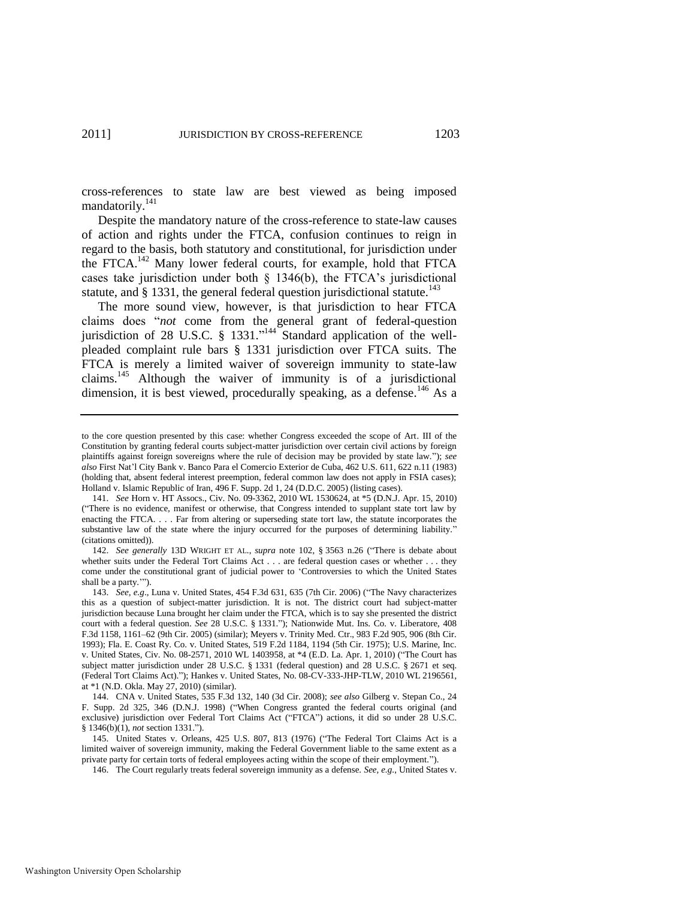cross-references to state law are best viewed as being imposed mandatorily.[141]

Despite the mandatory nature of the cross-reference to state-law causes of action and rights under the FTCA, confusion continues to reign in regard to the basis, both statutory and constitutional, for jurisdiction under the FTCA.[142] Many lower federal courts, for example, hold that FTCA cases take jurisdiction under both § 1346(b), the FTCA's jurisdictional statute, and § 1331, the general federal question jurisdictional statute.[143]

The more sound view, however, is that jurisdiction to hear FTCA claims does "*not* come from the general grant of federal-question jurisdiction of 28 U.S.C. § 1331."[144] Standard application of the well-pleaded complaint rule bars § 1331 jurisdiction over FTCA suits. The FTCA is merely a limited waiver of sovereign immunity to state-law claims.[145] Although the waiver of immunity is of a jurisdictional dimension, it is best viewed, procedurally speaking, as a defense.[146] As a

---

to the core question presented by this case: whether Congress exceeded the scope of Art. III of the Constitution by granting federal courts subject-matter jurisdiction over certain civil actions by foreign plaintiffs against foreign sovereigns where the rule of decision may be provided by state law."); *see also* First Nat'l City Bank v. Banco Para el Comercio Exterior de Cuba, 462 U.S. 611, 622 n.11 (1983) (holding that, absent federal interest preemption, federal common law does not apply in FSIA cases); Holland v. Islamic Republic of Iran, 496 F. Supp. 2d 1, 24 (D.D.C. 2005) (listing cases).

141. *See* Horn v. HT Assocs., Civ. No. 09-3362, 2010 WL 1530624, at *5 (D.N.J. Apr. 15, 2010) ("There is no evidence, manifest or otherwise, that Congress intended to supplant state tort law by enacting the FTCA. . . . Far from altering or superseding state tort law, the statute incorporates the substantive law of the state where the injury occurred for the purposes of determining liability." (citations omitted)).

142. *See generally* 13D WRIGHT ET AL., *supra* note 102, § 3563 n.26 ("There is debate about whether suits under the Federal Tort Claims Act . . . are federal question cases or whether . . . they come under the constitutional grant of judicial power to 'Controversies to which the United States shall be a party.'").

143. *See, e.g.*, Luna v. United States, 454 F.3d 631, 635 (7th Cir. 2006) ("The Navy characterizes this as a question of subject-matter jurisdiction. It is not. The district court had subject-matter jurisdiction because Luna brought her claim under the FTCA, which is to say she presented the district court with a federal question. *See* 28 U.S.C. § 1331."); Nationwide Mut. Ins. Co. v. Liberatore, 408 F.3d 1158, 1161–62 (9th Cir. 2005) (similar); Meyers v. Trinity Med. Ctr., 983 F.2d 905, 906 (8th Cir. 1993); Fla. E. Coast Ry. Co. v. United States, 519 F.2d 1184, 1194 (5th Cir. 1975); U.S. Marine, Inc. v. United States, Civ. No. 08-2571, 2010 WL 1403958, at *4 (E.D. La. Apr. 1, 2010) ("The Court has subject matter jurisdiction under 28 U.S.C. § 1331 (federal question) and 28 U.S.C. § 2671 et seq. (Federal Tort Claims Act)."); Hankes v. United States, No. 08-CV-333-JHP-TLW, 2010 WL 2196561, at *1 (N.D. Okla. May 27, 2010) (similar).

144. CNA v. United States, 535 F.3d 132, 140 (3d Cir. 2008); *see also* Gilberg v. Stepan Co., 24 F. Supp. 2d 325, 346 (D.N.J. 1998) ("When Congress granted the federal courts original (and exclusive) jurisdiction over Federal Tort Claims Act ("FTCA") actions, it did so under 28 U.S.C. § 1346(b)(1), *not* section 1331.").

145. United States v. Orleans, 425 U.S. 807, 813 (1976) ("The Federal Tort Claims Act is a limited waiver of sovereign immunity, making the Federal Government liable to the same extent as a private party for certain torts of federal employees acting within the scope of their employment.").

146. The Court regularly treats federal sovereign immunity as a defense. *See, e.g.*, United States v.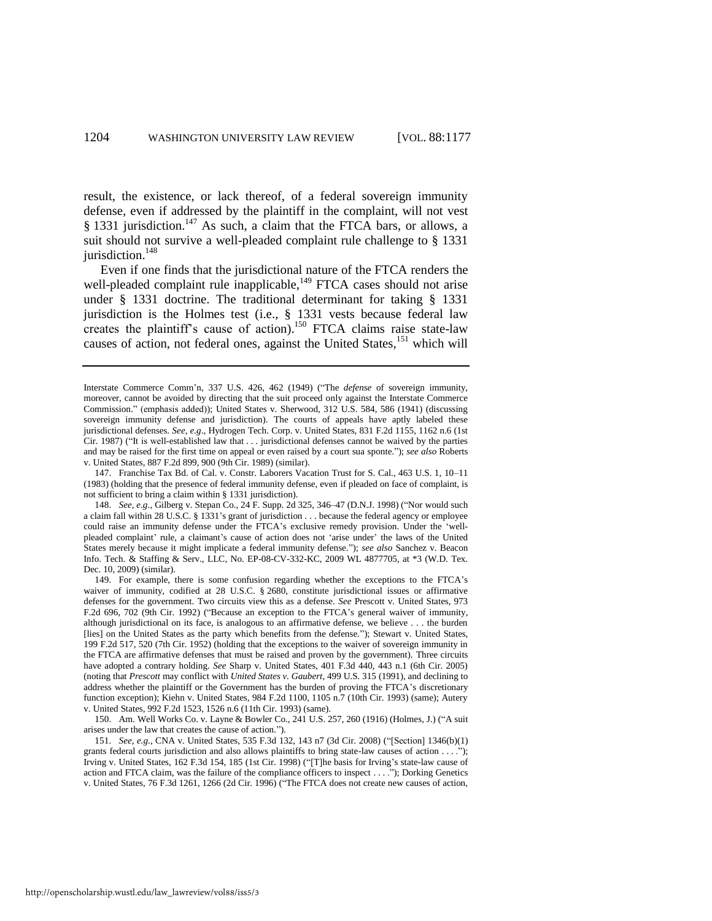result, the existence, or lack thereof, of a federal sovereign immunity defense, even if addressed by the plaintiff in the complaint, will not vest § 1331 jurisdiction.[147] As such, a claim that the FTCA bars, or allows, a suit should not survive a well-pleaded complaint rule challenge to § 1331 jurisdiction.[148]

Even if one finds that the jurisdictional nature of the FTCA renders the well-pleaded complaint rule inapplicable,[149] FTCA cases should not arise under § 1331 doctrine. The traditional determinant for taking § 1331 jurisdiction is the Holmes test (i.e., § 1331 vests because federal law creates the plaintiff's cause of action).[150] FTCA claims raise state-law causes of action, not federal ones, against the United States,[151] which will

---

Interstate Commerce Comm'n, 337 U.S. 426, 462 (1949) ("The *defense* of sovereign immunity, moreover, cannot be avoided by directing that the suit proceed only against the Interstate Commerce Commission." (emphasis added)); United States v. Sherwood, 312 U.S. 584, 586 (1941) (discussing sovereign immunity defense and jurisdiction). The courts of appeals have aptly labeled these jurisdictional defenses. *See, e.g.*, Hydrogen Tech. Corp. v. United States, 831 F.2d 1155, 1162 n.6 (1st Cir. 1987) ("It is well-established law that . . . jurisdictional defenses cannot be waived by the parties and may be raised for the first time on appeal or even raised by a court sua sponte."); *see also* Roberts v. United States, 887 F.2d 899, 900 (9th Cir. 1989) (similar).

147. Franchise Tax Bd. of Cal. v. Constr. Laborers Vacation Trust for S. Cal., 463 U.S. 1, 10–11 (1983) (holding that the presence of federal immunity defense, even if pleaded on face of complaint, is not sufficient to bring a claim within § 1331 jurisdiction).

148. *See, e.g.*, Gilberg v. Stepan Co., 24 F. Supp. 2d 325, 346–47 (D.N.J. 1998) ("Nor would such a claim fall within 28 U.S.C. § 1331's grant of jurisdiction . . . because the federal agency or employee could raise an immunity defense under the FTCA's exclusive remedy provision. Under the 'well-pleaded complaint' rule, a claimant's cause of action does not 'arise under' the laws of the United States merely because it might implicate a federal immunity defense."); *see also* Sanchez v. Beacon Info. Tech. & Staffing & Serv., LLC, No. EP-08-CV-332-KC, 2009 WL 4877705, at *3 (W.D. Tex. Dec. 10, 2009) (similar).

149. For example, there is some confusion regarding whether the exceptions to the FTCA's waiver of immunity, codified at 28 U.S.C. § 2680, constitute jurisdictional issues or affirmative defenses for the government. Two circuits view this as a defense. *See* Prescott v. United States, 973 F.2d 696, 702 (9th Cir. 1992) ("Because an exception to the FTCA's general waiver of immunity, although jurisdictional on its face, is analogous to an affirmative defense, we believe . . . the burden [lies] on the United States as the party which benefits from the defense."); Stewart v. United States, 199 F.2d 517, 520 (7th Cir. 1952) (holding that the exceptions to the waiver of sovereign immunity in the FTCA are affirmative defenses that must be raised and proven by the government). Three circuits have adopted a contrary holding. *See* Sharp v. United States, 401 F.3d 440, 443 n.1 (6th Cir. 2005) (noting that *Prescott* may conflict with *United States v. Gaubert*, 499 U.S. 315 (1991), and declining to address whether the plaintiff or the Government has the burden of proving the FTCA's discretionary function exception); Kiehn v. United States, 984 F.2d 1100, 1105 n.7 (10th Cir. 1993) (same); Autery v. United States, 992 F.2d 1523, 1526 n.6 (11th Cir. 1993) (same).

150. Am. Well Works Co. v. Layne & Bowler Co., 241 U.S. 257, 260 (1916) (Holmes, J.) ("A suit arises under the law that creates the cause of action.").

151. *See, e.g.*, CNA v. United States, 535 F.3d 132, 143 n7 (3d Cir. 2008) ("[Section] 1346(b)(1) grants federal courts jurisdiction and also allows plaintiffs to bring state-law causes of action . . . ."); Irving v. United States, 162 F.3d 154, 185 (1st Cir. 1998) ("[T]he basis for Irving's state-law cause of action and FTCA claim, was the failure of the compliance officers to inspect . . . ."); Dorking Genetics v. United States, 76 F.3d 1261, 1266 (2d Cir. 1996) ("The FTCA does not create new causes of action,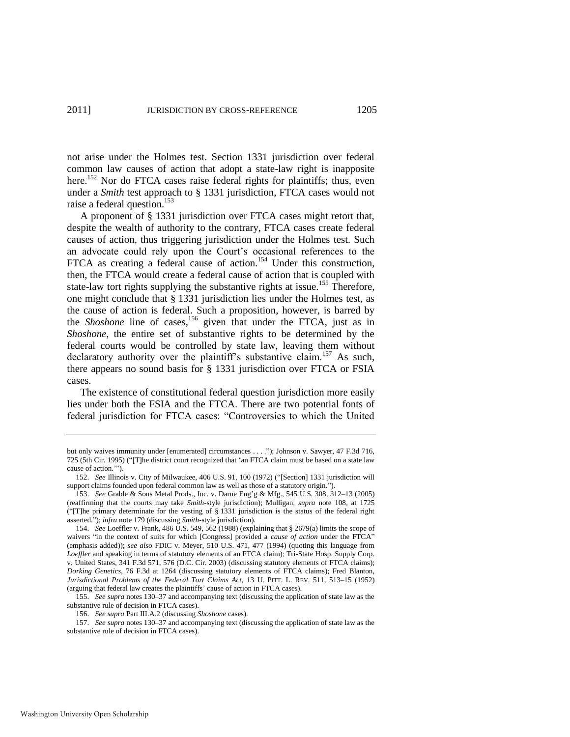not arise under the Holmes test. Section 1331 jurisdiction over federal common law causes of action that adopt a state-law right is inapposite here.[152] Nor do FTCA cases raise federal rights for plaintiffs; thus, even under a *Smith* test approach to § 1331 jurisdiction, FTCA cases would not raise a federal question.[153]

A proponent of § 1331 jurisdiction over FTCA cases might retort that, despite the wealth of authority to the contrary, FTCA cases create federal causes of action, thus triggering jurisdiction under the Holmes test. Such an advocate could rely upon the Court's occasional references to the FTCA as creating a federal cause of action.[154] Under this construction, then, the FTCA would create a federal cause of action that is coupled with state-law tort rights supplying the substantive rights at issue.[155] Therefore, one might conclude that § 1331 jurisdiction lies under the Holmes test, as the cause of action is federal. Such a proposition, however, is barred by the *Shoshone* line of cases,[156] given that under the FTCA, just as in *Shoshone*, the entire set of substantive rights to be determined by the federal courts would be controlled by state law, leaving them without declaratory authority over the plaintiff's substantive claim.[157] As such, there appears no sound basis for § 1331 jurisdiction over FTCA or FSIA cases.

The existence of constitutional federal question jurisdiction more easily lies under both the FSIA and the FTCA. There are two potential fonts of federal jurisdiction for FTCA cases: "Controversies to which the United

---

but only waives immunity under [enumerated] circumstances . . . ."); Johnson v. Sawyer, 47 F.3d 716, 725 (5th Cir. 1995) ("[T]he district court recognized that 'an FTCA claim must be based on a state law cause of action.'").

152. *See* Illinois v. City of Milwaukee, 406 U.S. 91, 100 (1972) ("[Section] 1331 jurisdiction will support claims founded upon federal common law as well as those of a statutory origin.").

153. *See* Grable & Sons Metal Prods., Inc. v. Darue Eng'g & Mfg., 545 U.S. 308, 312–13 (2005) (reaffirming that the courts may take *Smith*-style jurisdiction); Mulligan, *supra* note 108, at 1725 ("[T]he primary determinate for the vesting of § 1331 jurisdiction is the status of the federal right asserted."); *infra* note 179 (discussing *Smith*-style jurisdiction).

154. *See* Loeffler v. Frank, 486 U.S. 549, 562 (1988) (explaining that § 2679(a) limits the scope of waivers "in the context of suits for which [Congress] provided a *cause of action* under the FTCA" (emphasis added)); *see also* FDIC v. Meyer, 510 U.S. 471, 477 (1994) (quoting this language from *Loeffler* and speaking in terms of statutory elements of an FTCA claim); Tri-State Hosp. Supply Corp. v. United States, 341 F.3d 571, 576 (D.C. Cir. 2003) (discussing statutory elements of FTCA claims); *Dorking Genetics*, 76 F.3d at 1264 (discussing statutory elements of FTCA claims); Fred Blanton, *Jurisdictional Problems of the Federal Tort Claims Act*, 13 U. PITT. L. REV. 511, 513–15 (1952) (arguing that federal law creates the plaintiffs' cause of action in FTCA cases).

155. *See supra* notes 130–37 and accompanying text (discussing the application of state law as the substantive rule of decision in FTCA cases).

156. *See supra* Part III.A.2 (discussing *Shoshone* cases).

157. *See supra* notes 130–37 and accompanying text (discussing the application of state law as the substantive rule of decision in FTCA cases).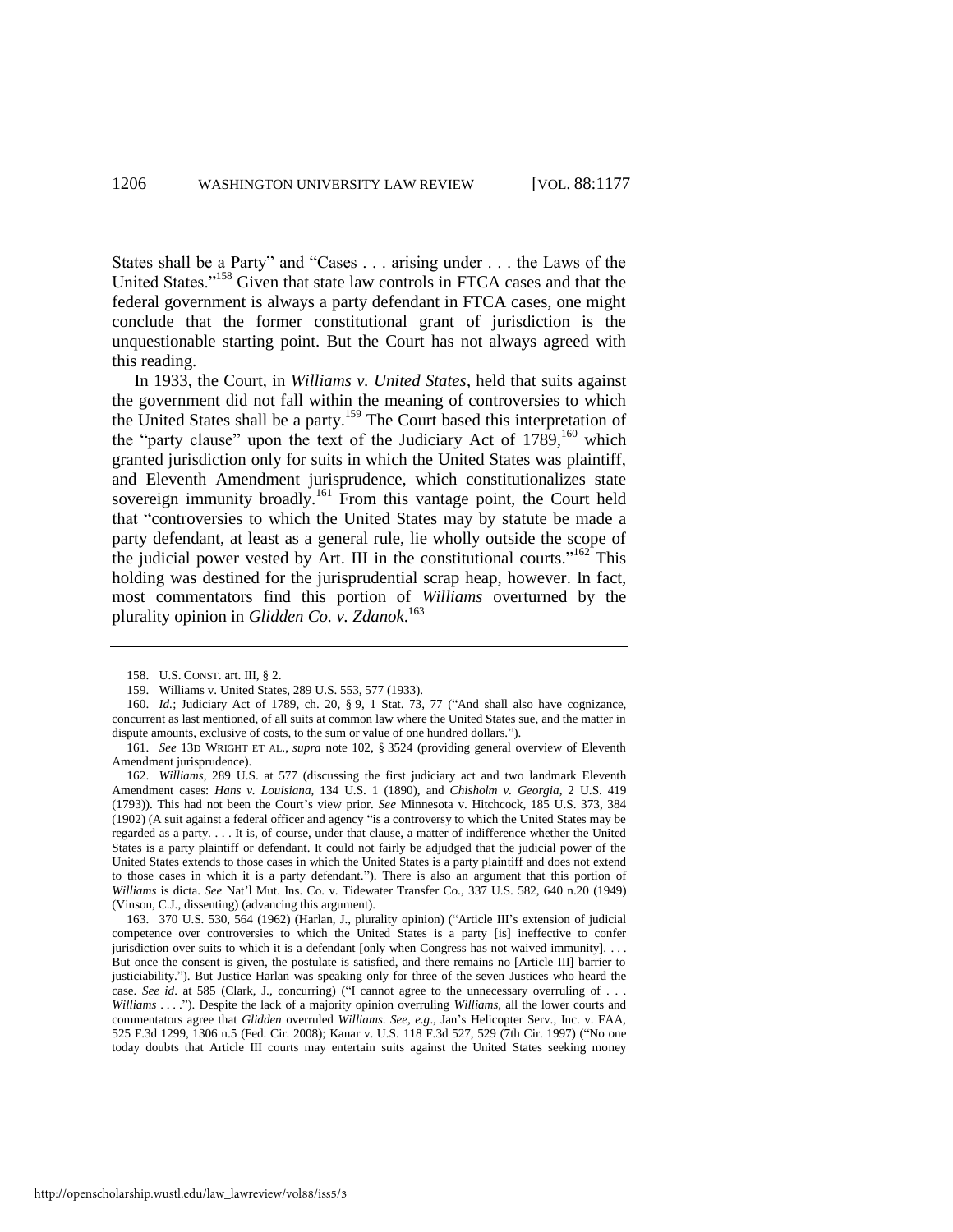States shall be a Party" and "Cases . . . arising under . . . the Laws of the United States."[158] Given that state law controls in FTCA cases and that the federal government is always a party defendant in FTCA cases, one might conclude that the former constitutional grant of jurisdiction is the unquestionable starting point. But the Court has not always agreed with this reading.

In 1933, the Court, in *Williams v. United States*, held that suits against the government did not fall within the meaning of controversies to which the United States shall be a party.[159] The Court based this interpretation of the "party clause" upon the text of the Judiciary Act of 1789,[160] which granted jurisdiction only for suits in which the United States was plaintiff, and Eleventh Amendment jurisprudence, which constitutionalizes state sovereign immunity broadly.[161] From this vantage point, the Court held that "controversies to which the United States may by statute be made a party defendant, at least as a general rule, lie wholly outside the scope of the judicial power vested by Art. III in the constitutional courts."[162] This holding was destined for the jurisprudential scrap heap, however. In fact, most commentators find this portion of *Williams* overturned by the plurality opinion in *Glidden Co. v. Zdanok*.[163]

---

158. U.S. CONST. art. III, § 2.

159. Williams v. United States, 289 U.S. 553, 577 (1933).

160. *Id.*; Judiciary Act of 1789, ch. 20, § 9, 1 Stat. 73, 77 ("And shall also have cognizance, concurrent as last mentioned, of all suits at common law where the United States sue, and the matter in dispute amounts, exclusive of costs, to the sum or value of one hundred dollars.").

161. *See* 13D WRIGHT ET AL., *supra* note 102, § 3524 (providing general overview of Eleventh Amendment jurisprudence).

162. *Williams*, 289 U.S. at 577 (discussing the first judiciary act and two landmark Eleventh Amendment cases: *Hans v. Louisiana*, 134 U.S. 1 (1890), and *Chisholm v. Georgia*, 2 U.S. 419 (1793)). This had not been the Court's view prior. *See* Minnesota v. Hitchcock, 185 U.S. 373, 384 (1902) (A suit against a federal officer and agency "is a controversy to which the United States may be regarded as a party. . . . It is, of course, under that clause, a matter of indifference whether the United States is a party plaintiff or defendant. It could not fairly be adjudged that the judicial power of the United States extends to those cases in which the United States is a party plaintiff and does not extend to those cases in which it is a party defendant."). There is also an argument that this portion of *Williams* is dicta. *See* Nat'l Mut. Ins. Co. v. Tidewater Transfer Co., 337 U.S. 582, 640 n.20 (1949) (Vinson, C.J., dissenting) (advancing this argument).

163. 370 U.S. 530, 564 (1962) (Harlan, J., plurality opinion) ("Article III's extension of judicial competence over controversies to which the United States is a party [is] ineffective to confer jurisdiction over suits to which it is a defendant [only when Congress has not waived immunity]. . . . But once the consent is given, the postulate is satisfied, and there remains no [Article III] barrier to justiciability."). But Justice Harlan was speaking only for three of the seven Justices who heard the case. *See id.* at 585 (Clark, J., concurring) ("I cannot agree to the unnecessary overruling of . . . *Williams* . . . ."). Despite the lack of a majority opinion overruling *Williams*, all the lower courts and commentators agree that *Glidden* overruled *Williams*. *See, e.g.*, Jan's Helicopter Serv., Inc. v. FAA, 525 F.3d 1299, 1306 n.5 (Fed. Cir. 2008); Kanar v. U.S. 118 F.3d 527, 529 (7th Cir. 1997) ("No one today doubts that Article III courts may entertain suits against the United States seeking money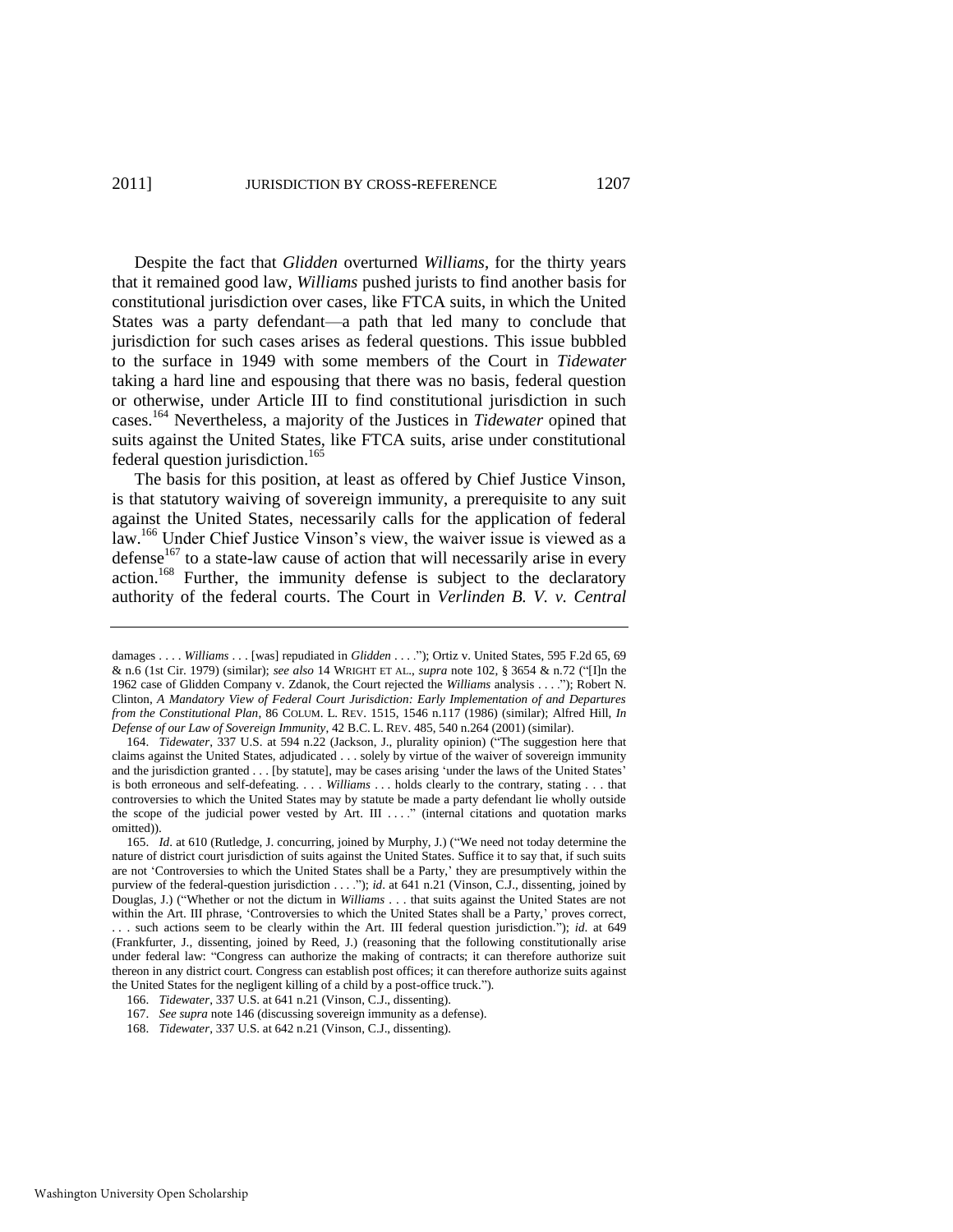Despite the fact that *Glidden* overturned *Williams*, for the thirty years that it remained good law, *Williams* pushed jurists to find another basis for constitutional jurisdiction over cases, like FTCA suits, in which the United States was a party defendant—a path that led many to conclude that jurisdiction for such cases arises as federal questions. This issue bubbled to the surface in 1949 with some members of the Court in *Tidewater* taking a hard line and espousing that there was no basis, federal question or otherwise, under Article III to find constitutional jurisdiction in such cases.[164] Nevertheless, a majority of the Justices in *Tidewater* opined that suits against the United States, like FTCA suits, arise under constitutional federal question jurisdiction.[165]

The basis for this position, at least as offered by Chief Justice Vinson, is that statutory waiving of sovereign immunity, a prerequisite to any suit against the United States, necessarily calls for the application of federal law.[166] Under Chief Justice Vinson's view, the waiver issue is viewed as a defense[167] to a state-law cause of action that will necessarily arise in every action.[168] Further, the immunity defense is subject to the declaratory authority of the federal courts. The Court in *Verlinden B. V. v. Central*

---

damages . . . . *Williams* . . . [was] repudiated in *Glidden* . . . ."); Ortiz v. United States, 595 F.2d 65, 69 & n.6 (1st Cir. 1979) (similar); *see also* 14 WRIGHT ET AL., *supra* note 102, § 3654 & n.72 ("[I]n the 1962 case of Glidden Company v. Zdanok, the Court rejected the *Williams* analysis . . . ."); Robert N. Clinton, *A Mandatory View of Federal Court Jurisdiction: Early Implementation of and Departures from the Constitutional Plan*, 86 COLUM. L. REV. 1515, 1546 n.117 (1986) (similar); Alfred Hill, *In Defense of our Law of Sovereign Immunity*, 42 B.C. L. REV. 485, 540 n.264 (2001) (similar).

164. *Tidewater*, 337 U.S. at 594 n.22 (Jackson, J., plurality opinion) ("The suggestion here that claims against the United States, adjudicated . . . solely by virtue of the waiver of sovereign immunity and the jurisdiction granted . . . [by statute], may be cases arising 'under the laws of the United States' is both erroneous and self-defeating. . . . *Williams* . . . holds clearly to the contrary, stating . . . that controversies to which the United States may by statute be made a party defendant lie wholly outside the scope of the judicial power vested by Art. III . . . ." (internal citations and quotation marks omitted)).

165. *Id*. at 610 (Rutledge, J. concurring, joined by Murphy, J.) ("We need not today determine the nature of district court jurisdiction of suits against the United States. Suffice it to say that, if such suits are not 'Controversies to which the United States shall be a Party,' they are presumptively within the purview of the federal-question jurisdiction . . . ."); *id*. at 641 n.21 (Vinson, C.J., dissenting, joined by Douglas, J.) ("Whether or not the dictum in *Williams* . . . that suits against the United States are not within the Art. III phrase, 'Controversies to which the United States shall be a Party,' proves correct, . . . such actions seem to be clearly within the Art. III federal question jurisdiction."); *id*. at 649 (Frankfurter, J., dissenting, joined by Reed, J.) (reasoning that the following constitutionally arise under federal law: "Congress can authorize the making of contracts; it can therefore authorize suit thereon in any district court. Congress can establish post offices; it can therefore authorize suits against the United States for the negligent killing of a child by a post-office truck.").

166. *Tidewater*, 337 U.S. at 641 n.21 (Vinson, C.J., dissenting).

167. *See supra* note 146 (discussing sovereign immunity as a defense).

168. *Tidewater*, 337 U.S. at 642 n.21 (Vinson, C.J., dissenting).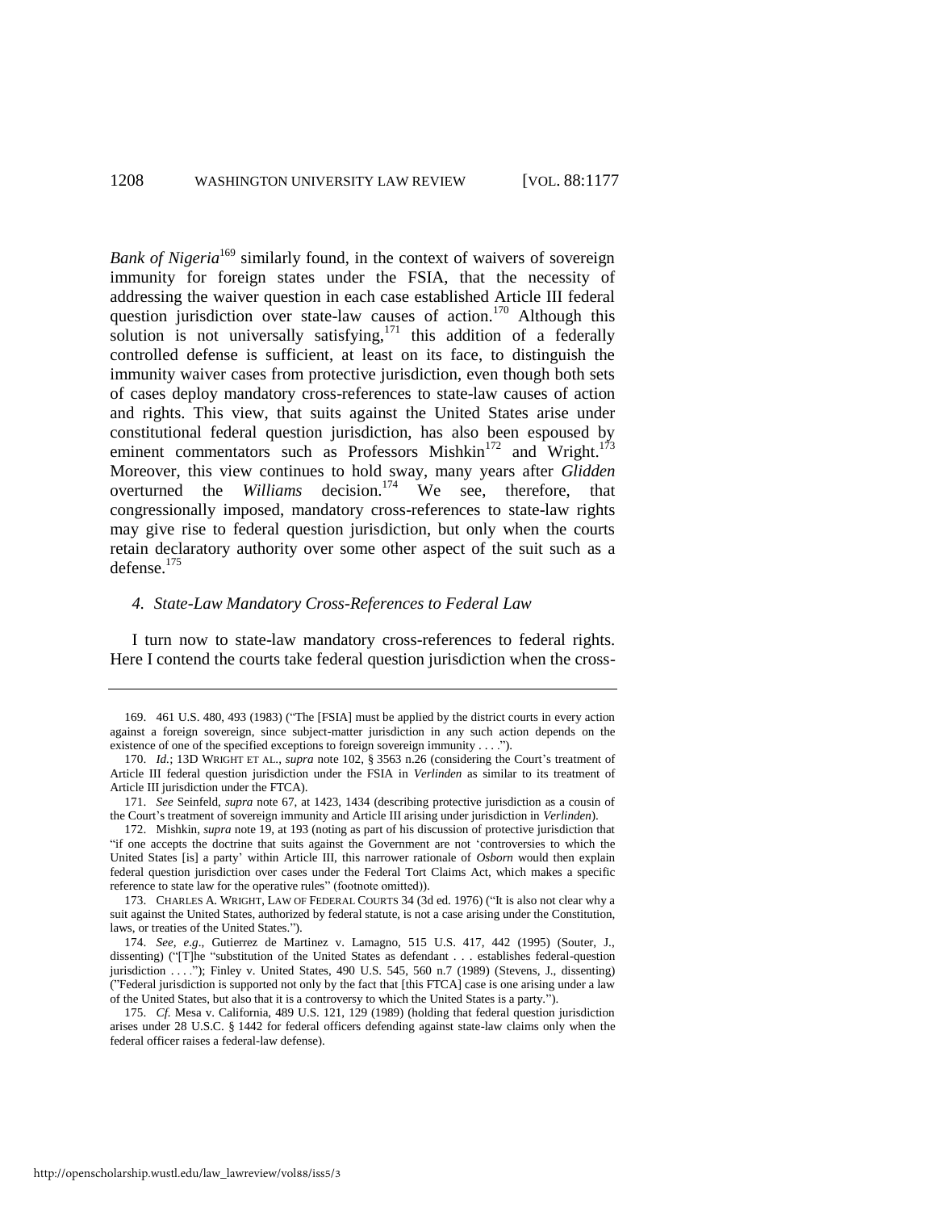*Bank of Nigeria*[169] similarly found, in the context of waivers of sovereign immunity for foreign states under the FSIA, that the necessity of addressing the waiver question in each case established Article III federal question jurisdiction over state-law causes of action.[170] Although this solution is not universally satisfying,[171] this addition of a federally controlled defense is sufficient, at least on its face, to distinguish the immunity waiver cases from protective jurisdiction, even though both sets of cases deploy mandatory cross-references to state-law causes of action and rights. This view, that suits against the United States arise under constitutional federal question jurisdiction, has also been espoused by eminent commentators such as Professors Mishkin[172] and Wright.[173] Moreover, this view continues to hold sway, many years after *Glidden* overturned the *Williams* decision.[174] We see, therefore, that congressionally imposed, mandatory cross-references to state-law rights may give rise to federal question jurisdiction, but only when the courts retain declaratory authority over some other aspect of the suit such as a defense.[175]

### *4. State-Law Mandatory Cross-References to Federal Law*

I turn now to state-law mandatory cross-references to federal rights. Here I contend the courts take federal question jurisdiction when the cross-

---

169. 461 U.S. 480, 493 (1983) ("The [FSIA] must be applied by the district courts in every action against a foreign sovereign, since subject-matter jurisdiction in any such action depends on the existence of one of the specified exceptions to foreign sovereign immunity . . . .").

170. *Id.*; 13D WRIGHT ET AL., *supra* note 102, § 3563 n.26 (considering the Court's treatment of Article III federal question jurisdiction under the FSIA in *Verlinden* as similar to its treatment of Article III jurisdiction under the FTCA).

171. *See* Seinfeld, *supra* note 67, at 1423, 1434 (describing protective jurisdiction as a cousin of the Court's treatment of sovereign immunity and Article III arising under jurisdiction in *Verlinden*).

172. Mishkin, *supra* note 19, at 193 (noting as part of his discussion of protective jurisdiction that "if one accepts the doctrine that suits against the Government are not 'controversies to which the United States [is] a party' within Article III, this narrower rationale of *Osborn* would then explain federal question jurisdiction over cases under the Federal Tort Claims Act, which makes a specific reference to state law for the operative rules" (footnote omitted)).

173. CHARLES A. WRIGHT, LAW OF FEDERAL COURTS 34 (3d ed. 1976) ("It is also not clear why a suit against the United States, authorized by federal statute, is not a case arising under the Constitution, laws, or treaties of the United States.").

174. *See, e.g.*, Gutierrez de Martinez v. Lamagno, 515 U.S. 417, 442 (1995) (Souter, J., dissenting) ("[T]he "substitution of the United States as defendant . . . establishes federal-question jurisdiction . . . ."); Finley v. United States, 490 U.S. 545, 560 n.7 (1989) (Stevens, J., dissenting) ("Federal jurisdiction is supported not only by the fact that [this FTCA] case is one arising under a law of the United States, but also that it is a controversy to which the United States is a party.").

175. *Cf.* Mesa v. California, 489 U.S. 121, 129 (1989) (holding that federal question jurisdiction arises under 28 U.S.C. § 1442 for federal officers defending against state-law claims only when the federal officer raises a federal-law defense).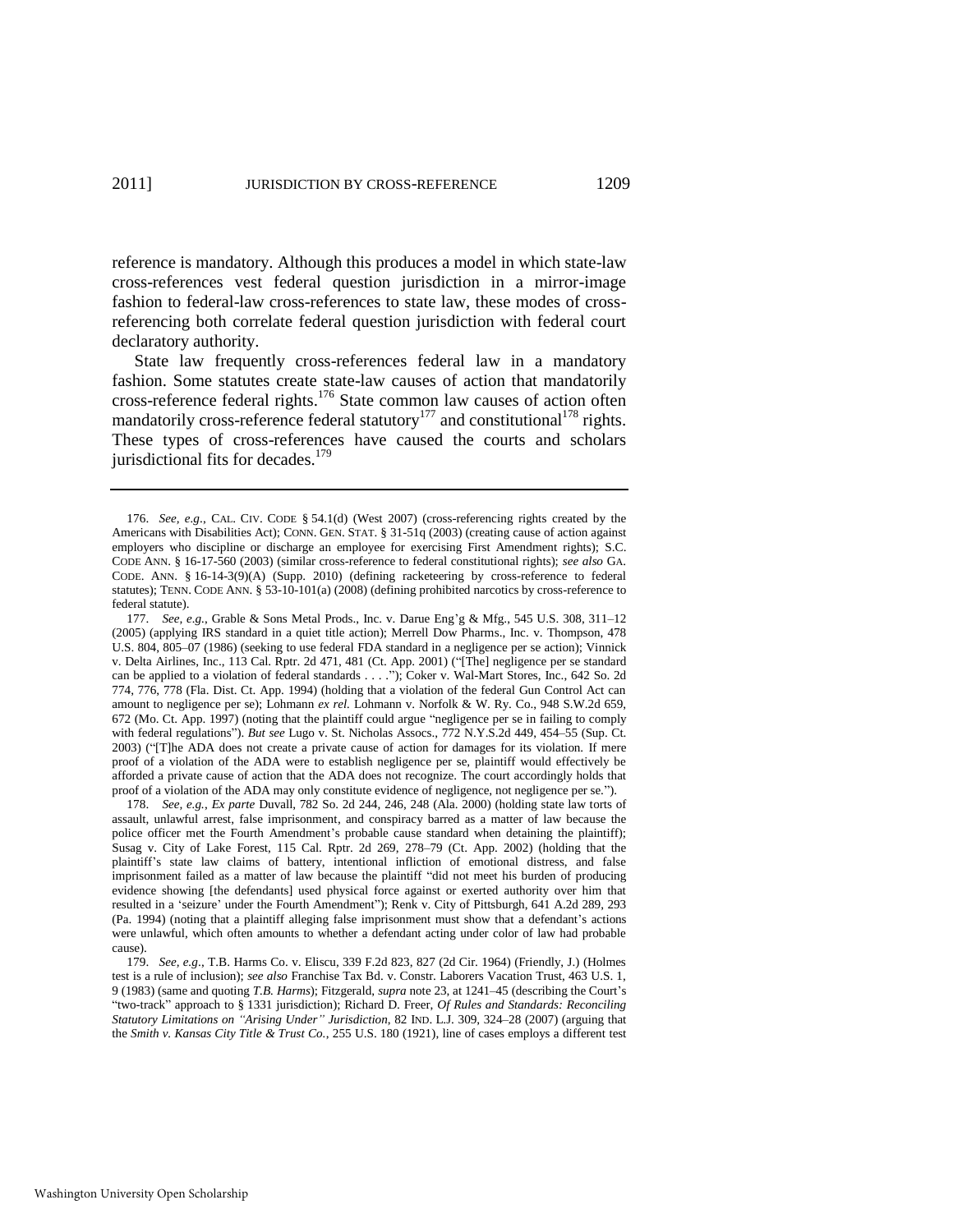reference is mandatory. Although this produces a model in which state-law cross-references vest federal question jurisdiction in a mirror-image fashion to federal-law cross-references to state law, these modes of cross-referencing both correlate federal question jurisdiction with federal court declaratory authority.

State law frequently cross-references federal law in a mandatory fashion. Some statutes create state-law causes of action that mandatorily cross-reference federal rights.[176] State common law causes of action often mandatorily cross-reference federal statutory[177] and constitutional[178] rights. These types of cross-references have caused the courts and scholars jurisdictional fits for decades.[179]

---

176. *See, e.g.*, CAL. CIV. CODE § 54.1(d) (West 2007) (cross-referencing rights created by the Americans with Disabilities Act); CONN. GEN. STAT. § 31-51q (2003) (creating cause of action against employers who discipline or discharge an employee for exercising First Amendment rights); S.C. CODE ANN. § 16-17-560 (2003) (similar cross-reference to federal constitutional rights); *see also* GA. CODE. ANN. § 16-14-3(9)(A) (Supp. 2010) (defining racketeering by cross-reference to federal statutes); TENN. CODE ANN. § 53-10-101(a) (2008) (defining prohibited narcotics by cross-reference to federal statute).

177. *See, e.g.*, Grable & Sons Metal Prods., Inc. v. Darue Eng'g & Mfg., 545 U.S. 308, 311–12 (2005) (applying IRS standard in a quiet title action); Merrell Dow Pharms., Inc. v. Thompson, 478 U.S. 804, 805–07 (1986) (seeking to use federal FDA standard in a negligence per se action); Vinnick v. Delta Airlines, Inc., 113 Cal. Rptr. 2d 471, 481 (Ct. App. 2001) ("[The] negligence per se standard can be applied to a violation of federal standards . . . ."); Coker v. Wal-Mart Stores, Inc., 642 So. 2d 774, 776, 778 (Fla. Dist. Ct. App. 1994) (holding that a violation of the federal Gun Control Act can amount to negligence per se); Lohmann *ex rel.* Lohmann v. Norfolk & W. Ry. Co., 948 S.W.2d 659, 672 (Mo. Ct. App. 1997) (noting that the plaintiff could argue "negligence per se in failing to comply with federal regulations"). *But see* Lugo v. St. Nicholas Assocs., 772 N.Y.S.2d 449, 454–55 (Sup. Ct. 2003) ("[T]he ADA does not create a private cause of action for damages for its violation. If mere proof of a violation of the ADA were to establish negligence per se, plaintiff would effectively be afforded a private cause of action that the ADA does not recognize. The court accordingly holds that proof of a violation of the ADA may only constitute evidence of negligence, not negligence per se.").

178. *See, e.g.*, *Ex parte* Duvall, 782 So. 2d 244, 246, 248 (Ala. 2000) (holding state law torts of assault, unlawful arrest, false imprisonment, and conspiracy barred as a matter of law because the police officer met the Fourth Amendment's probable cause standard when detaining the plaintiff); Susag v. City of Lake Forest, 115 Cal. Rptr. 2d 269, 278–79 (Ct. App. 2002) (holding that the plaintiff's state law claims of battery, intentional infliction of emotional distress, and false imprisonment failed as a matter of law because the plaintiff "did not meet his burden of producing evidence showing [the defendants] used physical force against or exerted authority over him that resulted in a 'seizure' under the Fourth Amendment"); Renk v. City of Pittsburgh, 641 A.2d 289, 293 (Pa. 1994) (noting that a plaintiff alleging false imprisonment must show that a defendant's actions were unlawful, which often amounts to whether a defendant acting under color of law had probable cause).

179. *See, e.g.*, T.B. Harms Co. v. Eliscu, 339 F.2d 823, 827 (2d Cir. 1964) (Friendly, J.) (Holmes test is a rule of inclusion); *see also* Franchise Tax Bd. v. Constr. Laborers Vacation Trust, 463 U.S. 1, 9 (1983) (same and quoting *T.B. Harms*); Fitzgerald, *supra* note 23, at 1241–45 (describing the Court's "two-track" approach to § 1331 jurisdiction); Richard D. Freer, *Of Rules and Standards: Reconciling Statutory Limitations on "Arising Under" Jurisdiction*, 82 IND. L.J. 309, 324–28 (2007) (arguing that the *Smith v. Kansas City Title & Trust Co.*, 255 U.S. 180 (1921), line of cases employs a different test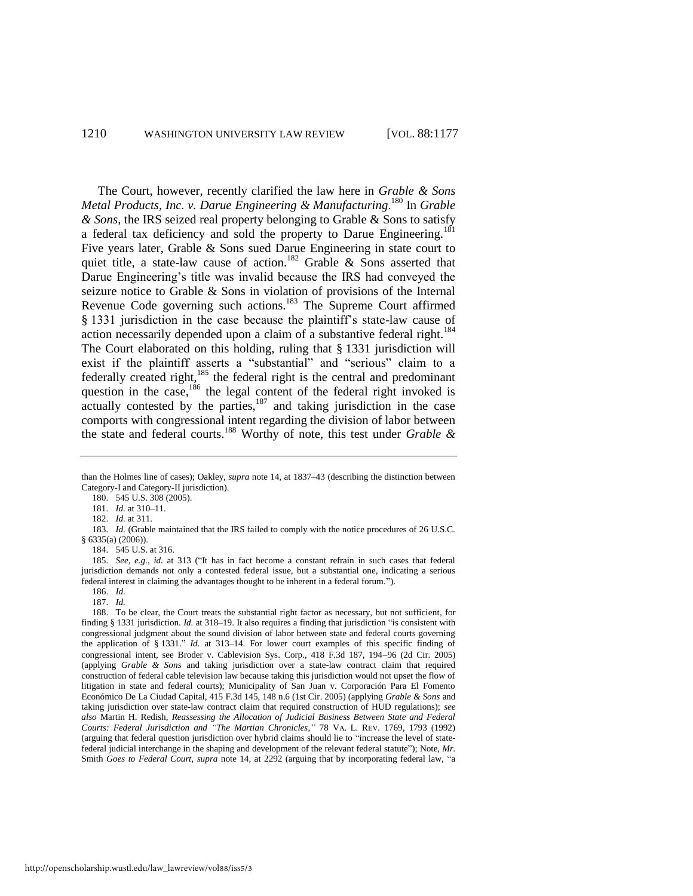The Court, however, recently clarified the law here in *Grable & Sons Metal Products, Inc. v. Darue Engineering & Manufacturing*.[180] In *Grable & Sons*, the IRS seized real property belonging to Grable & Sons to satisfy a federal tax deficiency and sold the property to Darue Engineering.[181] Five years later, Grable & Sons sued Darue Engineering in state court to quiet title, a state-law cause of action.[182] Grable & Sons asserted that Darue Engineering's title was invalid because the IRS had conveyed the seizure notice to Grable & Sons in violation of provisions of the Internal Revenue Code governing such actions.[183] The Supreme Court affirmed § 1331 jurisdiction in the case because the plaintiff's state-law cause of action necessarily depended upon a claim of a substantive federal right.[184] The Court elaborated on this holding, ruling that § 1331 jurisdiction will exist if the plaintiff asserts a "substantial" and "serious" claim to a federally created right,[185] the federal right is the central and predominant question in the case,[186] the legal content of the federal right invoked is actually contested by the parties,[187] and taking jurisdiction in the case comports with congressional intent regarding the division of labor between the state and federal courts.[188] Worthy of note, this test under *Grable &*

---

than the Holmes line of cases); Oakley, *supra* note 14, at 1837–43 (describing the distinction between Category-I and Category-II jurisdiction).

180. 545 U.S. 308 (2005).

181. *Id.* at 310–11.

182. *Id.* at 311.

183. *Id.* (Grable maintained that the IRS failed to comply with the notice procedures of 26 U.S.C. § 6335(a) (2006)).

184. 545 U.S. at 316.

185. *See, e.g.*, *id.* at 313 ("It has in fact become a constant refrain in such cases that federal jurisdiction demands not only a contested federal issue, but a substantial one, indicating a serious federal interest in claiming the advantages thought to be inherent in a federal forum.").

186. *Id.*

187. *Id.*

188. To be clear, the Court treats the substantial right factor as necessary, but not sufficient, for finding § 1331 jurisdiction. *Id.* at 318–19. It also requires a finding that jurisdiction "is consistent with congressional judgment about the sound division of labor between state and federal courts governing the application of § 1331." *Id.* at 313–14. For lower court examples of this specific finding of congressional intent, see Broder v. Cablevision Sys. Corp., 418 F.3d 187, 194–96 (2d Cir. 2005) (applying *Grable & Sons* and taking jurisdiction over a state-law contract claim that required construction of federal cable television law because taking this jurisdiction would not upset the flow of litigation in state and federal courts); Municipality of San Juan v. Corporación Para El Fomento Económico De La Ciudad Capital, 415 F.3d 145, 148 n.6 (1st Cir. 2005) (applying *Grable & Sons* and taking jurisdiction over state-law contract claim that required construction of HUD regulations); *see also* Martin H. Redish, *Reassessing the Allocation of Judicial Business Between State and Federal Courts: Federal Jurisdiction and "The Martian Chronicles*,*"* 78 VA. L. REV. 1769, 1793 (1992) (arguing that federal question jurisdiction over hybrid claims should lie to "increase the level of state-federal judicial interchange in the shaping and development of the relevant federal statute"); Note, *Mr.* Smith *Goes to Federal Court*, *supra* note 14, at 2292 (arguing that by incorporating federal law, "a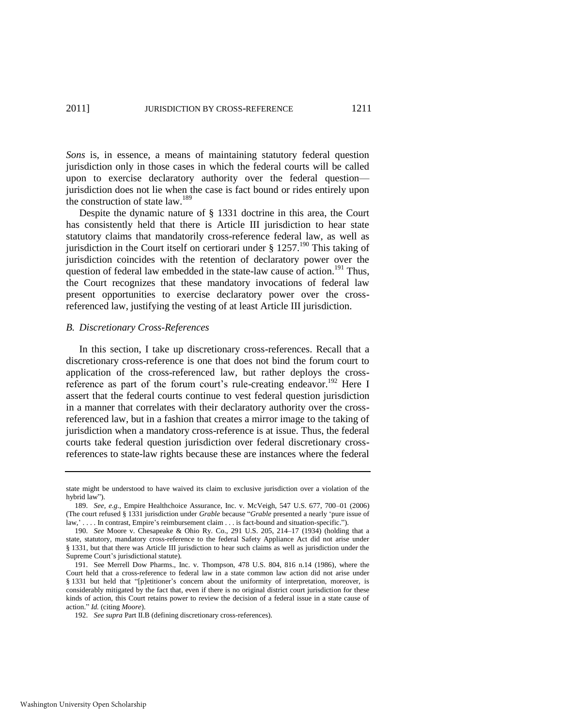*Sons* is, in essence, a means of maintaining statutory federal question jurisdiction only in those cases in which the federal courts will be called upon to exercise declaratory authority over the federal question—jurisdiction does not lie when the case is fact bound or rides entirely upon the construction of state law.[189]

Despite the dynamic nature of § 1331 doctrine in this area, the Court has consistently held that there is Article III jurisdiction to hear state statutory claims that mandatorily cross-reference federal law, as well as jurisdiction in the Court itself on certiorari under § 1257.[190] This taking of jurisdiction coincides with the retention of declaratory power over the question of federal law embedded in the state-law cause of action.[191] Thus, the Court recognizes that these mandatory invocations of federal law present opportunities to exercise declaratory power over the cross-referenced law, justifying the vesting of at least Article III jurisdiction.

### *B. Discretionary Cross-References*

In this section, I take up discretionary cross-references. Recall that a discretionary cross-reference is one that does not bind the forum court to application of the cross-referenced law, but rather deploys the cross-reference as part of the forum court's rule-creating endeavor.[192] Here I assert that the federal courts continue to vest federal question jurisdiction in a manner that correlates with their declaratory authority over the cross-referenced law, but in a fashion that creates a mirror image to the taking of jurisdiction when a mandatory cross-reference is at issue. Thus, the federal courts take federal question jurisdiction over federal discretionary cross-references to state-law rights because these are instances where the federal

---

state might be understood to have waived its claim to exclusive jurisdiction over a violation of the hybrid law").

189. *See, e.g.*, Empire Healthchoice Assurance, Inc. v. McVeigh, 547 U.S. 677, 700–01 (2006) (The court refused § 1331 jurisdiction under *Grable* because "*Grable* presented a nearly 'pure issue of law,' . . . . In contrast, Empire's reimbursement claim . . . is fact-bound and situation-specific.").

190. *See* Moore v. Chesapeake & Ohio Ry. Co., 291 U.S. 205, 214–17 (1934) (holding that a state, statutory, mandatory cross-reference to the federal Safety Appliance Act did not arise under § 1331, but that there was Article III jurisdiction to hear such claims as well as jurisdiction under the Supreme Court's jurisdictional statute).

191. See Merrell Dow Pharms., Inc. v. Thompson, 478 U.S. 804, 816 n.14 (1986), where the Court held that a cross-reference to federal law in a state common law action did not arise under § 1331 but held that "[p]etitioner's concern about the uniformity of interpretation, moreover, is considerably mitigated by the fact that, even if there is no original district court jurisdiction for these kinds of action, this Court retains power to review the decision of a federal issue in a state cause of action." *Id.* (citing *Moore*).

192. *See supra* Part II.B (defining discretionary cross-references).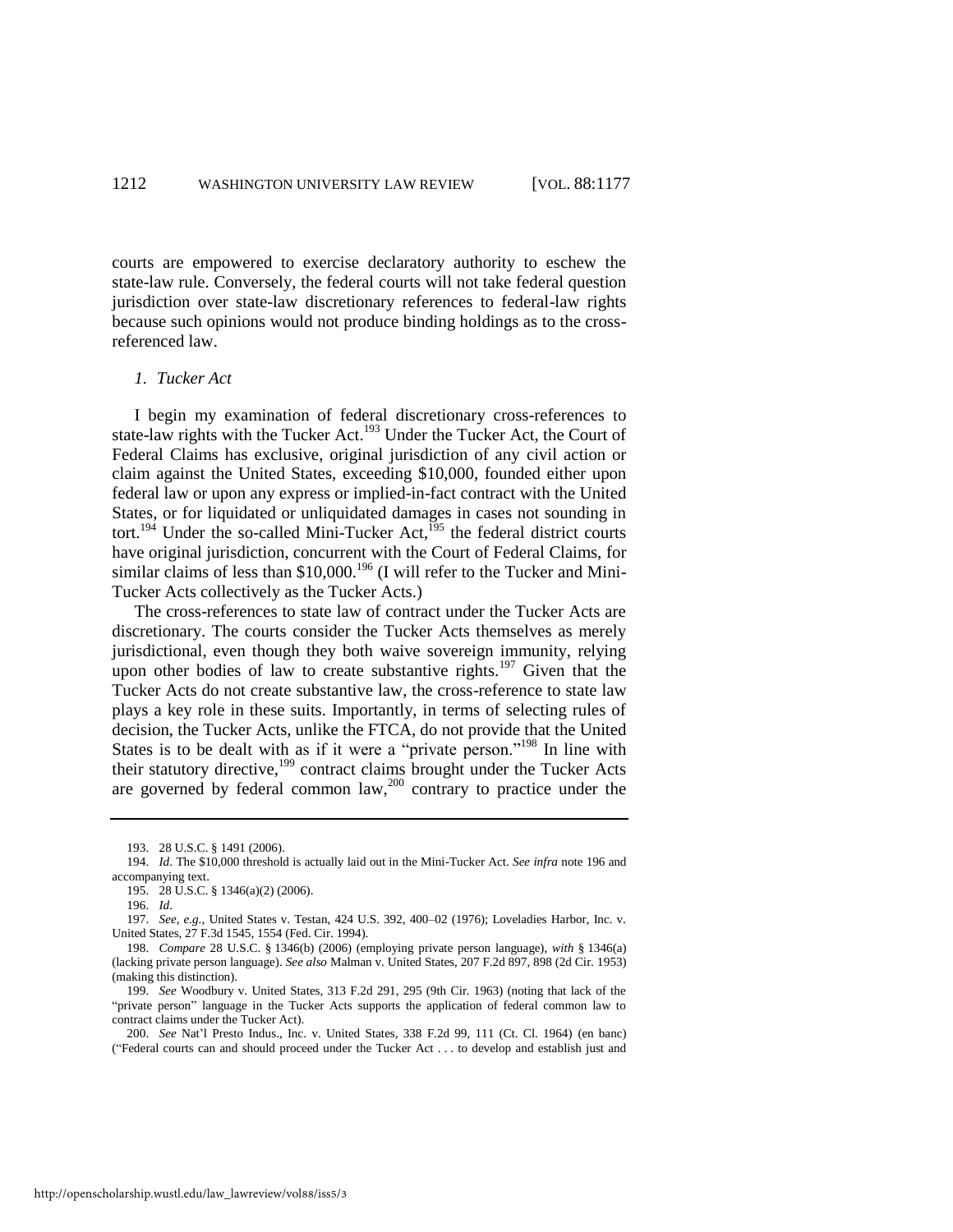courts are empowered to exercise declaratory authority to eschew the state-law rule. Conversely, the federal courts will not take federal question jurisdiction over state-law discretionary references to federal-law rights because such opinions would not produce binding holdings as to the cross-referenced law.

### *1. Tucker Act*

I begin my examination of federal discretionary cross-references to state-law rights with the Tucker Act.[193] Under the Tucker Act, the Court of Federal Claims has exclusive, original jurisdiction of any civil action or claim against the United States, exceeding $10,000, founded either upon federal law or upon any express or implied-in-fact contract with the United States, or for liquidated or unliquidated damages in cases not sounding in tort.[194] Under the so-called Mini-Tucker Act,[195] the federal district courts have original jurisdiction, concurrent with the Court of Federal Claims, for similar claims of less than $10,000.[196] (I will refer to the Tucker and Mini-Tucker Acts collectively as the Tucker Acts.)

The cross-references to state law of contract under the Tucker Acts are discretionary. The courts consider the Tucker Acts themselves as merely jurisdictional, even though they both waive sovereign immunity, relying upon other bodies of law to create substantive rights.[197] Given that the Tucker Acts do not create substantive law, the cross-reference to state law plays a key role in these suits. Importantly, in terms of selecting rules of decision, the Tucker Acts, unlike the FTCA, do not provide that the United States is to be dealt with as if it were a "private person."[198] In line with their statutory directive,[199] contract claims brought under the Tucker Acts are governed by federal common law,[200] contrary to practice under the

---

193. 28 U.S.C. § 1491 (2006).

194. *Id*. The $10,000 threshold is actually laid out in the Mini-Tucker Act. *See infra* note 196 and accompanying text.

195. 28 U.S.C. § 1346(a)(2) (2006).

196. *Id*.

197. *See, e.g.*, United States v. Testan, 424 U.S. 392, 400–02 (1976); Loveladies Harbor, Inc. v. United States, 27 F.3d 1545, 1554 (Fed. Cir. 1994).

198. *Compare* 28 U.S.C. § 1346(b) (2006) (employing private person language), *with* § 1346(a) (lacking private person language). *See also* Malman v. United States, 207 F.2d 897, 898 (2d Cir. 1953) (making this distinction).

199. *See* Woodbury v. United States, 313 F.2d 291, 295 (9th Cir. 1963) (noting that lack of the "private person" language in the Tucker Acts supports the application of federal common law to contract claims under the Tucker Act).

200. *See* Nat'l Presto Indus., Inc. v. United States, 338 F.2d 99, 111 (Ct. Cl. 1964) (en banc) ("Federal courts can and should proceed under the Tucker Act . . . to develop and establish just and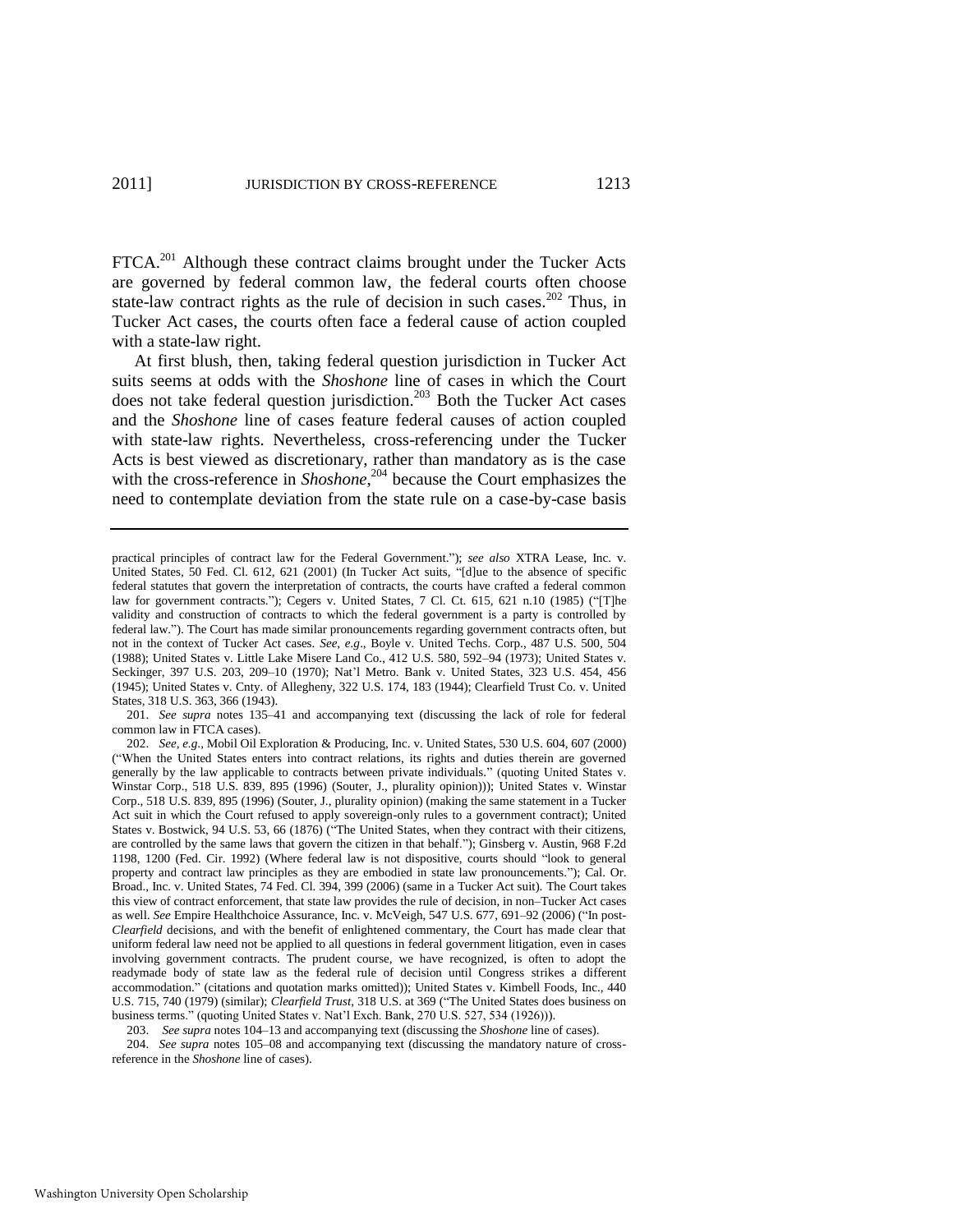FTCA.[201] Although these contract claims brought under the Tucker Acts are governed by federal common law, the federal courts often choose state-law contract rights as the rule of decision in such cases.[202] Thus, in Tucker Act cases, the courts often face a federal cause of action coupled with a state-law right.

At first blush, then, taking federal question jurisdiction in Tucker Act suits seems at odds with the *Shoshone* line of cases in which the Court does not take federal question jurisdiction.[203] Both the Tucker Act cases and the *Shoshone* line of cases feature federal causes of action coupled with state-law rights. Nevertheless, cross-referencing under the Tucker Acts is best viewed as discretionary, rather than mandatory as is the case with the cross-reference in *Shoshone*,[204] because the Court emphasizes the need to contemplate deviation from the state rule on a case-by-case basis

---

practical principles of contract law for the Federal Government."); *see also* XTRA Lease, Inc. v. United States, 50 Fed. Cl. 612, 621 (2001) (In Tucker Act suits, "[d]ue to the absence of specific federal statutes that govern the interpretation of contracts, the courts have crafted a federal common law for government contracts."); Cegers v. United States, 7 Cl. Ct. 615, 621 n.10 (1985) ("[T]he validity and construction of contracts to which the federal government is a party is controlled by federal law."). The Court has made similar pronouncements regarding government contracts often, but not in the context of Tucker Act cases. *See, e.g*., Boyle v. United Techs. Corp., 487 U.S. 500, 504 (1988); United States v. Little Lake Misere Land Co., 412 U.S. 580, 592–94 (1973); United States v. Seckinger, 397 U.S. 203, 209–10 (1970); Nat'l Metro. Bank v. United States, 323 U.S. 454, 456 (1945); United States v. Cnty. of Allegheny, 322 U.S. 174, 183 (1944); Clearfield Trust Co. v. United States, 318 U.S. 363, 366 (1943).

201. *See supra* notes 135–41 and accompanying text (discussing the lack of role for federal common law in FTCA cases).

202. *See, e.g.*, Mobil Oil Exploration & Producing, Inc. v. United States, 530 U.S. 604, 607 (2000) ("When the United States enters into contract relations, its rights and duties therein are governed generally by the law applicable to contracts between private individuals." (quoting United States v. Winstar Corp., 518 U.S. 839, 895 (1996) (Souter, J., plurality opinion))); United States v. Winstar Corp., 518 U.S. 839, 895 (1996) (Souter, J., plurality opinion) (making the same statement in a Tucker Act suit in which the Court refused to apply sovereign-only rules to a government contract); United States v. Bostwick, 94 U.S. 53, 66 (1876) ("The United States, when they contract with their citizens, are controlled by the same laws that govern the citizen in that behalf."); Ginsberg v. Austin, 968 F.2d 1198, 1200 (Fed. Cir. 1992) (Where federal law is not dispositive, courts should "look to general property and contract law principles as they are embodied in state law pronouncements."); Cal. Or. Broad., Inc. v. United States, 74 Fed. Cl. 394, 399 (2006) (same in a Tucker Act suit). The Court takes this view of contract enforcement, that state law provides the rule of decision, in non–Tucker Act cases as well. *See* Empire Healthchoice Assurance, Inc. v. McVeigh, 547 U.S. 677, 691–92 (2006) ("In post-*Clearfield* decisions, and with the benefit of enlightened commentary, the Court has made clear that uniform federal law need not be applied to all questions in federal government litigation, even in cases involving government contracts. The prudent course, we have recognized, is often to adopt the readymade body of state law as the federal rule of decision until Congress strikes a different accommodation." (citations and quotation marks omitted)); United States v. Kimbell Foods, Inc., 440 U.S. 715, 740 (1979) (similar); *Clearfield Trust*, 318 U.S. at 369 ("The United States does business on business terms." (quoting United States v. Nat'l Exch. Bank, 270 U.S. 527, 534 (1926))).

203. *See supra* notes 104–13 and accompanying text (discussing the *Shoshone* line of cases).

204. *See supra* notes 105–08 and accompanying text (discussing the mandatory nature of cross-reference in the *Shoshone* line of cases).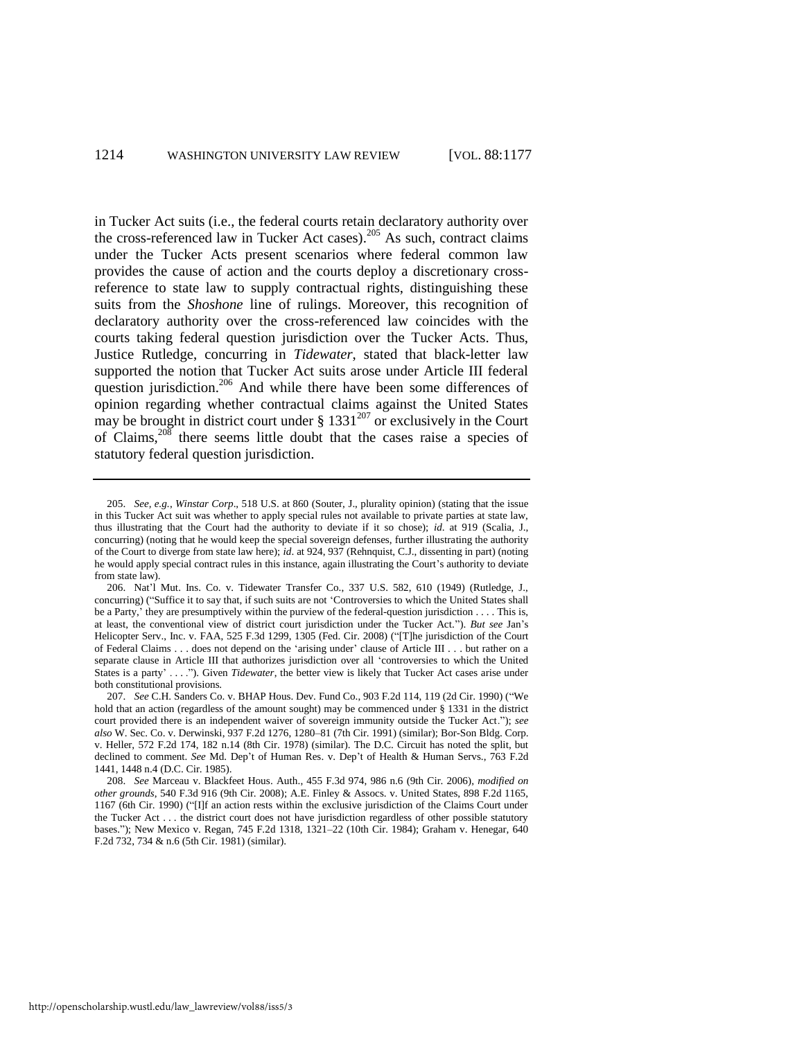in Tucker Act suits (i.e., the federal courts retain declaratory authority over the cross-referenced law in Tucker Act cases).[205] As such, contract claims under the Tucker Acts present scenarios where federal common law provides the cause of action and the courts deploy a discretionary cross-reference to state law to supply contractual rights, distinguishing these suits from the *Shoshone* line of rulings. Moreover, this recognition of declaratory authority over the cross-referenced law coincides with the courts taking federal question jurisdiction over the Tucker Acts. Thus, Justice Rutledge, concurring in *Tidewater*, stated that black-letter law supported the notion that Tucker Act suits arose under Article III federal question jurisdiction.[206] And while there have been some differences of opinion regarding whether contractual claims against the United States may be brought in district court under § 1331[207] or exclusively in the Court of Claims,[208] there seems little doubt that the cases raise a species of statutory federal question jurisdiction.

---

205. *See, e.g.*, *Winstar Corp*., 518 U.S. at 860 (Souter, J., plurality opinion) (stating that the issue in this Tucker Act suit was whether to apply special rules not available to private parties at state law, thus illustrating that the Court had the authority to deviate if it so chose); *id*. at 919 (Scalia, J., concurring) (noting that he would keep the special sovereign defenses, further illustrating the authority of the Court to diverge from state law here); *id*. at 924, 937 (Rehnquist, C.J., dissenting in part) (noting he would apply special contract rules in this instance, again illustrating the Court's authority to deviate from state law).

206. Nat'l Mut. Ins. Co. v. Tidewater Transfer Co., 337 U.S. 582, 610 (1949) (Rutledge, J., concurring) ("Suffice it to say that, if such suits are not 'Controversies to which the United States shall be a Party,' they are presumptively within the purview of the federal-question jurisdiction . . . . This is, at least, the conventional view of district court jurisdiction under the Tucker Act."). *But see* Jan's Helicopter Serv., Inc. v. FAA, 525 F.3d 1299, 1305 (Fed. Cir. 2008) ("[T]he jurisdiction of the Court of Federal Claims . . . does not depend on the 'arising under' clause of Article III . . . but rather on a separate clause in Article III that authorizes jurisdiction over all 'controversies to which the United States is a party' . . . ."). Given *Tidewater*, the better view is likely that Tucker Act cases arise under both constitutional provisions.

207. *See* C.H. Sanders Co. v. BHAP Hous. Dev. Fund Co., 903 F.2d 114, 119 (2d Cir. 1990) ("We hold that an action (regardless of the amount sought) may be commenced under § 1331 in the district court provided there is an independent waiver of sovereign immunity outside the Tucker Act."); *see also* W. Sec. Co. v. Derwinski, 937 F.2d 1276, 1280–81 (7th Cir. 1991) (similar); Bor-Son Bldg. Corp. v. Heller, 572 F.2d 174, 182 n.14 (8th Cir. 1978) (similar). The D.C. Circuit has noted the split, but declined to comment. *See* Md. Dep't of Human Res. v. Dep't of Health & Human Servs., 763 F.2d 1441, 1448 n.4 (D.C. Cir. 1985).

208. *See* Marceau v. Blackfeet Hous. Auth., 455 F.3d 974, 986 n.6 (9th Cir. 2006), *modified on other grounds*, 540 F.3d 916 (9th Cir. 2008); A.E. Finley & Assocs. v. United States, 898 F.2d 1165, 1167 (6th Cir. 1990) ("[I]f an action rests within the exclusive jurisdiction of the Claims Court under the Tucker Act . . . the district court does not have jurisdiction regardless of other possible statutory bases."); New Mexico v. Regan, 745 F.2d 1318, 1321–22 (10th Cir. 1984); Graham v. Henegar, 640 F.2d 732, 734 & n.6 (5th Cir. 1981) (similar).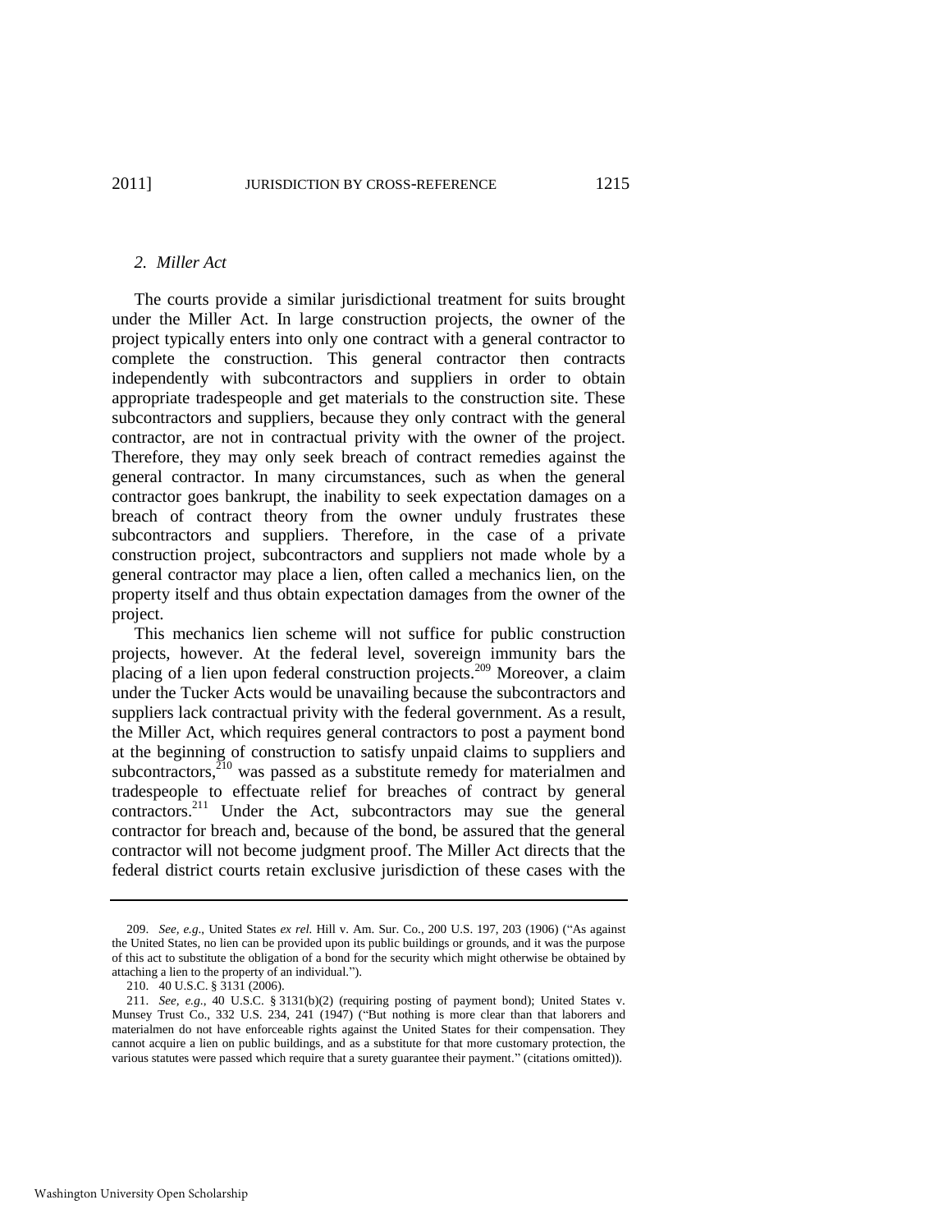### 2. *Miller Act*

The courts provide a similar jurisdictional treatment for suits brought under the Miller Act. In large construction projects, the owner of the project typically enters into only one contract with a general contractor to complete the construction. This general contractor then contracts independently with subcontractors and suppliers in order to obtain appropriate tradespeople and get materials to the construction site. These subcontractors and suppliers, because they only contract with the general contractor, are not in contractual privity with the owner of the project. Therefore, they may only seek breach of contract remedies against the general contractor. In many circumstances, such as when the general contractor goes bankrupt, the inability to seek expectation damages on a breach of contract theory from the owner unduly frustrates these subcontractors and suppliers. Therefore, in the case of a private construction project, subcontractors and suppliers not made whole by a general contractor may place a lien, often called a mechanics lien, on the property itself and thus obtain expectation damages from the owner of the project.

This mechanics lien scheme will not suffice for public construction projects, however. At the federal level, sovereign immunity bars the placing of a lien upon federal construction projects.[209] Moreover, a claim under the Tucker Acts would be unavailing because the subcontractors and suppliers lack contractual privity with the federal government. As a result, the Miller Act, which requires general contractors to post a payment bond at the beginning of construction to satisfy unpaid claims to suppliers and subcontractors,[210] was passed as a substitute remedy for materialmen and tradespeople to effectuate relief for breaches of contract by general contractors.[211] Under the Act, subcontractors may sue the general contractor for breach and, because of the bond, be assured that the general contractor will not become judgment proof. The Miller Act directs that the federal district courts retain exclusive jurisdiction of these cases with the

---

209. *See, e.g.*, United States *ex rel.* Hill v. Am. Sur. Co., 200 U.S. 197, 203 (1906) ("As against the United States, no lien can be provided upon its public buildings or grounds, and it was the purpose of this act to substitute the obligation of a bond for the security which might otherwise be obtained by attaching a lien to the property of an individual.").

210. 40 U.S.C. § 3131 (2006).

211. *See, e.g.*, 40 U.S.C. § 3131(b)(2) (requiring posting of payment bond); United States v. Munsey Trust Co., 332 U.S. 234, 241 (1947) ("But nothing is more clear than that laborers and materialmen do not have enforceable rights against the United States for their compensation. They cannot acquire a lien on public buildings, and as a substitute for that more customary protection, the various statutes were passed which require that a surety guarantee their payment." (citations omitted)).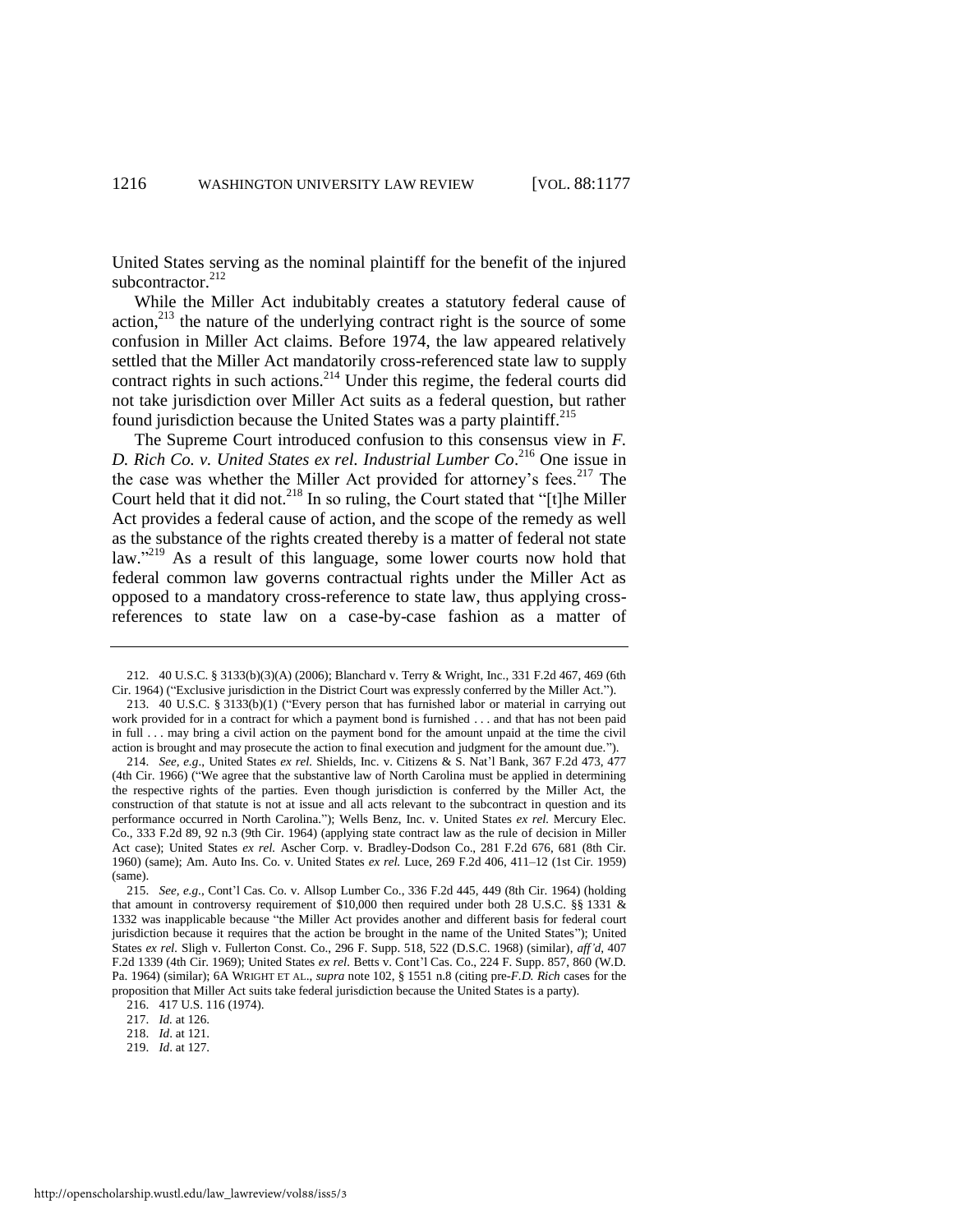United States serving as the nominal plaintiff for the benefit of the injured subcontractor.[212]

While the Miller Act indubitably creates a statutory federal cause of action,[213] the nature of the underlying contract right is the source of some confusion in Miller Act claims. Before 1974, the law appeared relatively settled that the Miller Act mandatorily cross-referenced state law to supply contract rights in such actions.[214] Under this regime, the federal courts did not take jurisdiction over Miller Act suits as a federal question, but rather found jurisdiction because the United States was a party plaintiff.[215]

The Supreme Court introduced confusion to this consensus view in *F. D. Rich Co. v. United States ex rel. Industrial Lumber Co*.[216] One issue in the case was whether the Miller Act provided for attorney's fees.[217] The Court held that it did not.[218] In so ruling, the Court stated that "[t]he Miller Act provides a federal cause of action, and the scope of the remedy as well as the substance of the rights created thereby is a matter of federal not state law."[219] As a result of this language, some lower courts now hold that federal common law governs contractual rights under the Miller Act as opposed to a mandatory cross-reference to state law, thus applying cross-references to state law on a case-by-case fashion as a matter of

---

212. 40 U.S.C. § 3133(b)(3)(A) (2006); Blanchard v. Terry & Wright, Inc., 331 F.2d 467, 469 (6th Cir. 1964) ("Exclusive jurisdiction in the District Court was expressly conferred by the Miller Act.").

213. 40 U.S.C. § 3133(b)(1) ("Every person that has furnished labor or material in carrying out work provided for in a contract for which a payment bond is furnished . . . and that has not been paid in full . . . may bring a civil action on the payment bond for the amount unpaid at the time the civil action is brought and may prosecute the action to final execution and judgment for the amount due.").

214. *See, e.g*., United States *ex rel.* Shields, Inc. v. Citizens & S. Nat'l Bank, 367 F.2d 473, 477 (4th Cir. 1966) ("We agree that the substantive law of North Carolina must be applied in determining the respective rights of the parties. Even though jurisdiction is conferred by the Miller Act, the construction of that statute is not at issue and all acts relevant to the subcontract in question and its performance occurred in North Carolina."); Wells Benz, Inc. v. United States *ex rel.* Mercury Elec. Co., 333 F.2d 89, 92 n.3 (9th Cir. 1964) (applying state contract law as the rule of decision in Miller Act case); United States *ex rel.* Ascher Corp. v. Bradley-Dodson Co., 281 F.2d 676, 681 (8th Cir. 1960) (same); Am. Auto Ins. Co. v. United States *ex rel.* Luce, 269 F.2d 406, 411–12 (1st Cir. 1959) (same).

215. *See, e.g.*, Cont'l Cas. Co. v. Allsop Lumber Co., 336 F.2d 445, 449 (8th Cir. 1964) (holding that amount in controversy requirement of $10,000 then required under both 28 U.S.C. §§ 1331 & 1332 was inapplicable because "the Miller Act provides another and different basis for federal court jurisdiction because it requires that the action be brought in the name of the United States"); United States *ex rel*. Sligh v. Fullerton Const. Co., 296 F. Supp. 518, 522 (D.S.C. 1968) (similar), *aff'd*, 407 F.2d 1339 (4th Cir. 1969); United States *ex rel*. Betts v. Cont'l Cas. Co., 224 F. Supp. 857, 860 (W.D. Pa. 1964) (similar); 6A WRIGHT ET AL., *supra* note 102, § 1551 n.8 (citing pre-*F.D. Rich* cases for the proposition that Miller Act suits take federal jurisdiction because the United States is a party).

216. 417 U.S. 116 (1974).

217. *Id*. at 126.

218. *Id*. at 121.

219. *Id*. at 127.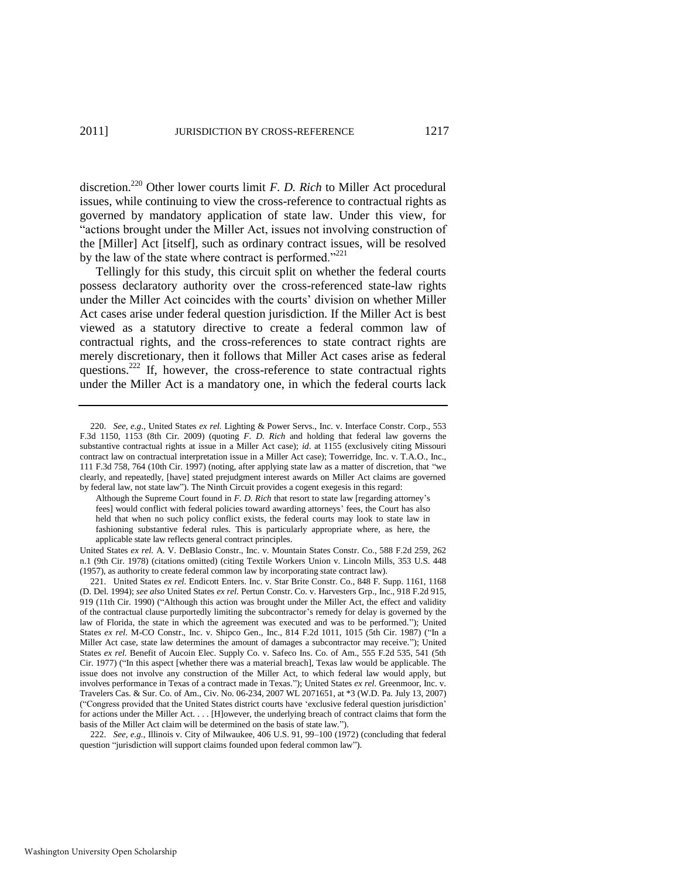discretion.[220] Other lower courts limit *F. D. Rich* to Miller Act procedural issues, while continuing to view the cross-reference to contractual rights as governed by mandatory application of state law. Under this view, for "actions brought under the Miller Act, issues not involving construction of the [Miller] Act [itself], such as ordinary contract issues, will be resolved by the law of the state where contract is performed."[221]

Tellingly for this study, this circuit split on whether the federal courts possess declaratory authority over the cross-referenced state-law rights under the Miller Act coincides with the courts' division on whether Miller Act cases arise under federal question jurisdiction. If the Miller Act is best viewed as a statutory directive to create a federal common law of contractual rights, and the cross-references to state contract rights are merely discretionary, then it follows that Miller Act cases arise as federal questions.[222] If, however, the cross-reference to state contractual rights under the Miller Act is a mandatory one, in which the federal courts lack

---

220. *See, e.g.*, United States *ex rel.* Lighting & Power Servs., Inc. v. Interface Constr. Corp., 553 F.3d 1150, 1153 (8th Cir. 2009) (quoting *F. D. Rich* and holding that federal law governs the substantive contractual rights at issue in a Miller Act case); *id*. at 1155 (exclusively citing Missouri contract law on contractual interpretation issue in a Miller Act case); Towerridge, Inc. v. T.A.O., Inc., 111 F.3d 758, 764 (10th Cir. 1997) (noting, after applying state law as a matter of discretion, that "we clearly, and repeatedly, [have] stated prejudgment interest awards on Miller Act claims are governed by federal law, not state law"). The Ninth Circuit provides a cogent exegesis in this regard:

> Although the Supreme Court found in *F. D. Rich* that resort to state law [regarding attorney's fees] would conflict with federal policies toward awarding attorneys' fees, the Court has also held that when no such policy conflict exists, the federal courts may look to state law in fashioning substantive federal rules. This is particularly appropriate where, as here, the applicable state law reflects general contract principles.

United States *ex rel.* A. V. DeBlasio Constr., Inc. v. Mountain States Constr. Co., 588 F.2d 259, 262 n.1 (9th Cir. 1978) (citations omitted) (citing Textile Workers Union v. Lincoln Mills, 353 U.S. 448 (1957), as authority to create federal common law by incorporating state contract law).

221. United States *ex rel.* Endicott Enters. Inc. v. Star Brite Constr. Co., 848 F. Supp. 1161, 1168 (D. Del. 1994); *see also* United States *ex rel*. Pertun Constr. Co. v. Harvesters Grp., Inc., 918 F.2d 915, 919 (11th Cir. 1990) ("Although this action was brought under the Miller Act, the effect and validity of the contractual clause purportedly limiting the subcontractor's remedy for delay is governed by the law of Florida, the state in which the agreement was executed and was to be performed."); United States *ex rel.* M-CO Constr., Inc. v. Shipco Gen., Inc., 814 F.2d 1011, 1015 (5th Cir. 1987) ("In a Miller Act case, state law determines the amount of damages a subcontractor may receive."); United States *ex rel.* Benefit of Aucoin Elec. Supply Co. v. Safeco Ins. Co. of Am., 555 F.2d 535, 541 (5th Cir. 1977) ("In this aspect [whether there was a material breach], Texas law would be applicable. The issue does not involve any construction of the Miller Act, to which federal law would apply, but involves performance in Texas of a contract made in Texas."); United States *ex rel*. Greenmoor, Inc. v. Travelers Cas. & Sur. Co. of Am., Civ. No. 06-234, 2007 WL 2071651, at *3 (W.D. Pa. July 13, 2007) ("Congress provided that the United States district courts have 'exclusive federal question jurisdiction' for actions under the Miller Act. . . . [H]owever, the underlying breach of contract claims that form the basis of the Miller Act claim will be determined on the basis of state law.").

222. *See, e.g.*, Illinois v. City of Milwaukee, 406 U.S. 91, 99–100 (1972) (concluding that federal question "jurisdiction will support claims founded upon federal common law").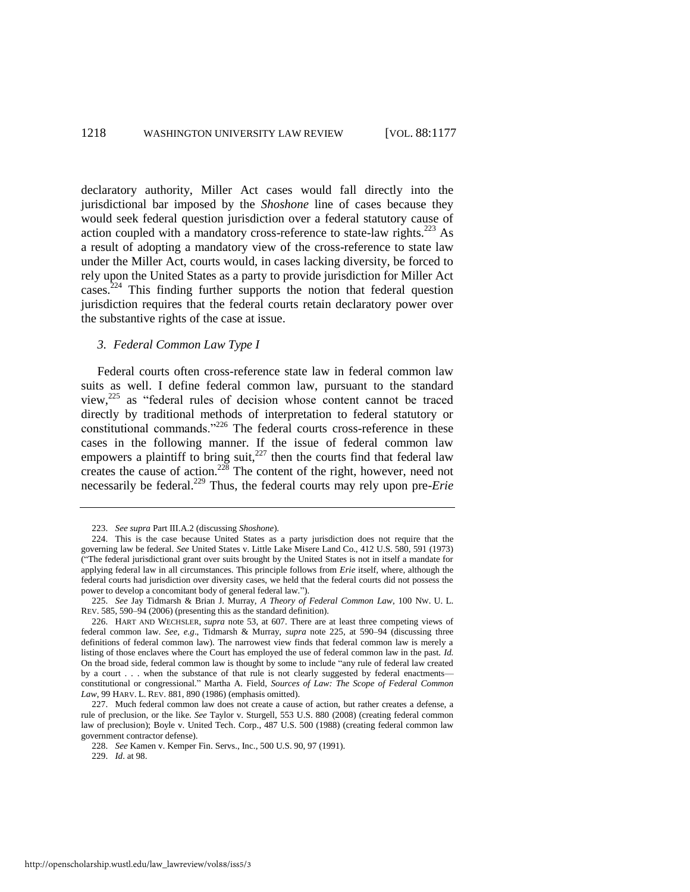declaratory authority, Miller Act cases would fall directly into the jurisdictional bar imposed by the *Shoshone* line of cases because they would seek federal question jurisdiction over a federal statutory cause of action coupled with a mandatory cross-reference to state-law rights.[223] As a result of adopting a mandatory view of the cross-reference to state law under the Miller Act, courts would, in cases lacking diversity, be forced to rely upon the United States as a party to provide jurisdiction for Miller Act cases.[224] This finding further supports the notion that federal question jurisdiction requires that the federal courts retain declaratory power over the substantive rights of the case at issue.

### *3. Federal Common Law Type I*

Federal courts often cross-reference state law in federal common law suits as well. I define federal common law, pursuant to the standard view,[225] as "federal rules of decision whose content cannot be traced directly by traditional methods of interpretation to federal statutory or constitutional commands."[226] The federal courts cross-reference in these cases in the following manner. If the issue of federal common law empowers a plaintiff to bring suit,[227] then the courts find that federal law creates the cause of action.[228] The content of the right, however, need not necessarily be federal.[229] Thus, the federal courts may rely upon pre-*Erie*

---

223. *See supra* Part III.A.2 (discussing *Shoshone*).

224. This is the case because United States as a party jurisdiction does not require that the governing law be federal. *See* United States v. Little Lake Misere Land Co., 412 U.S. 580, 591 (1973) ("The federal jurisdictional grant over suits brought by the United States is not in itself a mandate for applying federal law in all circumstances. This principle follows from *Erie* itself, where, although the federal courts had jurisdiction over diversity cases, we held that the federal courts did not possess the power to develop a concomitant body of general federal law.").

225. *See* Jay Tidmarsh & Brian J. Murray, *A Theory of Federal Common Law*, 100 NW. U. L. REV. 585, 590–94 (2006) (presenting this as the standard definition).

226. HART AND WECHSLER, *supra* note 53, at 607. There are at least three competing views of federal common law. *See, e.g.*, Tidmarsh & Murray, *supra* note 225, at 590–94 (discussing three definitions of federal common law). The narrowest view finds that federal common law is merely a listing of those enclaves where the Court has employed the use of federal common law in the past. *Id.* On the broad side, federal common law is thought by some to include "any rule of federal law created by a court . . . when the substance of that rule is not clearly suggested by federal enactments—constitutional or congressional." Martha A. Field, *Sources of Law: The Scope of Federal Common Law*, 99 HARV. L. REV. 881, 890 (1986) (emphasis omitted).

227. Much federal common law does not create a cause of action, but rather creates a defense, a rule of preclusion, or the like. *See* Taylor v. Sturgell, 553 U.S. 880 (2008) (creating federal common law of preclusion); Boyle v. United Tech. Corp., 487 U.S. 500 (1988) (creating federal common law government contractor defense).

228. *See* Kamen v. Kemper Fin. Servs., Inc., 500 U.S. 90, 97 (1991).

229. *Id.* at 98.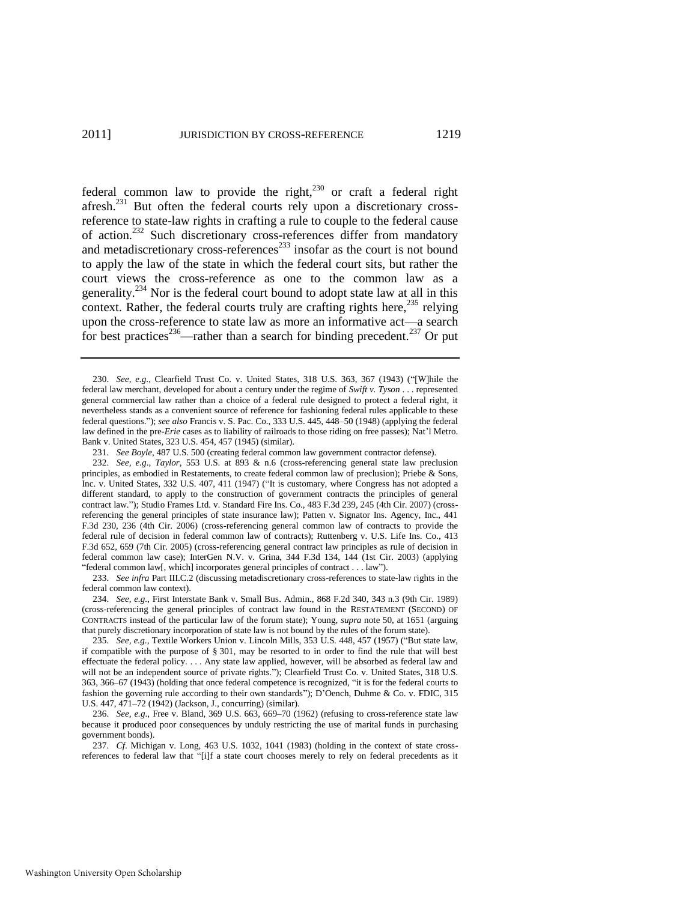federal common law to provide the right,[230] or craft a federal right afresh.[231] But often the federal courts rely upon a discretionary cross-reference to state-law rights in crafting a rule to couple to the federal cause of action.[232] Such discretionary cross-references differ from mandatory and metadiscretionary cross-references[233] insofar as the court is not bound to apply the law of the state in which the federal court sits, but rather the court views the cross-reference as one to the common law as a generality.[234] Nor is the federal court bound to adopt state law at all in this context. Rather, the federal courts truly are crafting rights here,[235] relying upon the cross-reference to state law as more an informative act—a search for best practices[236]—rather than a search for binding precedent.[237] Or put

---

230. *See, e.g.*, Clearfield Trust Co. v. United States, 318 U.S. 363, 367 (1943) ("[W]hile the federal law merchant, developed for about a century under the regime of *Swift v. Tyson* . . . represented general commercial law rather than a choice of a federal rule designed to protect a federal right, it nevertheless stands as a convenient source of reference for fashioning federal rules applicable to these federal questions."); *see also* Francis v. S. Pac. Co., 333 U.S. 445, 448–50 (1948) (applying the federal law defined in the pre-*Erie* cases as to liability of railroads to those riding on free passes); Nat'l Metro. Bank v. United States, 323 U.S. 454, 457 (1945) (similar).

231. *See Boyle*, 487 U.S. 500 (creating federal common law government contractor defense).

232. *See, e.g.*, *Taylor*, 553 U.S. at 893 & n.6 (cross-referencing general state law preclusion principles, as embodied in Restatements, to create federal common law of preclusion); Priebe & Sons, Inc. v. United States, 332 U.S. 407, 411 (1947) ("It is customary, where Congress has not adopted a different standard, to apply to the construction of government contracts the principles of general contract law."); Studio Frames Ltd. v. Standard Fire Ins. Co., 483 F.3d 239, 245 (4th Cir. 2007) (cross-referencing the general principles of state insurance law); Patten v. Signator Ins. Agency, Inc., 441 F.3d 230, 236 (4th Cir. 2006) (cross-referencing general common law of contracts to provide the federal rule of decision in federal common law of contracts); Ruttenberg v. U.S. Life Ins. Co., 413 F.3d 652, 659 (7th Cir. 2005) (cross-referencing general contract law principles as rule of decision in federal common law case); InterGen N.V. v. Grina, 344 F.3d 134, 144 (1st Cir. 2003) (applying "federal common law[, which] incorporates general principles of contract . . . law").

233. *See infra* Part III.C.2 (discussing metadiscretionary cross-references to state-law rights in the federal common law context).

234. *See, e.g.*, First Interstate Bank v. Small Bus. Admin., 868 F.2d 340, 343 n.3 (9th Cir. 1989) (cross-referencing the general principles of contract law found in the RESTATEMENT (SECOND) OF CONTRACTS instead of the particular law of the forum state); Young, *supra* note 50, at 1651 (arguing that purely discretionary incorporation of state law is not bound by the rules of the forum state).

235. *See, e.g.*, Textile Workers Union v. Lincoln Mills, 353 U.S. 448, 457 (1957) ("But state law, if compatible with the purpose of § 301, may be resorted to in order to find the rule that will best effectuate the federal policy. . . . Any state law applied, however, will be absorbed as federal law and will not be an independent source of private rights."); Clearfield Trust Co. v. United States, 318 U.S. 363, 366–67 (1943) (holding that once federal competence is recognized, "it is for the federal courts to fashion the governing rule according to their own standards"); D'Oench, Duhme & Co. v. FDIC, 315 U.S. 447, 471–72 (1942) (Jackson, J., concurring) (similar).

236. *See, e.g.*, Free v. Bland, 369 U.S. 663, 669–70 (1962) (refusing to cross-reference state law because it produced poor consequences by unduly restricting the use of marital funds in purchasing government bonds).

237. *Cf.* Michigan v. Long, 463 U.S. 1032, 1041 (1983) (holding in the context of state cross-references to federal law that "[i]f a state court chooses merely to rely on federal precedents as it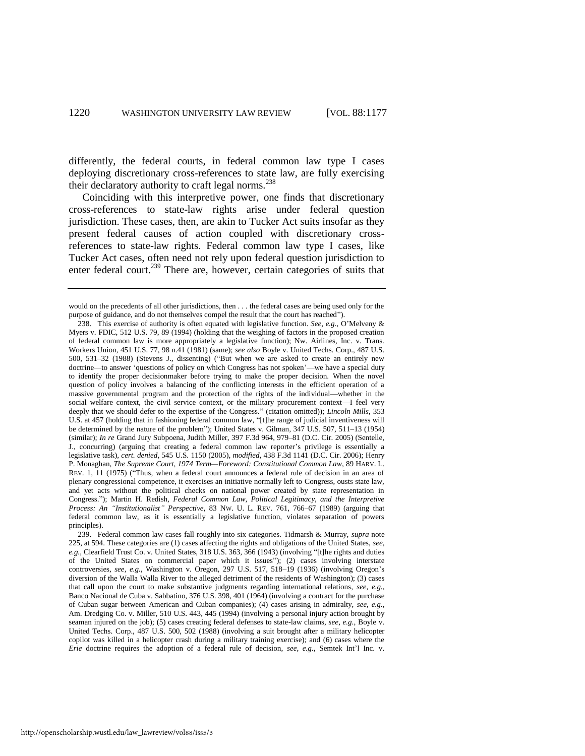differently, the federal courts, in federal common law type I cases deploying discretionary cross-references to state law, are fully exercising their declaratory authority to craft legal norms.[238]

Coinciding with this interpretive power, one finds that discretionary cross-references to state-law rights arise under federal question jurisdiction. These cases, then, are akin to Tucker Act suits insofar as they present federal causes of action coupled with discretionary cross-references to state-law rights. Federal common law type I cases, like Tucker Act cases, often need not rely upon federal question jurisdiction to enter federal court.[239] There are, however, certain categories of suits that

---

would on the precedents of all other jurisdictions, then . . . the federal cases are being used only for the purpose of guidance, and do not themselves compel the result that the court has reached").

238. This exercise of authority is often equated with legislative function. *See, e.g.*, O'Melveny & Myers v. FDIC, 512 U.S. 79, 89 (1994) (holding that the weighing of factors in the proposed creation of federal common law is more appropriately a legislative function); Nw. Airlines, Inc. v. Trans. Workers Union, 451 U.S. 77, 98 n.41 (1981) (same); *see also* Boyle v. United Techs. Corp., 487 U.S. 500, 531–32 (1988) (Stevens J., dissenting) ("But when we are asked to create an entirely new doctrine—to answer 'questions of policy on which Congress has not spoken'—we have a special duty to identify the proper decisionmaker before trying to make the proper decision. When the novel question of policy involves a balancing of the conflicting interests in the efficient operation of a massive governmental program and the protection of the rights of the individual—whether in the social welfare context, the civil service context, or the military procurement context—I feel very deeply that we should defer to the expertise of the Congress." (citation omitted)); *Lincoln Mills*, 353 U.S. at 457 (holding that in fashioning federal common law, "[t]he range of judicial inventiveness will be determined by the nature of the problem"); United States v. Gilman, 347 U.S. 507, 511–13 (1954) (similar); *In re* Grand Jury Subpoena, Judith Miller, 397 F.3d 964, 979–81 (D.C. Cir. 2005) (Sentelle, J., concurring) (arguing that creating a federal common law reporter's privilege is essentially a legislative task), *cert. denied*, 545 U.S. 1150 (2005), *modified*, 438 F.3d 1141 (D.C. Cir. 2006); Henry P. Monaghan, *The Supreme Court, 1974 Term—Foreword: Constitutional Common Law*, 89 HARV. L. REV. 1, 11 (1975) ("Thus, when a federal court announces a federal rule of decision in an area of plenary congressional competence, it exercises an initiative normally left to Congress, ousts state law, and yet acts without the political checks on national power created by state representation in Congress."); Martin H. Redish, *Federal Common Law, Political Legitimacy, and the Interpretive Process: An "Institutionalist" Perspective*, 83 NW. U. L. REV. 761, 766–67 (1989) (arguing that federal common law, as it is essentially a legislative function, violates separation of powers principles).

239. Federal common law cases fall roughly into six categories. Tidmarsh & Murray, *supra* note 225, at 594. These categories are (1) cases affecting the rights and obligations of the United States, *see, e.g.*, Clearfield Trust Co. v. United States, 318 U.S. 363, 366 (1943) (involving "[t]he rights and duties of the United States on commercial paper which it issues"); (2) cases involving interstate controversies, *see, e.g.*, Washington v. Oregon, 297 U.S. 517, 518–19 (1936) (involving Oregon's diversion of the Walla Walla River to the alleged detriment of the residents of Washington); (3) cases that call upon the court to make substantive judgments regarding international relations, *see, e.g.*, Banco Nacional de Cuba v. Sabbatino, 376 U.S. 398, 401 (1964) (involving a contract for the purchase of Cuban sugar between American and Cuban companies); (4) cases arising in admiralty, *see, e.g.*, Am. Dredging Co. v. Miller, 510 U.S. 443, 445 (1994) (involving a personal injury action brought by seaman injured on the job); (5) cases creating federal defenses to state-law claims, *see, e.g.*, Boyle v. United Techs. Corp., 487 U.S. 500, 502 (1988) (involving a suit brought after a military helicopter copilot was killed in a helicopter crash during a military training exercise); and (6) cases where the *Erie* doctrine requires the adoption of a federal rule of decision, *see, e.g.*, Semtek Int'l Inc. v.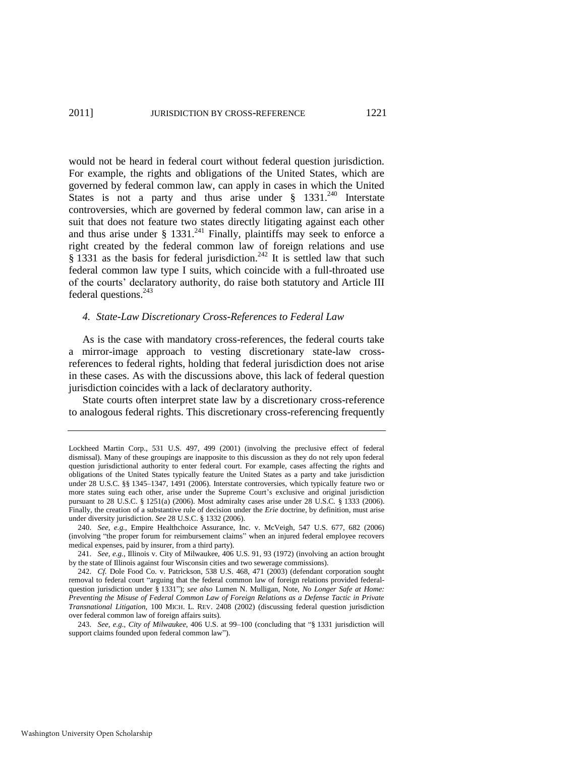would not be heard in federal court without federal question jurisdiction. For example, the rights and obligations of the United States, which are governed by federal common law, can apply in cases in which the United States is not a party and thus arise under § 1331.[240] Interstate controversies, which are governed by federal common law, can arise in a suit that does not feature two states directly litigating against each other and thus arise under § 1331.[241] Finally, plaintiffs may seek to enforce a right created by the federal common law of foreign relations and use § 1331 as the basis for federal jurisdiction.[242] It is settled law that such federal common law type I suits, which coincide with a full-throated use of the courts' declaratory authority, do raise both statutory and Article III federal questions.[243]

#### *4. State-Law Discretionary Cross-References to Federal Law*

As is the case with mandatory cross-references, the federal courts take a mirror-image approach to vesting discretionary state-law cross-references to federal rights, holding that federal jurisdiction does not arise in these cases. As with the discussions above, this lack of federal question jurisdiction coincides with a lack of declaratory authority.

State courts often interpret state law by a discretionary cross-reference to analogous federal rights. This discretionary cross-referencing frequently

---

Lockheed Martin Corp., 531 U.S. 497, 499 (2001) (involving the preclusive effect of federal dismissal). Many of these groupings are inapposite to this discussion as they do not rely upon federal question jurisdictional authority to enter federal court. For example, cases affecting the rights and obligations of the United States typically feature the United States as a party and take jurisdiction under 28 U.S.C. §§ 1345–1347, 1491 (2006). Interstate controversies, which typically feature two or more states suing each other, arise under the Supreme Court's exclusive and original jurisdiction pursuant to 28 U.S.C. § 1251(a) (2006). Most admiralty cases arise under 28 U.S.C. § 1333 (2006). Finally, the creation of a substantive rule of decision under the *Erie* doctrine, by definition, must arise under diversity jurisdiction. *See* 28 U.S.C. § 1332 (2006).

240. *See, e.g.*, Empire Healthchoice Assurance, Inc. v. McVeigh, 547 U.S. 677, 682 (2006) (involving "the proper forum for reimbursement claims" when an injured federal employee recovers medical expenses, paid by insurer, from a third party).

241. *See, e.g.*, Illinois v. City of Milwaukee, 406 U.S. 91, 93 (1972) (involving an action brought by the state of Illinois against four Wisconsin cities and two sewerage commissions).

242. *Cf.* Dole Food Co. v. Patrickson, 538 U.S. 468, 471 (2003) (defendant corporation sought removal to federal court "arguing that the federal common law of foreign relations provided federal-question jurisdiction under § 1331"); *see also* Lumen N. Mulligan, Note, *No Longer Safe at Home: Preventing the Misuse of Federal Common Law of Foreign Relations as a Defense Tactic in Private Transnational Litigation*, 100 MICH. L. REV. 2408 (2002) (discussing federal question jurisdiction over federal common law of foreign affairs suits).

243. *See, e.g.*, *City of Milwaukee*, 406 U.S. at 99–100 (concluding that "§ 1331 jurisdiction will support claims founded upon federal common law").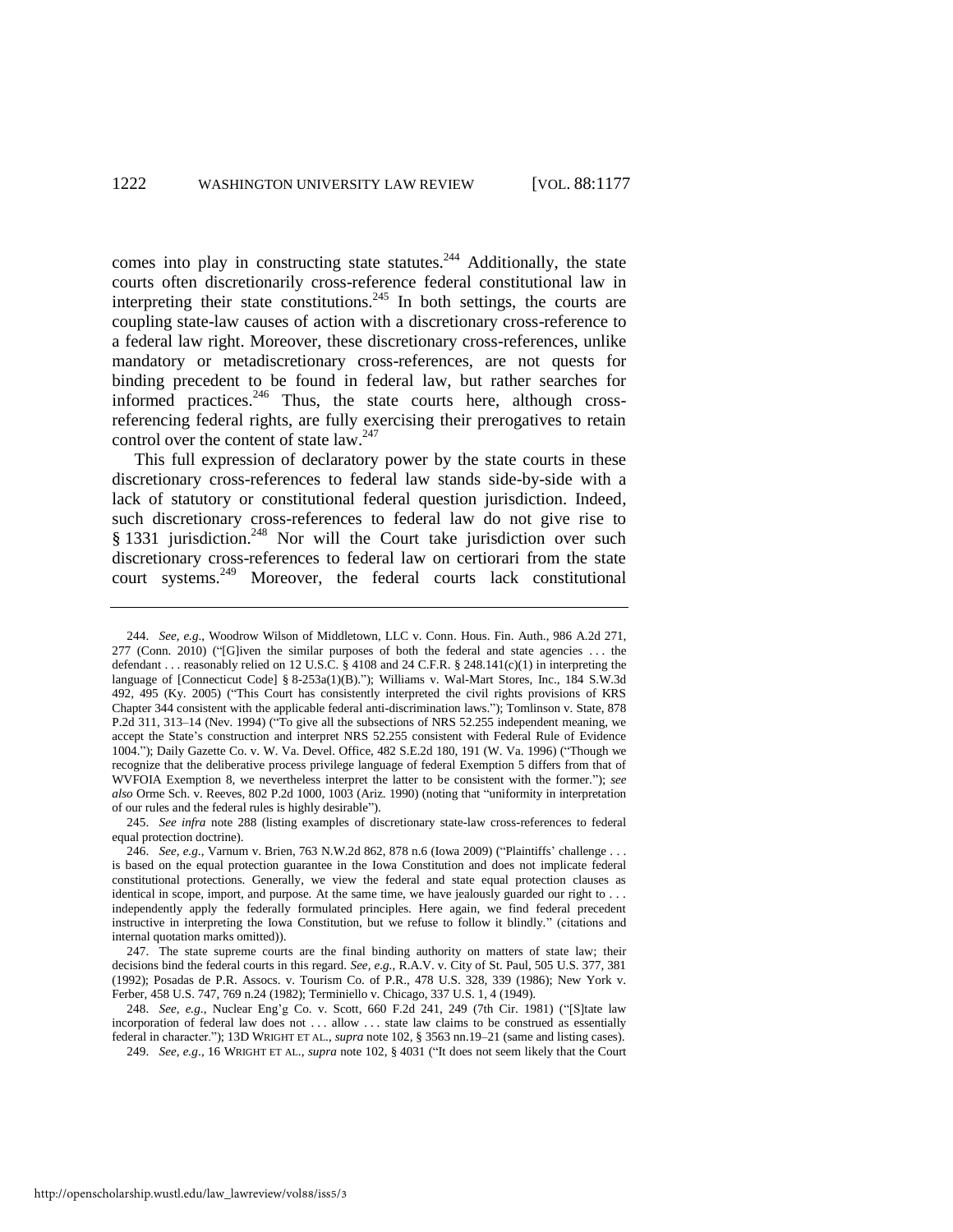comes into play in constructing state statutes.[244] Additionally, the state courts often discretionarily cross-reference federal constitutional law in interpreting their state constitutions.[245] In both settings, the courts are coupling state-law causes of action with a discretionary cross-reference to a federal law right. Moreover, these discretionary cross-references, unlike mandatory or metadiscretionary cross-references, are not quests for binding precedent to be found in federal law, but rather searches for informed practices.[246] Thus, the state courts here, although cross-referencing federal rights, are fully exercising their prerogatives to retain control over the content of state law.[247]

This full expression of declaratory power by the state courts in these discretionary cross-references to federal law stands side-by-side with a lack of statutory or constitutional federal question jurisdiction. Indeed, such discretionary cross-references to federal law do not give rise to § 1331 jurisdiction.[248] Nor will the Court take jurisdiction over such discretionary cross-references to federal law on certiorari from the state court systems.[249] Moreover, the federal courts lack constitutional

---

244. *See, e.g.*, Woodrow Wilson of Middletown, LLC v. Conn. Hous. Fin. Auth., 986 A.2d 271, 277 (Conn. 2010) ("[G]iven the similar purposes of both the federal and state agencies . . . the defendant . . . reasonably relied on 12 U.S.C. § 4108 and 24 C.F.R. § 248.141(c)(1) in interpreting the language of [Connecticut Code] § 8-253a(1)(B)."); Williams v. Wal-Mart Stores, Inc., 184 S.W.3d 492, 495 (Ky. 2005) ("This Court has consistently interpreted the civil rights provisions of KRS Chapter 344 consistent with the applicable federal anti-discrimination laws."); Tomlinson v. State, 878 P.2d 311, 313–14 (Nev. 1994) ("To give all the subsections of NRS 52.255 independent meaning, we accept the State's construction and interpret NRS 52.255 consistent with Federal Rule of Evidence 1004."); Daily Gazette Co. v. W. Va. Devel. Office, 482 S.E.2d 180, 191 (W. Va. 1996) ("Though we recognize that the deliberative process privilege language of federal Exemption 5 differs from that of WVFOIA Exemption 8, we nevertheless interpret the latter to be consistent with the former."); *see also* Orme Sch. v. Reeves, 802 P.2d 1000, 1003 (Ariz. 1990) (noting that "uniformity in interpretation of our rules and the federal rules is highly desirable").

245. *See infra* note 288 (listing examples of discretionary state-law cross-references to federal equal protection doctrine).

246. *See, e.g.*, Varnum v. Brien, 763 N.W.2d 862, 878 n.6 (Iowa 2009) ("Plaintiffs' challenge . . . is based on the equal protection guarantee in the Iowa Constitution and does not implicate federal constitutional protections. Generally, we view the federal and state equal protection clauses as identical in scope, import, and purpose. At the same time, we have jealously guarded our right to . . . independently apply the federally formulated principles. Here again, we find federal precedent instructive in interpreting the Iowa Constitution, but we refuse to follow it blindly." (citations and internal quotation marks omitted)).

247. The state supreme courts are the final binding authority on matters of state law; their decisions bind the federal courts in this regard. *See, e.g.*, R.A.V. v. City of St. Paul, 505 U.S. 377, 381 (1992); Posadas de P.R. Assocs. v. Tourism Co. of P.R., 478 U.S. 328, 339 (1986); New York v. Ferber, 458 U.S. 747, 769 n.24 (1982); Terminiello v. Chicago, 337 U.S. 1, 4 (1949).

248. *See, e.g.*, Nuclear Eng'g Co. v. Scott, 660 F.2d 241, 249 (7th Cir. 1981) ("[S]tate law incorporation of federal law does not . . . allow . . . state law claims to be construed as essentially federal in character."); 13D WRIGHT ET AL., *supra* note 102, § 3563 nn.19–21 (same and listing cases).

249. *See, e.g.*, 16 WRIGHT ET AL., *supra* note 102, § 4031 ("It does not seem likely that the Court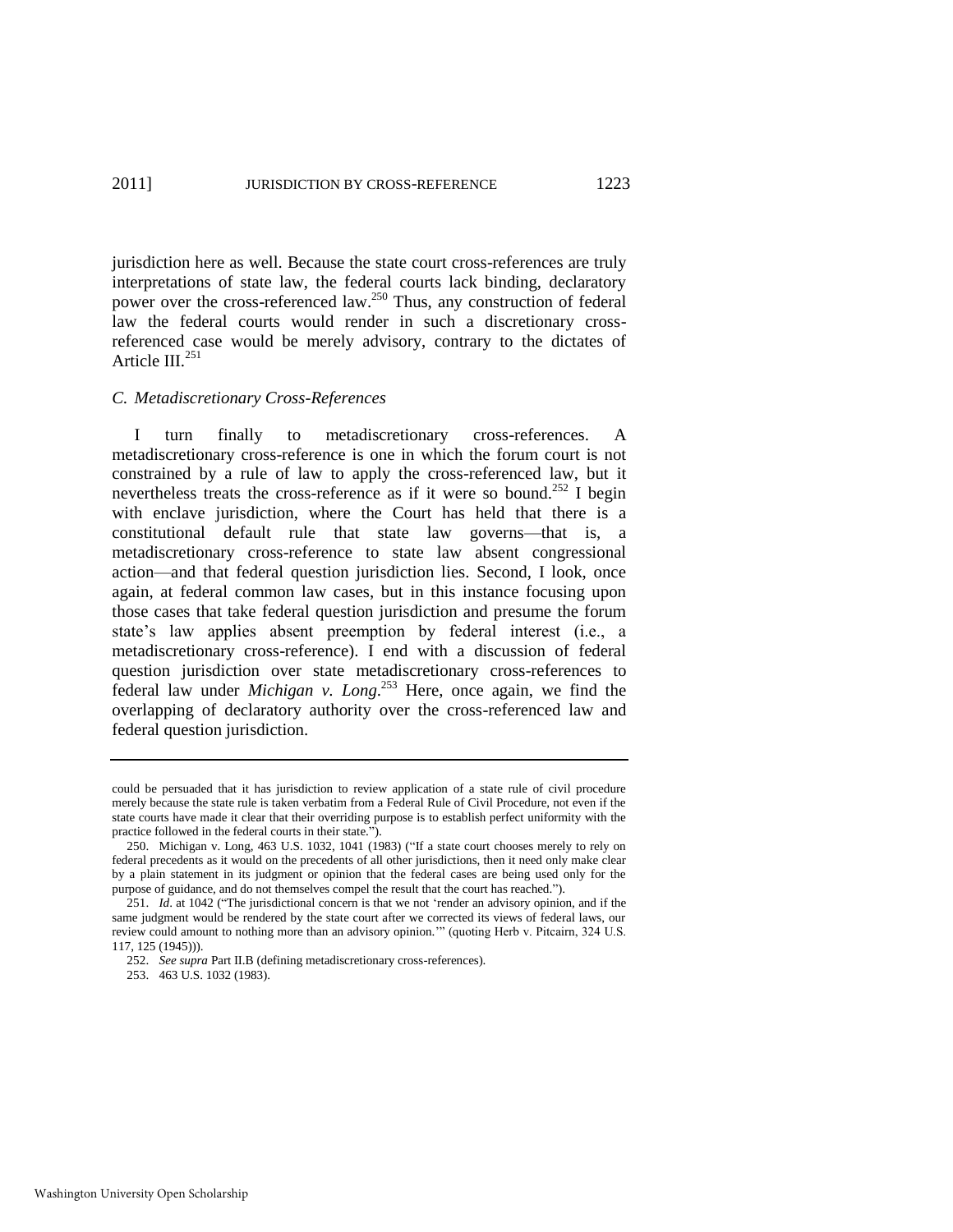jurisdiction here as well. Because the state court cross-references are truly interpretations of state law, the federal courts lack binding, declaratory power over the cross-referenced law.[250] Thus, any construction of federal law the federal courts would render in such a discretionary cross-referenced case would be merely advisory, contrary to the dictates of Article III.[251]

### *C. Metadiscretionary Cross-References*

I turn finally to metadiscretionary cross-references. A metadiscretionary cross-reference is one in which the forum court is not constrained by a rule of law to apply the cross-referenced law, but it nevertheless treats the cross-reference as if it were so bound.[252] I begin with enclave jurisdiction, where the Court has held that there is a constitutional default rule that state law governs—that is, a metadiscretionary cross-reference to state law absent congressional action—and that federal question jurisdiction lies. Second, I look, once again, at federal common law cases, but in this instance focusing upon those cases that take federal question jurisdiction and presume the forum state's law applies absent preemption by federal interest (i.e., a metadiscretionary cross-reference). I end with a discussion of federal question jurisdiction over state metadiscretionary cross-references to federal law under *Michigan v. Long*.[253] Here, once again, we find the overlapping of declaratory authority over the cross-referenced law and federal question jurisdiction.

---

could be persuaded that it has jurisdiction to review application of a state rule of civil procedure merely because the state rule is taken verbatim from a Federal Rule of Civil Procedure, not even if the state courts have made it clear that their overriding purpose is to establish perfect uniformity with the practice followed in the federal courts in their state.").

250. Michigan v. Long, 463 U.S. 1032, 1041 (1983) ("If a state court chooses merely to rely on federal precedents as it would on the precedents of all other jurisdictions, then it need only make clear by a plain statement in its judgment or opinion that the federal cases are being used only for the purpose of guidance, and do not themselves compel the result that the court has reached.").

251. *Id*. at 1042 ("The jurisdictional concern is that we not 'render an advisory opinion, and if the same judgment would be rendered by the state court after we corrected its views of federal laws, our review could amount to nothing more than an advisory opinion.'" (quoting Herb v. Pitcairn, 324 U.S. 117, 125 (1945))).

252. *See supra* Part II.B (defining metadiscretionary cross-references).

253. 463 U.S. 1032 (1983).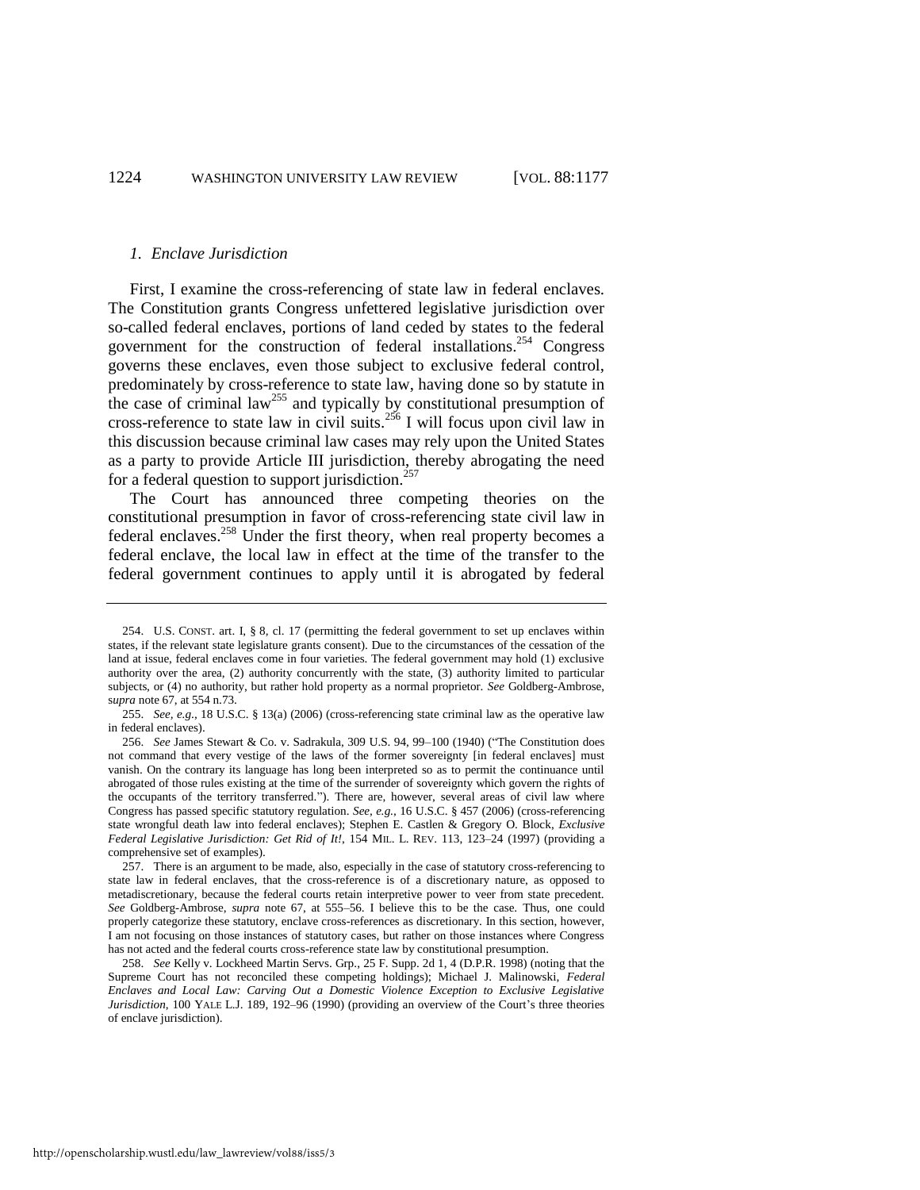### 1. *Enclave Jurisdiction*

First, I examine the cross-referencing of state law in federal enclaves. The Constitution grants Congress unfettered legislative jurisdiction over so-called federal enclaves, portions of land ceded by states to the federal government for the construction of federal installations.[254] Congress governs these enclaves, even those subject to exclusive federal control, predominately by cross-reference to state law, having done so by statute in the case of criminal law[255] and typically by constitutional presumption of cross-reference to state law in civil suits.[256] I will focus upon civil law in this discussion because criminal law cases may rely upon the United States as a party to provide Article III jurisdiction, thereby abrogating the need for a federal question to support jurisdiction.[257]

The Court has announced three competing theories on the constitutional presumption in favor of cross-referencing state civil law in federal enclaves.[258] Under the first theory, when real property becomes a federal enclave, the local law in effect at the time of the transfer to the federal government continues to apply until it is abrogated by federal

---

254. U.S. CONST. art. I, § 8, cl. 17 (permitting the federal government to set up enclaves within states, if the relevant state legislature grants consent). Due to the circumstances of the cessation of the land at issue, federal enclaves come in four varieties. The federal government may hold (1) exclusive authority over the area, (2) authority concurrently with the state, (3) authority limited to particular subjects, or (4) no authority, but rather hold property as a normal proprietor. *See* Goldberg-Ambrose, s*upra* note 67, at 554 n.73.

255. *See, e.g.*, 18 U.S.C. § 13(a) (2006) (cross-referencing state criminal law as the operative law in federal enclaves).

256. *See* James Stewart & Co. v. Sadrakula, 309 U.S. 94, 99–100 (1940) ("The Constitution does not command that every vestige of the laws of the former sovereignty [in federal enclaves] must vanish. On the contrary its language has long been interpreted so as to permit the continuance until abrogated of those rules existing at the time of the surrender of sovereignty which govern the rights of the occupants of the territory transferred."). There are, however, several areas of civil law where Congress has passed specific statutory regulation. *See, e.g.*, 16 U.S.C. § 457 (2006) (cross-referencing state wrongful death law into federal enclaves); Stephen E. Castlen & Gregory O. Block, *Exclusive Federal Legislative Jurisdiction: Get Rid of It!*, 154 MIL. L. REV. 113, 123–24 (1997) (providing a comprehensive set of examples).

257. There is an argument to be made, also, especially in the case of statutory cross-referencing to state law in federal enclaves, that the cross-reference is of a discretionary nature, as opposed to metadiscretionary, because the federal courts retain interpretive power to veer from state precedent. *See* Goldberg-Ambrose, *supra* note 67, at 555–56. I believe this to be the case. Thus, one could properly categorize these statutory, enclave cross-references as discretionary. In this section, however, I am not focusing on those instances of statutory cases, but rather on those instances where Congress has not acted and the federal courts cross-reference state law by constitutional presumption.

258. *See* Kelly v. Lockheed Martin Servs. Grp., 25 F. Supp. 2d 1, 4 (D.P.R. 1998) (noting that the Supreme Court has not reconciled these competing holdings); Michael J. Malinowski, *Federal Enclaves and Local Law: Carving Out a Domestic Violence Exception to Exclusive Legislative Jurisdiction*, 100 YALE L.J. 189, 192–96 (1990) (providing an overview of the Court's three theories of enclave jurisdiction).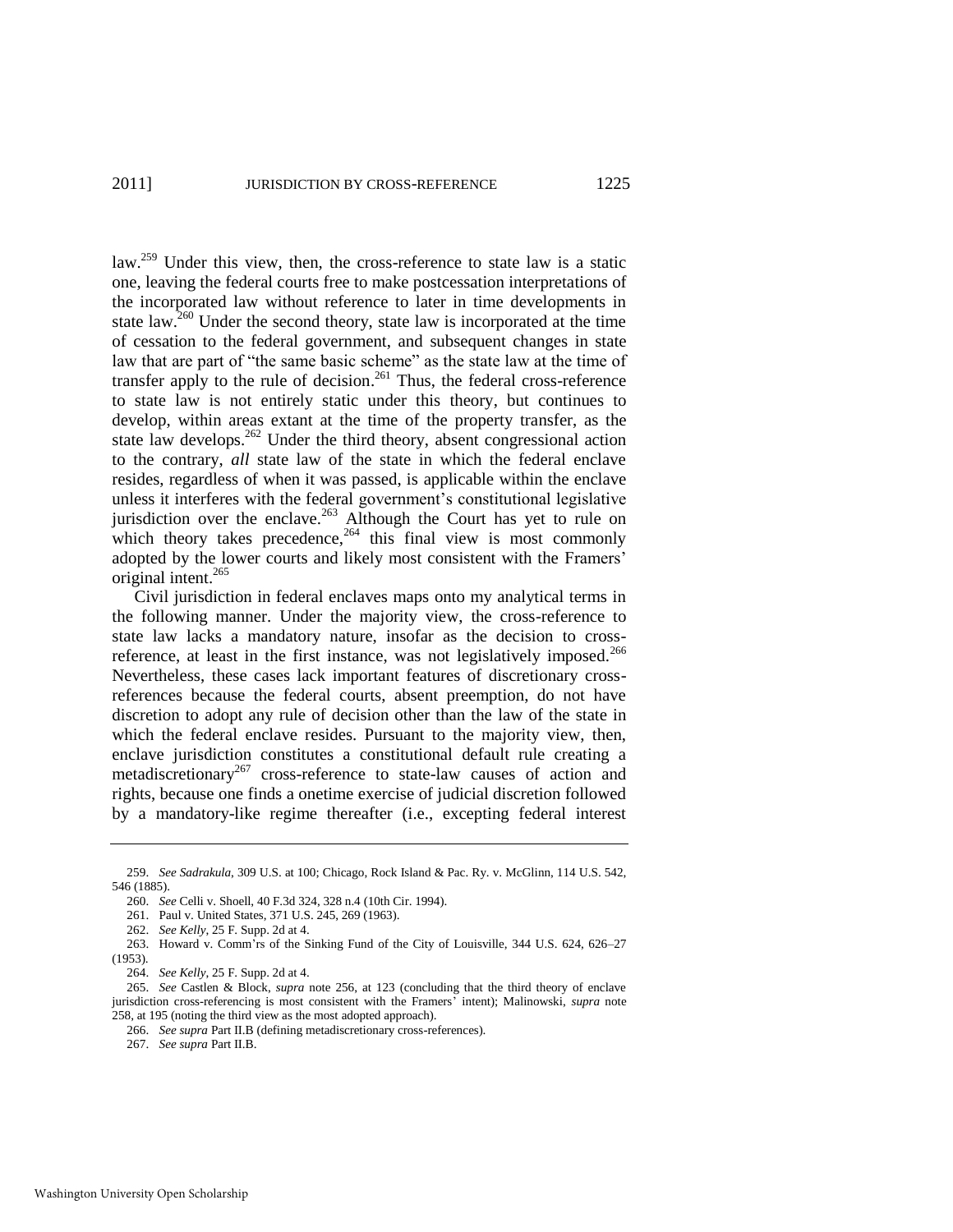law.[259] Under this view, then, the cross-reference to state law is a static one, leaving the federal courts free to make postcessation interpretations of the incorporated law without reference to later in time developments in state law.[260] Under the second theory, state law is incorporated at the time of cessation to the federal government, and subsequent changes in state law that are part of "the same basic scheme" as the state law at the time of transfer apply to the rule of decision.[261] Thus, the federal cross-reference to state law is not entirely static under this theory, but continues to develop, within areas extant at the time of the property transfer, as the state law develops.[262] Under the third theory, absent congressional action to the contrary, *all* state law of the state in which the federal enclave resides, regardless of when it was passed, is applicable within the enclave unless it interferes with the federal government's constitutional legislative jurisdiction over the enclave.[263] Although the Court has yet to rule on which theory takes precedence,[264] this final view is most commonly adopted by the lower courts and likely most consistent with the Framers' original intent.[265]

Civil jurisdiction in federal enclaves maps onto my analytical terms in the following manner. Under the majority view, the cross-reference to state law lacks a mandatory nature, insofar as the decision to cross-reference, at least in the first instance, was not legislatively imposed.[266] Nevertheless, these cases lack important features of discretionary cross-references because the federal courts, absent preemption, do not have discretion to adopt any rule of decision other than the law of the state in which the federal enclave resides. Pursuant to the majority view, then, enclave jurisdiction constitutes a constitutional default rule creating a metadiscretionary[267] cross-reference to state-law causes of action and rights, because one finds a onetime exercise of judicial discretion followed by a mandatory-like regime thereafter (i.e., excepting federal interest

---

259. *See Sadrakula*, 309 U.S. at 100; Chicago, Rock Island & Pac. Ry. v. McGlinn, 114 U.S. 542, 546 (1885).

260. *See* Celli v. Shoell, 40 F.3d 324, 328 n.4 (10th Cir. 1994).

261. Paul v. United States, 371 U.S. 245, 269 (1963).

262. *See Kelly*, 25 F. Supp. 2d at 4.

263. Howard v. Comm'rs of the Sinking Fund of the City of Louisville, 344 U.S. 624, 626–27 (1953).

264. *See Kelly*, 25 F. Supp. 2d at 4.

265. *See* Castlen & Block, *supra* note 256, at 123 (concluding that the third theory of enclave jurisdiction cross-referencing is most consistent with the Framers' intent); Malinowski, *supra* note 258, at 195 (noting the third view as the most adopted approach).

266. *See supra* Part II.B (defining metadiscretionary cross-references).

267. *See supra* Part II.B.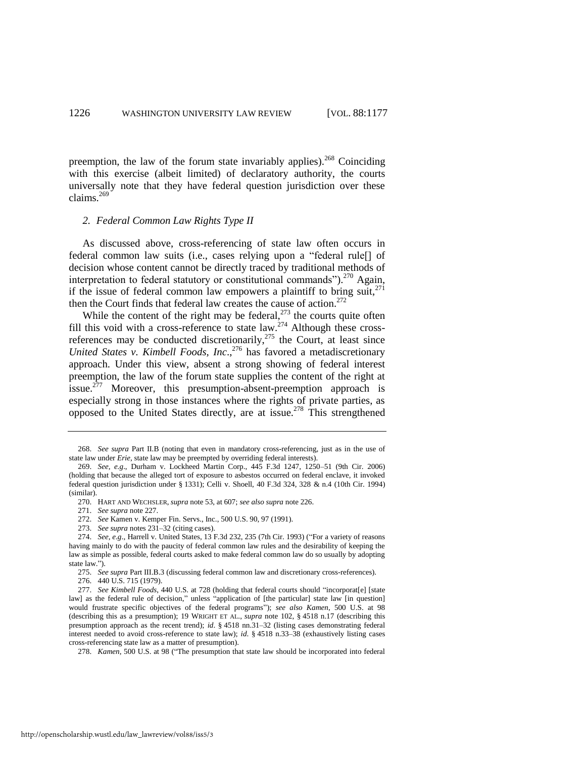preemption, the law of the forum state invariably applies).[268] Coinciding with this exercise (albeit limited) of declaratory authority, the courts universally note that they have federal question jurisdiction over these claims.[269]

### *2. Federal Common Law Rights Type II*

As discussed above, cross-referencing of state law often occurs in federal common law suits (i.e., cases relying upon a "federal rule[] of decision whose content cannot be directly traced by traditional methods of interpretation to federal statutory or constitutional commands").[270] Again, if the issue of federal common law empowers a plaintiff to bring suit,[271] then the Court finds that federal law creates the cause of action.[272]

While the content of the right may be federal,[273] the courts quite often fill this void with a cross-reference to state law.[274] Although these cross-references may be conducted discretionarily,[275] the Court, at least since *United States v. Kimbell Foods, Inc.*,[276] has favored a metadiscretionary approach. Under this view, absent a strong showing of federal interest preemption, the law of the forum state supplies the content of the right at issue.[277] Moreover, this presumption-absent-preemption approach is especially strong in those instances where the rights of private parties, as opposed to the United States directly, are at issue.[278] This strengthened

---

268. *See supra* Part II.B (noting that even in mandatory cross-referencing, just as in the use of state law under *Erie*, state law may be preempted by overriding federal interests).

269. *See, e.g.*, Durham v. Lockheed Martin Corp., 445 F.3d 1247, 1250–51 (9th Cir. 2006) (holding that because the alleged tort of exposure to asbestos occurred on federal enclave, it invoked federal question jurisdiction under § 1331); Celli v. Shoell, 40 F.3d 324, 328 & n.4 (10th Cir. 1994) (similar).

270. HART AND WECHSLER, *supra* note 53, at 607; *see also supra* note 226.

271. *See supra* note 227.

272. *See* Kamen v. Kemper Fin. Servs., Inc., 500 U.S. 90, 97 (1991).

273. *See supra* notes 231–32 (citing cases).

274. *See, e.g.*, Harrell v. United States, 13 F.3d 232, 235 (7th Cir. 1993) ("For a variety of reasons having mainly to do with the paucity of federal common law rules and the desirability of keeping the law as simple as possible, federal courts asked to make federal common law do so usually by adopting state law.").

275. *See supra* Part III.B.3 (discussing federal common law and discretionary cross-references).

276. 440 U.S. 715 (1979).

277. *See Kimbell Foods*, 440 U.S. at 728 (holding that federal courts should "incorporat[e] [state law] as the federal rule of decision," unless "application of [the particular] state law [in question] would frustrate specific objectives of the federal programs"); *see also Kamen*, 500 U.S. at 98 (describing this as a presumption); 19 WRIGHT ET AL., *supra* note 102, § 4518 n.17 (describing this presumption approach as the recent trend); *id.* § 4518 nn.31–32 (listing cases demonstrating federal interest needed to avoid cross-reference to state law); *id.* § 4518 n.33–38 (exhaustively listing cases cross-referencing state law as a matter of presumption).

278. *Kamen*, 500 U.S. at 98 ("The presumption that state law should be incorporated into federal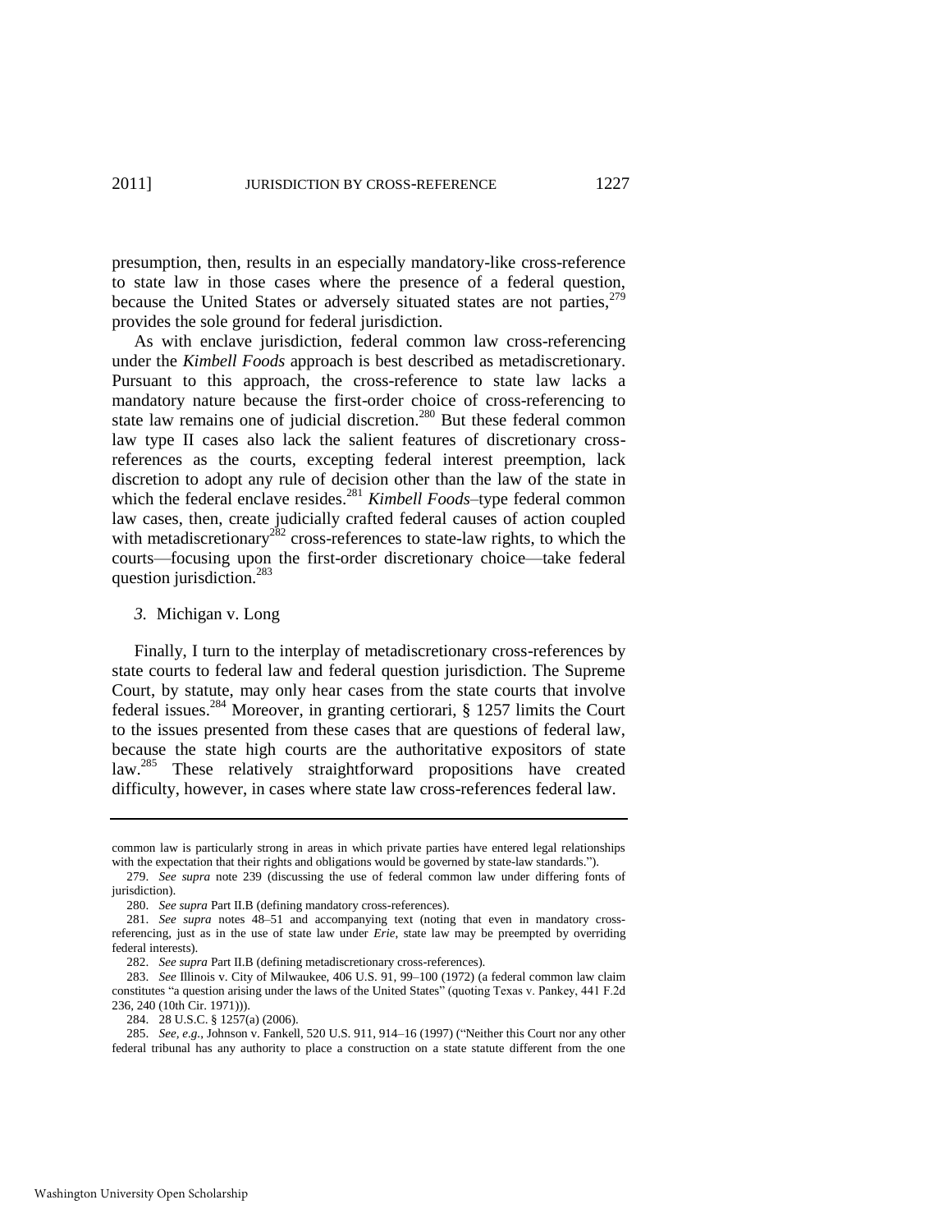presumption, then, results in an especially mandatory-like cross-reference to state law in those cases where the presence of a federal question, because the United States or adversely situated states are not parties,[279] provides the sole ground for federal jurisdiction.

As with enclave jurisdiction, federal common law cross-referencing under the *Kimbell Foods* approach is best described as metadiscretionary. Pursuant to this approach, the cross-reference to state law lacks a mandatory nature because the first-order choice of cross-referencing to state law remains one of judicial discretion.[280] But these federal common law type II cases also lack the salient features of discretionary cross-references as the courts, excepting federal interest preemption, lack discretion to adopt any rule of decision other than the law of the state in which the federal enclave resides.[281] *Kimbell Foods*–type federal common law cases, then, create judicially crafted federal causes of action coupled with metadiscretionary[282] cross-references to state-law rights, to which the courts—focusing upon the first-order discretionary choice—take federal question jurisdiction.[283]

### *3.* Michigan v. Long

Finally, I turn to the interplay of metadiscretionary cross-references by state courts to federal law and federal question jurisdiction. The Supreme Court, by statute, may only hear cases from the state courts that involve federal issues.[284] Moreover, in granting certiorari, § 1257 limits the Court to the issues presented from these cases that are questions of federal law, because the state high courts are the authoritative expositors of state law.[285] These relatively straightforward propositions have created difficulty, however, in cases where state law cross-references federal law.

---

common law is particularly strong in areas in which private parties have entered legal relationships with the expectation that their rights and obligations would be governed by state-law standards.").

279. *See supra* note 239 (discussing the use of federal common law under differing fonts of jurisdiction).

280. *See supra* Part II.B (defining mandatory cross-references).

281. *See supra* notes 48–51 and accompanying text (noting that even in mandatory cross-referencing, just as in the use of state law under *Erie*, state law may be preempted by overriding federal interests).

282. *See supra* Part II.B (defining metadiscretionary cross-references).

283. *See* Illinois v. City of Milwaukee, 406 U.S. 91, 99–100 (1972) (a federal common law claim constitutes "a question arising under the laws of the United States" (quoting Texas v. Pankey, 441 F.2d 236, 240 (10th Cir. 1971))).

284. 28 U.S.C. § 1257(a) (2006).

285. *See, e.g.*, Johnson v. Fankell, 520 U.S. 911, 914–16 (1997) ("Neither this Court nor any other federal tribunal has any authority to place a construction on a state statute different from the one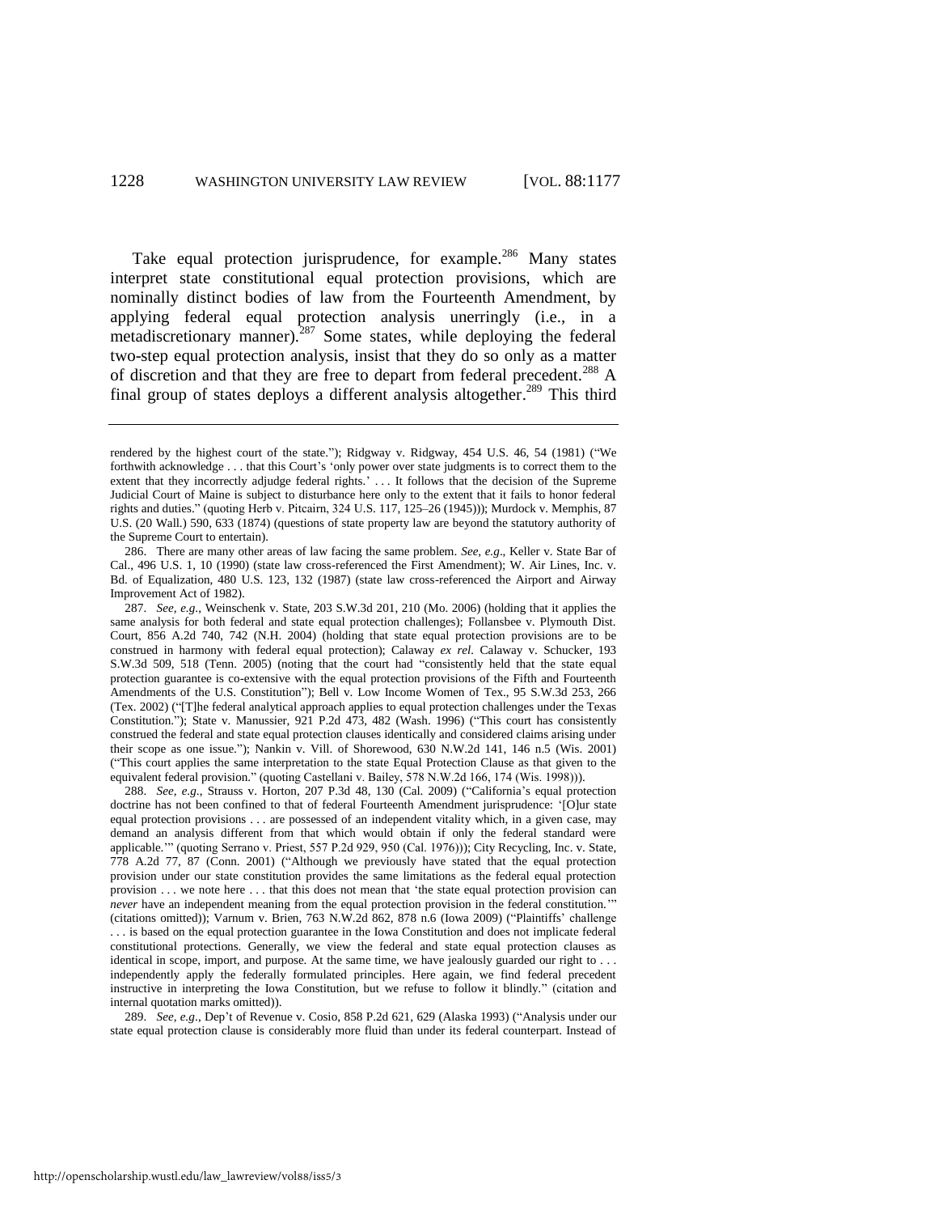Take equal protection jurisprudence, for example.[286] Many states interpret state constitutional equal protection provisions, which are nominally distinct bodies of law from the Fourteenth Amendment, by applying federal equal protection analysis unerringly (i.e., in a metadiscretionary manner).[287] Some states, while deploying the federal two-step equal protection analysis, insist that they do so only as a matter of discretion and that they are free to depart from federal precedent.[288] A final group of states deploys a different analysis altogether.[289] This third

---

rendered by the highest court of the state."); Ridgway v. Ridgway, 454 U.S. 46, 54 (1981) ("We forthwith acknowledge . . . that this Court's 'only power over state judgments is to correct them to the extent that they incorrectly adjudge federal rights.' . . . It follows that the decision of the Supreme Judicial Court of Maine is subject to disturbance here only to the extent that it fails to honor federal rights and duties." (quoting Herb v. Pitcairn, 324 U.S. 117, 125–26 (1945))); Murdock v. Memphis, 87 U.S. (20 Wall.) 590, 633 (1874) (questions of state property law are beyond the statutory authority of the Supreme Court to entertain).

286. There are many other areas of law facing the same problem. *See, e.g.*, Keller v. State Bar of Cal., 496 U.S. 1, 10 (1990) (state law cross-referenced the First Amendment); W. Air Lines, Inc. v. Bd. of Equalization, 480 U.S. 123, 132 (1987) (state law cross-referenced the Airport and Airway Improvement Act of 1982).

287. *See, e.g.*, Weinschenk v. State, 203 S.W.3d 201, 210 (Mo. 2006) (holding that it applies the same analysis for both federal and state equal protection challenges); Follansbee v. Plymouth Dist. Court, 856 A.2d 740, 742 (N.H. 2004) (holding that state equal protection provisions are to be construed in harmony with federal equal protection); Calaway *ex rel.* Calaway v. Schucker, 193 S.W.3d 509, 518 (Tenn. 2005) (noting that the court had "consistently held that the state equal protection guarantee is co-extensive with the equal protection provisions of the Fifth and Fourteenth Amendments of the U.S. Constitution"); Bell v. Low Income Women of Tex., 95 S.W.3d 253, 266 (Tex. 2002) ("[T]he federal analytical approach applies to equal protection challenges under the Texas Constitution."); State v. Manussier, 921 P.2d 473, 482 (Wash. 1996) ("This court has consistently construed the federal and state equal protection clauses identically and considered claims arising under their scope as one issue."); Nankin v. Vill. of Shorewood, 630 N.W.2d 141, 146 n.5 (Wis. 2001) ("This court applies the same interpretation to the state Equal Protection Clause as that given to the equivalent federal provision." (quoting Castellani v. Bailey, 578 N.W.2d 166, 174 (Wis. 1998))).

288. *See, e.g.*, Strauss v. Horton, 207 P.3d 48, 130 (Cal. 2009) ("California's equal protection doctrine has not been confined to that of federal Fourteenth Amendment jurisprudence: '[O]ur state equal protection provisions . . . are possessed of an independent vitality which, in a given case, may demand an analysis different from that which would obtain if only the federal standard were applicable.'" (quoting Serrano v. Priest, 557 P.2d 929, 950 (Cal. 1976))); City Recycling, Inc. v. State, 778 A.2d 77, 87 (Conn. 2001) ("Although we previously have stated that the equal protection provision under our state constitution provides the same limitations as the federal equal protection provision . . . we note here . . . that this does not mean that 'the state equal protection provision can *never* have an independent meaning from the equal protection provision in the federal constitution.'" (citations omitted)); Varnum v. Brien, 763 N.W.2d 862, 878 n.6 (Iowa 2009) ("Plaintiffs' challenge . . . is based on the equal protection guarantee in the Iowa Constitution and does not implicate federal constitutional protections. Generally, we view the federal and state equal protection clauses as identical in scope, import, and purpose. At the same time, we have jealously guarded our right to . . . independently apply the federally formulated principles. Here again, we find federal precedent instructive in interpreting the Iowa Constitution, but we refuse to follow it blindly." (citation and internal quotation marks omitted)).

289. *See, e.g.*, Dep't of Revenue v. Cosio, 858 P.2d 621, 629 (Alaska 1993) ("Analysis under our state equal protection clause is considerably more fluid than under its federal counterpart. Instead of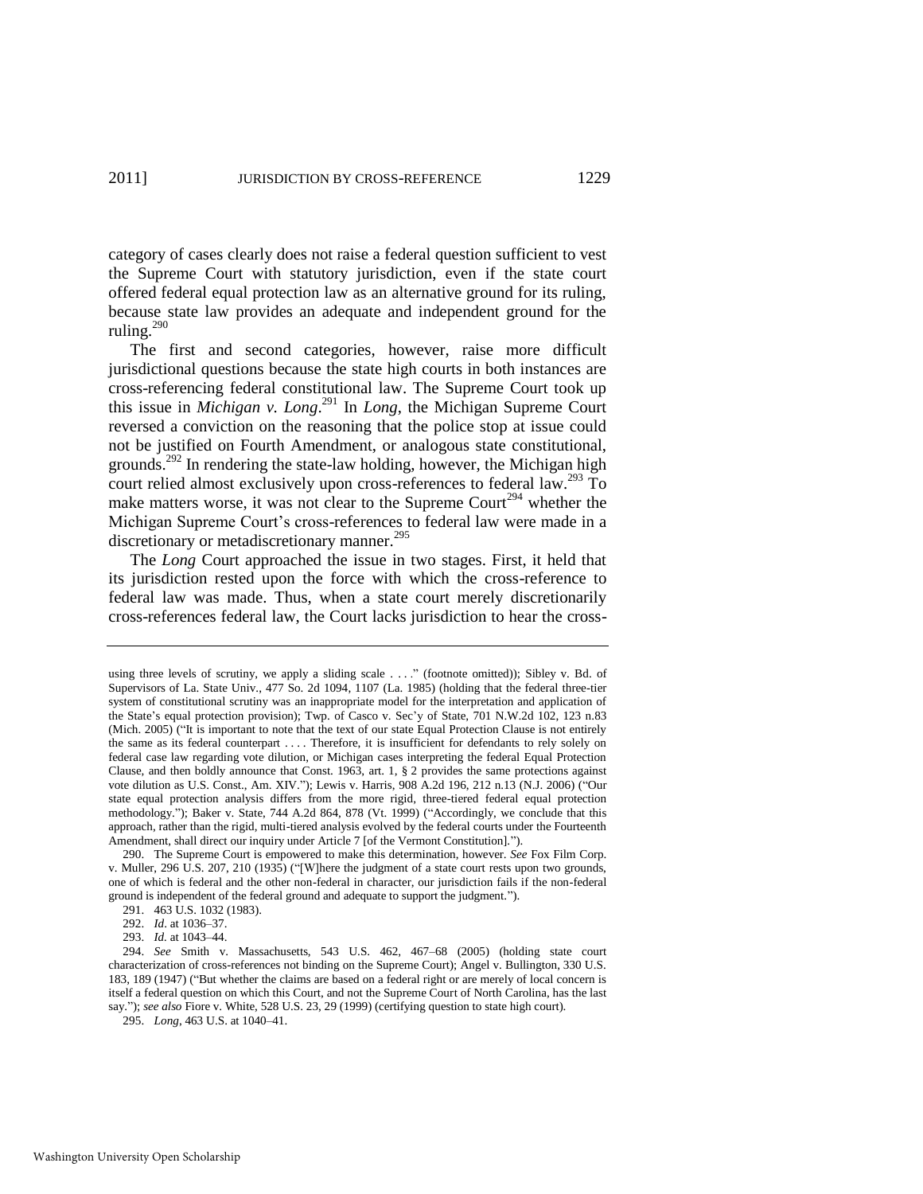category of cases clearly does not raise a federal question sufficient to vest the Supreme Court with statutory jurisdiction, even if the state court offered federal equal protection law as an alternative ground for its ruling, because state law provides an adequate and independent ground for the ruling.[290]

The first and second categories, however, raise more difficult jurisdictional questions because the state high courts in both instances are cross-referencing federal constitutional law. The Supreme Court took up this issue in *Michigan v. Long*.[291] In *Long*, the Michigan Supreme Court reversed a conviction on the reasoning that the police stop at issue could not be justified on Fourth Amendment, or analogous state constitutional, grounds.[292] In rendering the state-law holding, however, the Michigan high court relied almost exclusively upon cross-references to federal law.[293] To make matters worse, it was not clear to the Supreme Court[294] whether the Michigan Supreme Court's cross-references to federal law were made in a discretionary or metadiscretionary manner.[295]

The *Long* Court approached the issue in two stages. First, it held that its jurisdiction rested upon the force with which the cross-reference to federal law was made. Thus, when a state court merely discretionarily cross-references federal law, the Court lacks jurisdiction to hear the cross-

---

using three levels of scrutiny, we apply a sliding scale . . . ." (footnote omitted)); Sibley v. Bd. of Supervisors of La. State Univ., 477 So. 2d 1094, 1107 (La. 1985) (holding that the federal three-tier system of constitutional scrutiny was an inappropriate model for the interpretation and application of the State's equal protection provision); Twp. of Casco v. Sec'y of State, 701 N.W.2d 102, 123 n.83 (Mich. 2005) ("It is important to note that the text of our state Equal Protection Clause is not entirely the same as its federal counterpart . . . . Therefore, it is insufficient for defendants to rely solely on federal case law regarding vote dilution, or Michigan cases interpreting the federal Equal Protection Clause, and then boldly announce that Const. 1963, art. 1, § 2 provides the same protections against vote dilution as U.S. Const., Am. XIV."); Lewis v. Harris, 908 A.2d 196, 212 n.13 (N.J. 2006) ("Our state equal protection analysis differs from the more rigid, three-tiered federal equal protection methodology."); Baker v. State, 744 A.2d 864, 878 (Vt. 1999) ("Accordingly, we conclude that this approach, rather than the rigid, multi-tiered analysis evolved by the federal courts under the Fourteenth Amendment, shall direct our inquiry under Article 7 [of the Vermont Constitution].").

290. The Supreme Court is empowered to make this determination, however. *See* Fox Film Corp. v. Muller, 296 U.S. 207, 210 (1935) ("[W]here the judgment of a state court rests upon two grounds, one of which is federal and the other non-federal in character, our jurisdiction fails if the non-federal ground is independent of the federal ground and adequate to support the judgment.").

291. 463 U.S. 1032 (1983).

292. *Id*. at 1036–37.

293. *Id.* at 1043–44.

294. *See* Smith v. Massachusetts, 543 U.S. 462, 467–68 (2005) (holding state court characterization of cross-references not binding on the Supreme Court); Angel v. Bullington, 330 U.S. 183, 189 (1947) ("But whether the claims are based on a federal right or are merely of local concern is itself a federal question on which this Court, and not the Supreme Court of North Carolina, has the last say."); *see also* Fiore v. White, 528 U.S. 23, 29 (1999) (certifying question to state high court).

295. *Long*, 463 U.S. at 1040–41.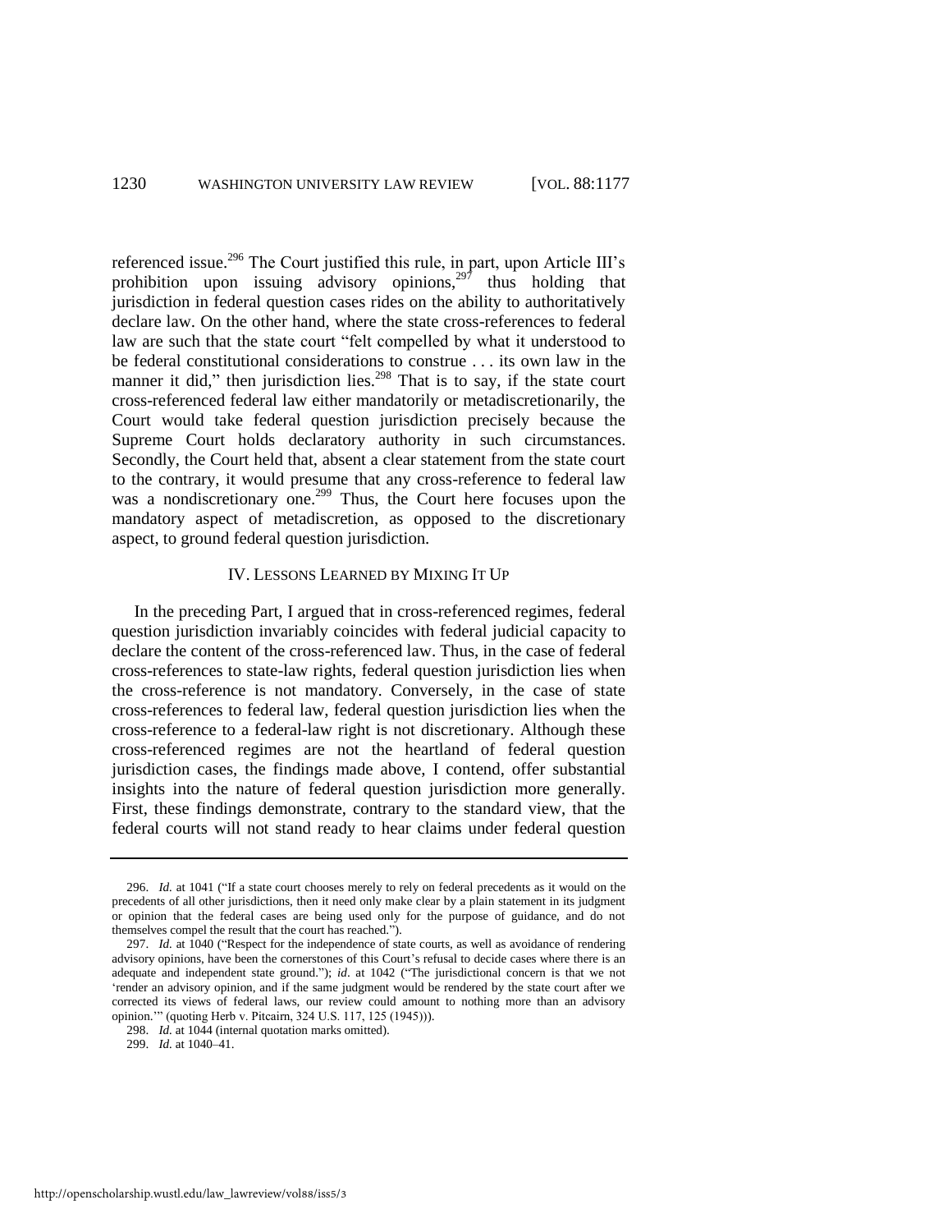referenced issue.[296] The Court justified this rule, in part, upon Article III's prohibition upon issuing advisory opinions,[297] thus holding that jurisdiction in federal question cases rides on the ability to authoritatively declare law. On the other hand, where the state cross-references to federal law are such that the state court "felt compelled by what it understood to be federal constitutional considerations to construe . . . its own law in the manner it did," then jurisdiction lies.[298] That is to say, if the state court cross-referenced federal law either mandatorily or metadiscretionarily, the Court would take federal question jurisdiction precisely because the Supreme Court holds declaratory authority in such circumstances. Secondly, the Court held that, absent a clear statement from the state court to the contrary, it would presume that any cross-reference to federal law was a nondiscretionary one.[299] Thus, the Court here focuses upon the mandatory aspect of metadiscretion, as opposed to the discretionary aspect, to ground federal question jurisdiction.

## IV. LESSONS LEARNED BY MIXING IT UP

In the preceding Part, I argued that in cross-referenced regimes, federal question jurisdiction invariably coincides with federal judicial capacity to declare the content of the cross-referenced law. Thus, in the case of federal cross-references to state-law rights, federal question jurisdiction lies when the cross-reference is not mandatory. Conversely, in the case of state cross-references to federal law, federal question jurisdiction lies when the cross-reference to a federal-law right is not discretionary. Although these cross-referenced regimes are not the heartland of federal question jurisdiction cases, the findings made above, I contend, offer substantial insights into the nature of federal question jurisdiction more generally. First, these findings demonstrate, contrary to the standard view, that the federal courts will not stand ready to hear claims under federal question

---

296. *Id.* at 1041 ("If a state court chooses merely to rely on federal precedents as it would on the precedents of all other jurisdictions, then it need only make clear by a plain statement in its judgment or opinion that the federal cases are being used only for the purpose of guidance, and do not themselves compel the result that the court has reached.").

297. *Id.* at 1040 ("Respect for the independence of state courts, as well as avoidance of rendering advisory opinions, have been the cornerstones of this Court's refusal to decide cases where there is an adequate and independent state ground."); *id.* at 1042 ("The jurisdictional concern is that we not 'render an advisory opinion, and if the same judgment would be rendered by the state court after we corrected its views of federal laws, our review could amount to nothing more than an advisory opinion.'" (quoting Herb v. Pitcairn, 324 U.S. 117, 125 (1945))).

298. *Id.* at 1044 (internal quotation marks omitted).

299. *Id.* at 1040–41.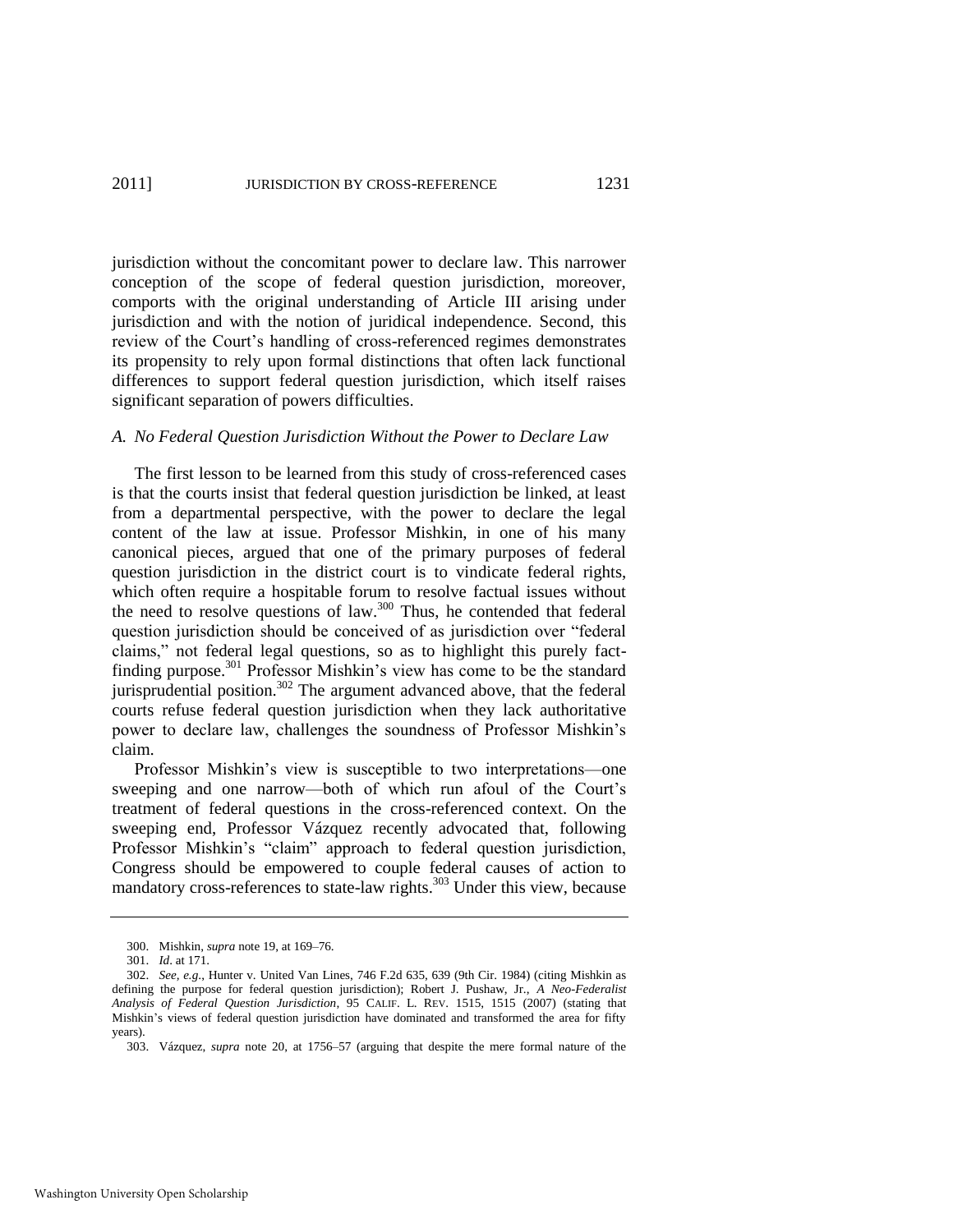jurisdiction without the concomitant power to declare law. This narrower conception of the scope of federal question jurisdiction, moreover, comports with the original understanding of Article III arising under jurisdiction and with the notion of juridical independence. Second, this review of the Court's handling of cross-referenced regimes demonstrates its propensity to rely upon formal distinctions that often lack functional differences to support federal question jurisdiction, which itself raises significant separation of powers difficulties.

### *A. No Federal Question Jurisdiction Without the Power to Declare Law*

The first lesson to be learned from this study of cross-referenced cases is that the courts insist that federal question jurisdiction be linked, at least from a departmental perspective, with the power to declare the legal content of the law at issue. Professor Mishkin, in one of his many canonical pieces, argued that one of the primary purposes of federal question jurisdiction in the district court is to vindicate federal rights, which often require a hospitable forum to resolve factual issues without the need to resolve questions of law.[300] Thus, he contended that federal question jurisdiction should be conceived of as jurisdiction over "federal claims," not federal legal questions, so as to highlight this purely fact-finding purpose.[301] Professor Mishkin's view has come to be the standard jurisprudential position.[302] The argument advanced above, that the federal courts refuse federal question jurisdiction when they lack authoritative power to declare law, challenges the soundness of Professor Mishkin's claim.

Professor Mishkin's view is susceptible to two interpretations—one sweeping and one narrow—both of which run afoul of the Court's treatment of federal questions in the cross-referenced context. On the sweeping end, Professor Vázquez recently advocated that, following Professor Mishkin's "claim" approach to federal question jurisdiction, Congress should be empowered to couple federal causes of action to mandatory cross-references to state-law rights.[303] Under this view, because

---

300. Mishkin, *supra* note 19, at 169–76.

301. *Id*. at 171.

302. *See, e.g.*, Hunter v. United Van Lines, 746 F.2d 635, 639 (9th Cir. 1984) (citing Mishkin as defining the purpose for federal question jurisdiction); Robert J. Pushaw, Jr., *A Neo-Federalist Analysis of Federal Question Jurisdiction*, 95 CALIF. L. REV. 1515, 1515 (2007) (stating that Mishkin's views of federal question jurisdiction have dominated and transformed the area for fifty years).

303. Vázquez, *supra* note 20, at 1756–57 (arguing that despite the mere formal nature of the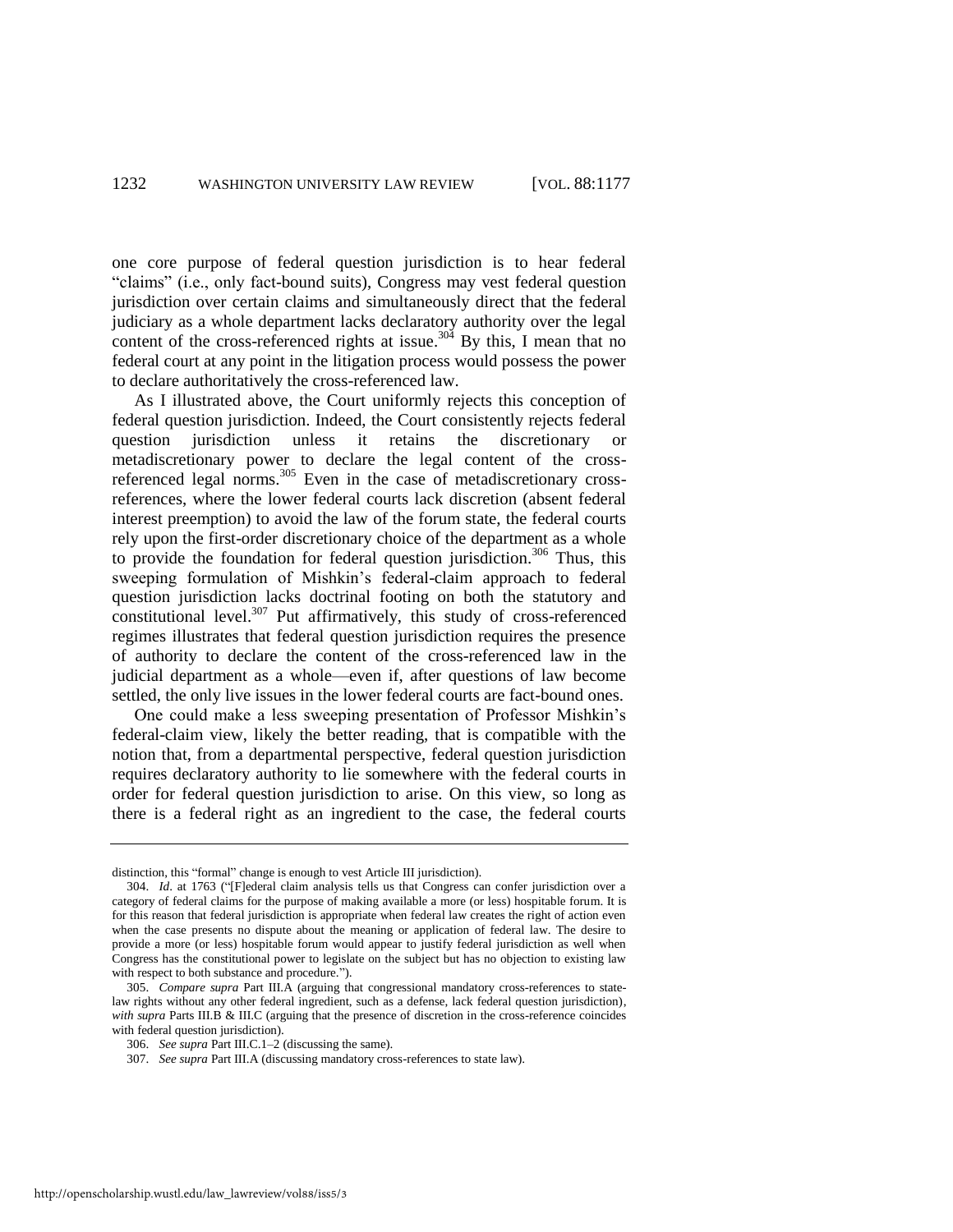one core purpose of federal question jurisdiction is to hear federal "claims" (i.e., only fact-bound suits), Congress may vest federal question jurisdiction over certain claims and simultaneously direct that the federal judiciary as a whole department lacks declaratory authority over the legal content of the cross-referenced rights at issue.[304] By this, I mean that no federal court at any point in the litigation process would possess the power to declare authoritatively the cross-referenced law.

As I illustrated above, the Court uniformly rejects this conception of federal question jurisdiction. Indeed, the Court consistently rejects federal question jurisdiction unless it retains the discretionary or metadiscretionary power to declare the legal content of the cross-referenced legal norms.[305] Even in the case of metadiscretionary cross-references, where the lower federal courts lack discretion (absent federal interest preemption) to avoid the law of the forum state, the federal courts rely upon the first-order discretionary choice of the department as a whole to provide the foundation for federal question jurisdiction.[306] Thus, this sweeping formulation of Mishkin's federal-claim approach to federal question jurisdiction lacks doctrinal footing on both the statutory and constitutional level.[307] Put affirmatively, this study of cross-referenced regimes illustrates that federal question jurisdiction requires the presence of authority to declare the content of the cross-referenced law in the judicial department as a whole—even if, after questions of law become settled, the only live issues in the lower federal courts are fact-bound ones.

One could make a less sweeping presentation of Professor Mishkin's federal-claim view, likely the better reading, that is compatible with the notion that, from a departmental perspective, federal question jurisdiction requires declaratory authority to lie somewhere with the federal courts in order for federal question jurisdiction to arise. On this view, so long as there is a federal right as an ingredient to the case, the federal courts

---

distinction, this "formal" change is enough to vest Article III jurisdiction).

304. *Id*. at 1763 ("[F]ederal claim analysis tells us that Congress can confer jurisdiction over a category of federal claims for the purpose of making available a more (or less) hospitable forum. It is for this reason that federal jurisdiction is appropriate when federal law creates the right of action even when the case presents no dispute about the meaning or application of federal law. The desire to provide a more (or less) hospitable forum would appear to justify federal jurisdiction as well when Congress has the constitutional power to legislate on the subject but has no objection to existing law with respect to both substance and procedure.").

305. *Compare supra* Part III.A (arguing that congressional mandatory cross-references to state-law rights without any other federal ingredient, such as a defense, lack federal question jurisdiction), *with supra* Parts III.B & III.C (arguing that the presence of discretion in the cross-reference coincides with federal question jurisdiction).

306. *See supra* Part III.C.1–2 (discussing the same).

307. *See supra* Part III.A (discussing mandatory cross-references to state law).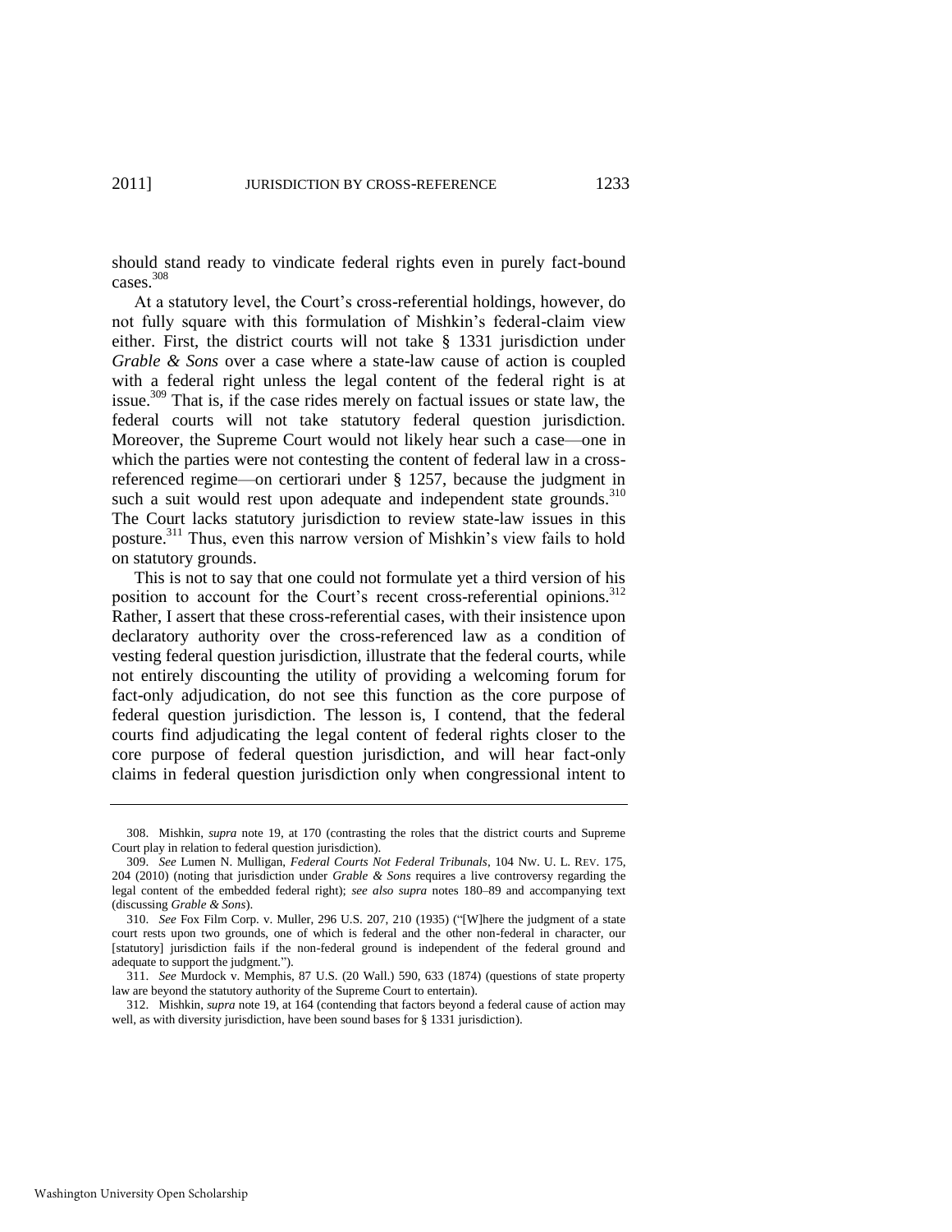should stand ready to vindicate federal rights even in purely fact-bound cases.[308]

At a statutory level, the Court's cross-referential holdings, however, do not fully square with this formulation of Mishkin's federal-claim view either. First, the district courts will not take § 1331 jurisdiction under *Grable & Sons* over a case where a state-law cause of action is coupled with a federal right unless the legal content of the federal right is at issue.[309] That is, if the case rides merely on factual issues or state law, the federal courts will not take statutory federal question jurisdiction. Moreover, the Supreme Court would not likely hear such a case—one in which the parties were not contesting the content of federal law in a cross-referenced regime—on certiorari under § 1257, because the judgment in such a suit would rest upon adequate and independent state grounds.[310] The Court lacks statutory jurisdiction to review state-law issues in this posture.[311] Thus, even this narrow version of Mishkin's view fails to hold on statutory grounds.

This is not to say that one could not formulate yet a third version of his position to account for the Court's recent cross-referential opinions.[312] Rather, I assert that these cross-referential cases, with their insistence upon declaratory authority over the cross-referenced law as a condition of vesting federal question jurisdiction, illustrate that the federal courts, while not entirely discounting the utility of providing a welcoming forum for fact-only adjudication, do not see this function as the core purpose of federal question jurisdiction. The lesson is, I contend, that the federal courts find adjudicating the legal content of federal rights closer to the core purpose of federal question jurisdiction, and will hear fact-only claims in federal question jurisdiction only when congressional intent to

---

308. Mishkin, *supra* note 19, at 170 (contrasting the roles that the district courts and Supreme Court play in relation to federal question jurisdiction).

309. *See* Lumen N. Mulligan, *Federal Courts Not Federal Tribunals*, 104 NW. U. L. REV. 175, 204 (2010) (noting that jurisdiction under *Grable & Sons* requires a live controversy regarding the legal content of the embedded federal right); *see also supra* notes 180–89 and accompanying text (discussing *Grable & Sons*).

310. *See* Fox Film Corp. v. Muller, 296 U.S. 207, 210 (1935) ("[W]here the judgment of a state court rests upon two grounds, one of which is federal and the other non-federal in character, our [statutory] jurisdiction fails if the non-federal ground is independent of the federal ground and adequate to support the judgment.").

311. *See* Murdock v. Memphis, 87 U.S. (20 Wall.) 590, 633 (1874) (questions of state property law are beyond the statutory authority of the Supreme Court to entertain).

312. Mishkin, *supra* note 19, at 164 (contending that factors beyond a federal cause of action may well, as with diversity jurisdiction, have been sound bases for § 1331 jurisdiction).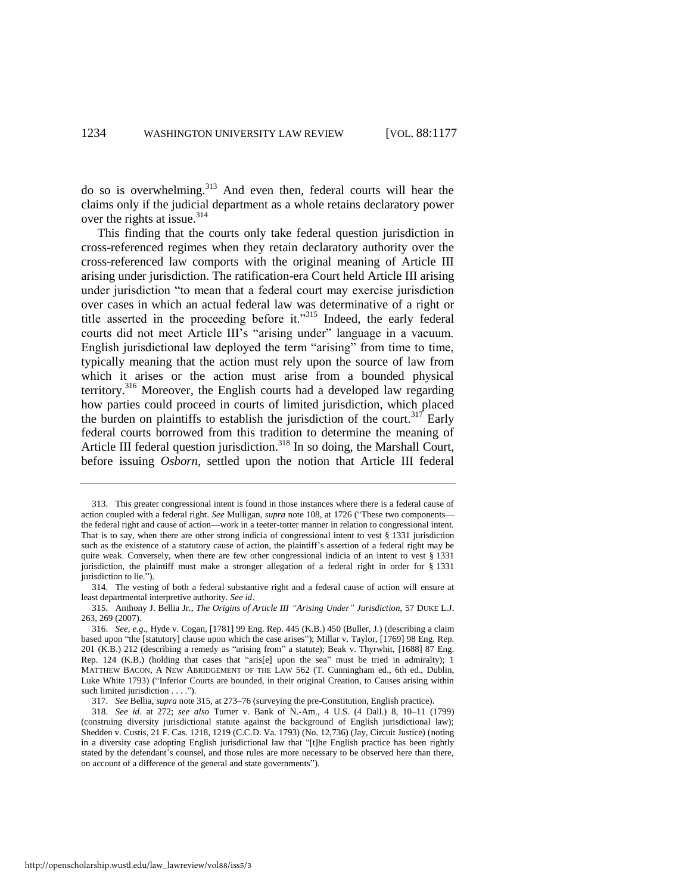do so is overwhelming.[313] And even then, federal courts will hear the claims only if the judicial department as a whole retains declaratory power over the rights at issue.[314]

This finding that the courts only take federal question jurisdiction in cross-referenced regimes when they retain declaratory authority over the cross-referenced law comports with the original meaning of Article III arising under jurisdiction. The ratification-era Court held Article III arising under jurisdiction "to mean that a federal court may exercise jurisdiction over cases in which an actual federal law was determinative of a right or title asserted in the proceeding before it."[315] Indeed, the early federal courts did not meet Article III's "arising under" language in a vacuum. English jurisdictional law deployed the term "arising" from time to time, typically meaning that the action must rely upon the source of law from which it arises or the action must arise from a bounded physical territory.[316] Moreover, the English courts had a developed law regarding how parties could proceed in courts of limited jurisdiction, which placed the burden on plaintiffs to establish the jurisdiction of the court.[317] Early federal courts borrowed from this tradition to determine the meaning of Article III federal question jurisdiction.[318] In so doing, the Marshall Court, before issuing *Osborn*, settled upon the notion that Article III federal

---

313. This greater congressional intent is found in those instances where there is a federal cause of action coupled with a federal right. *See* Mulligan, *supra* note 108, at 1726 ("These two components—the federal right and cause of action—work in a teeter-totter manner in relation to congressional intent. That is to say, when there are other strong indicia of congressional intent to vest § 1331 jurisdiction such as the existence of a statutory cause of action, the plaintiff's assertion of a federal right may be quite weak. Conversely, when there are few other congressional indicia of an intent to vest § 1331 jurisdiction, the plaintiff must make a stronger allegation of a federal right in order for § 1331 jurisdiction to lie.").

314. The vesting of both a federal substantive right and a federal cause of action will ensure at least departmental interpretive authority. *See id*.

315. Anthony J. Bellia Jr., *The Origins of Article III "Arising Under" Jurisdiction*, 57 DUKE L.J. 263, 269 (2007).

316. *See, e.g.*, Hyde v. Cogan, [1781] 99 Eng. Rep. 445 (K.B.) 450 (Buller, J.) (describing a claim based upon "the [statutory] clause upon which the case arises"); Millar v. Taylor, [1769] 98 Eng. Rep. 201 (K.B.) 212 (describing a remedy as "arising from" a statute); Beak v. Thyrwhit, [1688] 87 Eng. Rep. 124 (K.B.) (holding that cases that "aris[e] upon the sea" must be tried in admiralty); 1 MATTHEW BACON, A NEW ABRIDGEMENT OF THE LAW 562 (T. Cunningham ed., 6th ed., Dublin, Luke White 1793) ("Inferior Courts are bounded, in their original Creation, to Causes arising within such limited jurisdiction . . . .").

317. *See* Bellia, *supra* note 315, at 273–76 (surveying the pre-Constitution, English practice).

318. *See id*. at 272; *see also* Turner v. Bank of N.-Am., 4 U.S. (4 Dall.) 8, 10–11 (1799) (construing diversity jurisdictional statute against the background of English jurisdictional law); Shedden v. Custis, 21 F. Cas. 1218, 1219 (C.C.D. Va. 1793) (No. 12,736) (Jay, Circuit Justice) (noting in a diversity case adopting English jurisdictional law that "[t]he English practice has been rightly stated by the defendant's counsel, and those rules are more necessary to be observed here than there, on account of a difference of the general and state governments").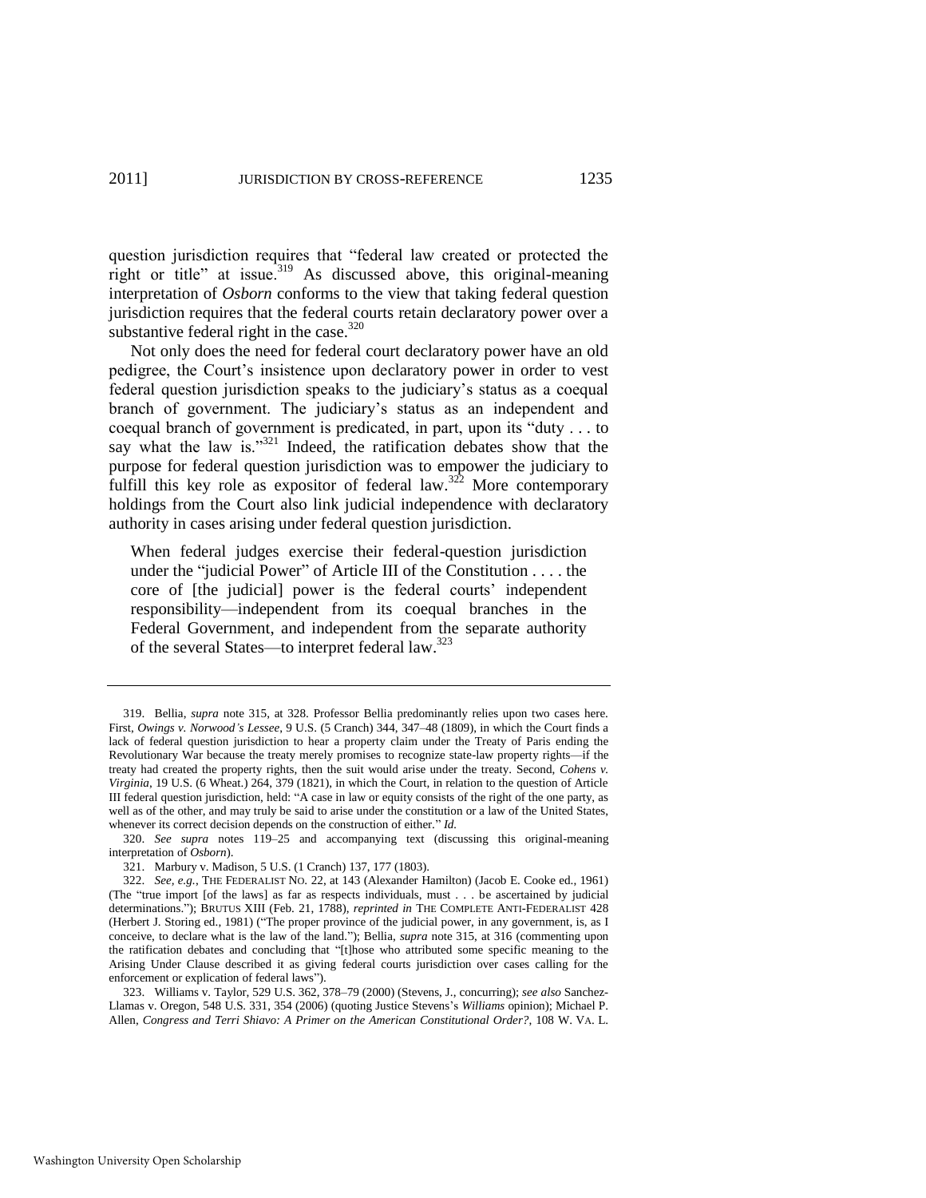question jurisdiction requires that "federal law created or protected the right or title" at issue.[319] As discussed above, this original-meaning interpretation of *Osborn* conforms to the view that taking federal question jurisdiction requires that the federal courts retain declaratory power over a substantive federal right in the case.[320]

Not only does the need for federal court declaratory power have an old pedigree, the Court's insistence upon declaratory power in order to vest federal question jurisdiction speaks to the judiciary's status as a coequal branch of government. The judiciary's status as an independent and coequal branch of government is predicated, in part, upon its "duty . . . to say what the law is."[321] Indeed, the ratification debates show that the purpose for federal question jurisdiction was to empower the judiciary to fulfill this key role as expositor of federal law.[322] More contemporary holdings from the Court also link judicial independence with declaratory authority in cases arising under federal question jurisdiction.

> When federal judges exercise their federal-question jurisdiction under the "judicial Power" of Article III of the Constitution . . . . the core of [the judicial] power is the federal courts' independent responsibility—independent from its coequal branches in the Federal Government, and independent from the separate authority of the several States—to interpret federal law.[323]

---

319. Bellia, *supra* note 315, at 328. Professor Bellia predominantly relies upon two cases here. First, *Owings v. Norwood's Lessee*, 9 U.S. (5 Cranch) 344, 347–48 (1809), in which the Court finds a lack of federal question jurisdiction to hear a property claim under the Treaty of Paris ending the Revolutionary War because the treaty merely promises to recognize state-law property rights—if the treaty had created the property rights, then the suit would arise under the treaty. Second, *Cohens v. Virginia*, 19 U.S. (6 Wheat.) 264, 379 (1821), in which the Court, in relation to the question of Article III federal question jurisdiction, held: "A case in law or equity consists of the right of the one party, as well as of the other, and may truly be said to arise under the constitution or a law of the United States, whenever its correct decision depends on the construction of either." *Id.*

320. *See supra* notes 119–25 and accompanying text (discussing this original-meaning interpretation of *Osborn*).

321. Marbury v. Madison, 5 U.S. (1 Cranch) 137, 177 (1803).

322. *See, e.g.*, THE FEDERALIST NO. 22, at 143 (Alexander Hamilton) (Jacob E. Cooke ed., 1961) (The "true import [of the laws] as far as respects individuals, must . . . be ascertained by judicial determinations."); BRUTUS XIII (Feb. 21, 1788), *reprinted in* THE COMPLETE ANTI-FEDERALIST 428 (Herbert J. Storing ed., 1981) ("The proper province of the judicial power, in any government, is, as I conceive, to declare what is the law of the land."); Bellia, *supra* note 315, at 316 (commenting upon the ratification debates and concluding that "[t]hose who attributed some specific meaning to the Arising Under Clause described it as giving federal courts jurisdiction over cases calling for the enforcement or explication of federal laws").

323. Williams v. Taylor, 529 U.S. 362, 378–79 (2000) (Stevens, J., concurring); *see also* Sanchez-Llamas v. Oregon, 548 U.S. 331, 354 (2006) (quoting Justice Stevens's *Williams* opinion); Michael P. Allen, *Congress and Terri Shiavo: A Primer on the American Constitutional Order?*, 108 W. VA. L.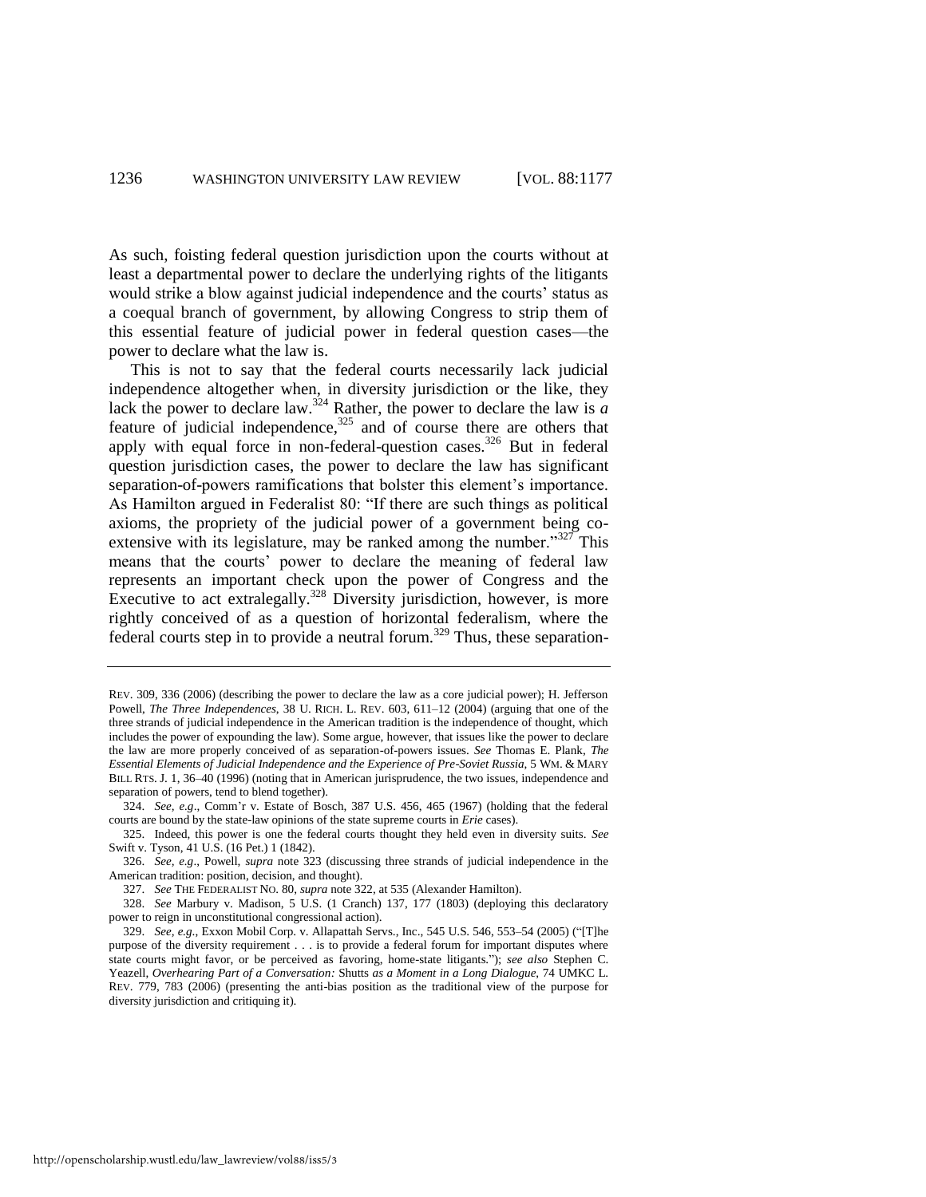As such, foisting federal question jurisdiction upon the courts without at least a departmental power to declare the underlying rights of the litigants would strike a blow against judicial independence and the courts' status as a coequal branch of government, by allowing Congress to strip them of this essential feature of judicial power in federal question cases—the power to declare what the law is.

This is not to say that the federal courts necessarily lack judicial independence altogether when, in diversity jurisdiction or the like, they lack the power to declare law.[324] Rather, the power to declare the law is *a* feature of judicial independence,[325] and of course there are others that apply with equal force in non-federal-question cases.[326] But in federal question jurisdiction cases, the power to declare the law has significant separation-of-powers ramifications that bolster this element's importance. As Hamilton argued in Federalist 80: "If there are such things as political axioms, the propriety of the judicial power of a government being co-extensive with its legislature, may be ranked among the number."[327] This means that the courts' power to declare the meaning of federal law represents an important check upon the power of Congress and the Executive to act extralegally.[328] Diversity jurisdiction, however, is more rightly conceived of as a question of horizontal federalism, where the federal courts step in to provide a neutral forum.[329] Thus, these separation-

---

REV. 309, 336 (2006) (describing the power to declare the law as a core judicial power); H. Jefferson Powell, *The Three Independences*, 38 U. RICH. L. REV. 603, 611–12 (2004) (arguing that one of the three strands of judicial independence in the American tradition is the independence of thought, which includes the power of expounding the law). Some argue, however, that issues like the power to declare the law are more properly conceived of as separation-of-powers issues. *See* Thomas E. Plank, *The Essential Elements of Judicial Independence and the Experience of Pre-Soviet Russia*, 5 WM. & MARY BILL RTS. J. 1, 36–40 (1996) (noting that in American jurisprudence, the two issues, independence and separation of powers, tend to blend together).

324. *See, e.g.*, Comm'r v. Estate of Bosch, 387 U.S. 456, 465 (1967) (holding that the federal courts are bound by the state-law opinions of the state supreme courts in *Erie* cases).

325. Indeed, this power is one the federal courts thought they held even in diversity suits. *See* Swift v. Tyson, 41 U.S. (16 Pet.) 1 (1842).

326. *See, e.g.*, Powell, *supra* note 323 (discussing three strands of judicial independence in the American tradition: position, decision, and thought).

327. *See* THE FEDERALIST NO. 80, *supra* note 322, at 535 (Alexander Hamilton).

328. *See* Marbury v. Madison, 5 U.S. (1 Cranch) 137, 177 (1803) (deploying this declaratory power to reign in unconstitutional congressional action).

329. *See, e.g.*, Exxon Mobil Corp. v. Allapattah Servs., Inc., 545 U.S. 546, 553–54 (2005) ("[T]he purpose of the diversity requirement . . . is to provide a federal forum for important disputes where state courts might favor, or be perceived as favoring, home-state litigants."); *see also* Stephen C. Yeazell, *Overhearing Part of a Conversation:* Shutts *as a Moment in a Long Dialogue*, 74 UMKC L. REV. 779, 783 (2006) (presenting the anti-bias position as the traditional view of the purpose for diversity jurisdiction and critiquing it).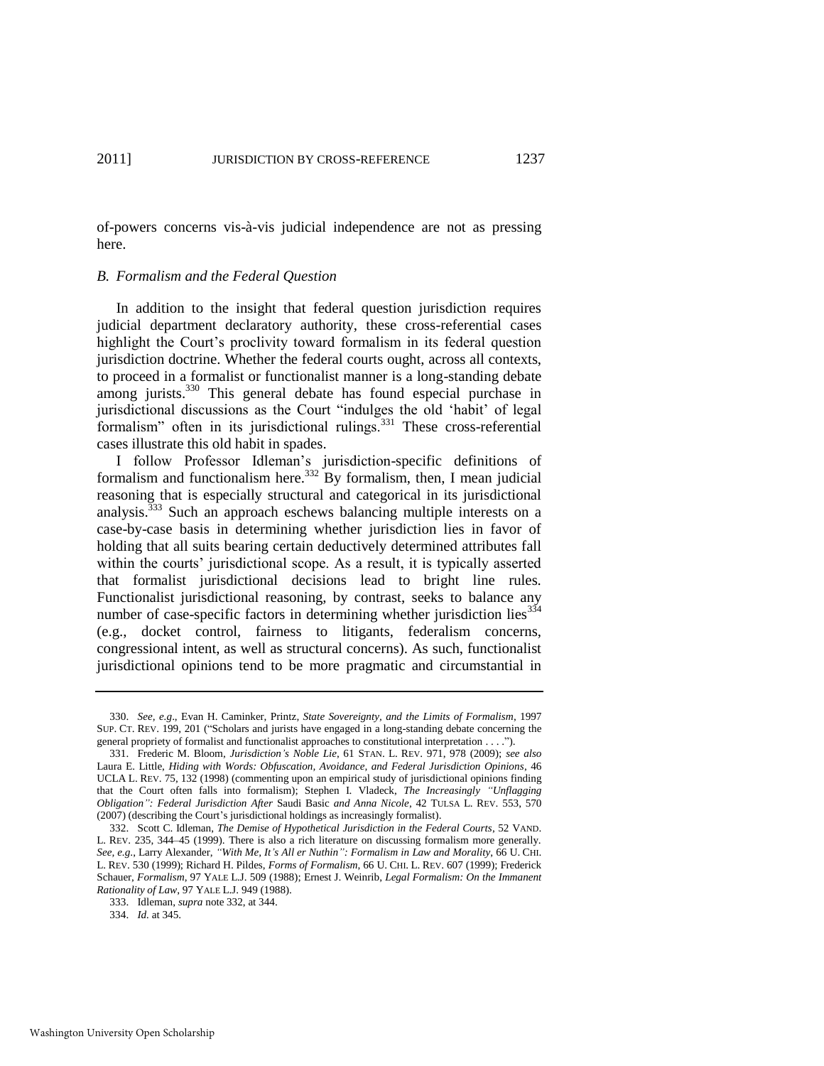of-powers concerns vis-à-vis judicial independence are not as pressing here.

### *B. Formalism and the Federal Question*

In addition to the insight that federal question jurisdiction requires judicial department declaratory authority, these cross-referential cases highlight the Court's proclivity toward formalism in its federal question jurisdiction doctrine. Whether the federal courts ought, across all contexts, to proceed in a formalist or functionalist manner is a long-standing debate among jurists.[330] This general debate has found especial purchase in jurisdictional discussions as the Court "indulges the old 'habit' of legal formalism" often in its jurisdictional rulings.[331] These cross-referential cases illustrate this old habit in spades.

I follow Professor Idleman's jurisdiction-specific definitions of formalism and functionalism here.[332] By formalism, then, I mean judicial reasoning that is especially structural and categorical in its jurisdictional analysis.[333] Such an approach eschews balancing multiple interests on a case-by-case basis in determining whether jurisdiction lies in favor of holding that all suits bearing certain deductively determined attributes fall within the courts' jurisdictional scope. As a result, it is typically asserted that formalist jurisdictional decisions lead to bright line rules. Functionalist jurisdictional reasoning, by contrast, seeks to balance any number of case-specific factors in determining whether jurisdiction lies[334] (e.g., docket control, fairness to litigants, federalism concerns, congressional intent, as well as structural concerns). As such, functionalist jurisdictional opinions tend to be more pragmatic and circumstantial in

---

330. *See, e.g.*, Evan H. Caminker, Printz, *State Sovereignty, and the Limits of Formalism*, 1997 SUP. CT. REV. 199, 201 ("Scholars and jurists have engaged in a long-standing debate concerning the general propriety of formalist and functionalist approaches to constitutional interpretation . . . .").

331. Frederic M. Bloom, *Jurisdiction's Noble Lie*, 61 STAN. L. REV. 971, 978 (2009); *see also* Laura E. Little, *Hiding with Words: Obfuscation, Avoidance, and Federal Jurisdiction Opinions*, 46 UCLA L. REV. 75, 132 (1998) (commenting upon an empirical study of jurisdictional opinions finding that the Court often falls into formalism); Stephen I. Vladeck, *The Increasingly "Unflagging Obligation": Federal Jurisdiction After* Saudi Basic *and Anna Nicole*, 42 TULSA L. REV. 553, 570 (2007) (describing the Court's jurisdictional holdings as increasingly formalist).

332. Scott C. Idleman, *The Demise of Hypothetical Jurisdiction in the Federal Courts*, 52 VAND. L. REV. 235, 344–45 (1999). There is also a rich literature on discussing formalism more generally. *See, e.g.*, Larry Alexander, *"With Me, It's All er Nuthin": Formalism in Law and Morality*, 66 U. CHI. L. REV. 530 (1999); Richard H. Pildes, *Forms of Formalism*, 66 U. CHI. L. REV. 607 (1999); Frederick Schauer, *Formalism*, 97 YALE L.J. 509 (1988); Ernest J. Weinrib, *Legal Formalism: On the Immanent Rationality of Law*, 97 YALE L.J. 949 (1988).

333. Idleman, *supra* note 332, at 344.

334. *Id.* at 345.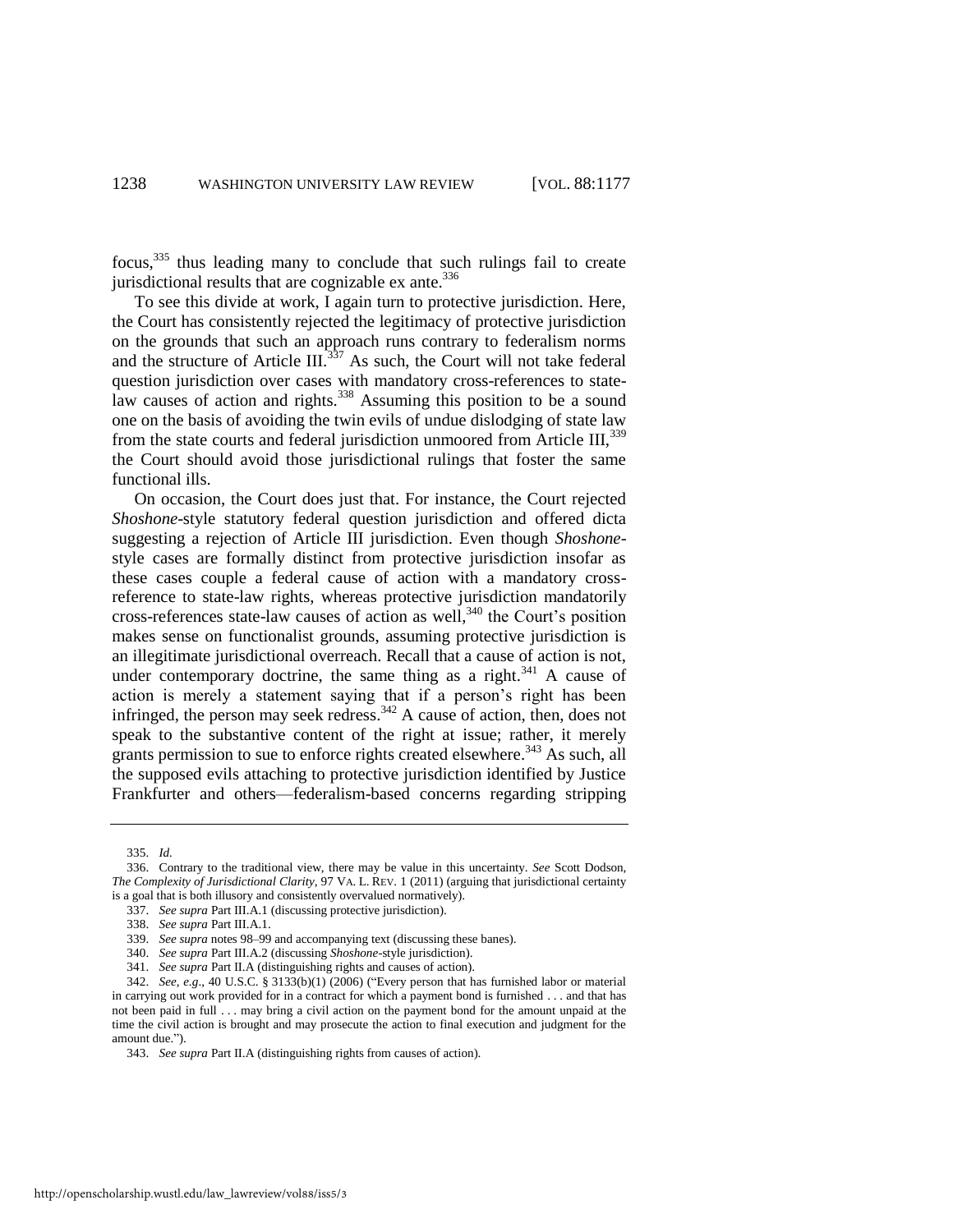focus,[335] thus leading many to conclude that such rulings fail to create jurisdictional results that are cognizable ex ante.[336]

To see this divide at work, I again turn to protective jurisdiction. Here, the Court has consistently rejected the legitimacy of protective jurisdiction on the grounds that such an approach runs contrary to federalism norms and the structure of Article III.[337] As such, the Court will not take federal question jurisdiction over cases with mandatory cross-references to state-law causes of action and rights.[338] Assuming this position to be a sound one on the basis of avoiding the twin evils of undue dislodging of state law from the state courts and federal jurisdiction unmoored from Article III,[339] the Court should avoid those jurisdictional rulings that foster the same functional ills.

On occasion, the Court does just that. For instance, the Court rejected *Shoshone*-style statutory federal question jurisdiction and offered dicta suggesting a rejection of Article III jurisdiction. Even though *Shoshone*-style cases are formally distinct from protective jurisdiction insofar as these cases couple a federal cause of action with a mandatory cross-reference to state-law rights, whereas protective jurisdiction mandatorily cross-references state-law causes of action as well,[340] the Court's position makes sense on functionalist grounds, assuming protective jurisdiction is an illegitimate jurisdictional overreach. Recall that a cause of action is not, under contemporary doctrine, the same thing as a right.[341] A cause of action is merely a statement saying that if a person's right has been infringed, the person may seek redress.[342] A cause of action, then, does not speak to the substantive content of the right at issue; rather, it merely grants permission to sue to enforce rights created elsewhere.[343] As such, all the supposed evils attaching to protective jurisdiction identified by Justice Frankfurter and others—federalism-based concerns regarding stripping

---

335. *Id.*

336. Contrary to the traditional view, there may be value in this uncertainty. *See* Scott Dodson, *The Complexity of Jurisdictional Clarity*, 97 VA. L. REV. 1 (2011) (arguing that jurisdictional certainty is a goal that is both illusory and consistently overvalued normatively).

337. *See supra* Part III.A.1 (discussing protective jurisdiction).

338. *See supra* Part III.A.1.

339. *See supra* notes 98–99 and accompanying text (discussing these banes).

340. *See supra* Part III.A.2 (discussing *Shoshone*-style jurisdiction).

341. *See supra* Part II.A (distinguishing rights and causes of action).

342. *See, e.g.*, 40 U.S.C. § 3133(b)(1) (2006) ("Every person that has furnished labor or material in carrying out work provided for in a contract for which a payment bond is furnished . . . and that has not been paid in full . . . may bring a civil action on the payment bond for the amount unpaid at the time the civil action is brought and may prosecute the action to final execution and judgment for the amount due.").

343. *See supra* Part II.A (distinguishing rights from causes of action).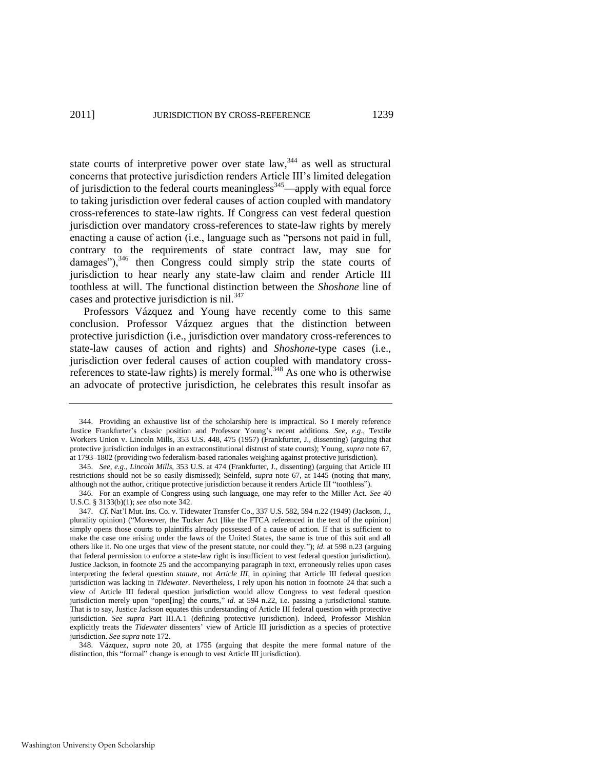state courts of interpretive power over state law,[344] as well as structural concerns that protective jurisdiction renders Article III's limited delegation of jurisdiction to the federal courts meaningless[345]—apply with equal force to taking jurisdiction over federal causes of action coupled with mandatory cross-references to state-law rights. If Congress can vest federal question jurisdiction over mandatory cross-references to state-law rights by merely enacting a cause of action (i.e., language such as "persons not paid in full, contrary to the requirements of state contract law, may sue for damages"),[346] then Congress could simply strip the state courts of jurisdiction to hear nearly any state-law claim and render Article III toothless at will. The functional distinction between the *Shoshone* line of cases and protective jurisdiction is nil.[347]

Professors Vázquez and Young have recently come to this same conclusion. Professor Vázquez argues that the distinction between protective jurisdiction (i.e., jurisdiction over mandatory cross-references to state-law causes of action and rights) and *Shoshone*-type cases (i.e., jurisdiction over federal causes of action coupled with mandatory cross-references to state-law rights) is merely formal.[348] As one who is otherwise an advocate of protective jurisdiction, he celebrates this result insofar as

---

344. Providing an exhaustive list of the scholarship here is impractical. So I merely reference Justice Frankfurter's classic position and Professor Young's recent additions. *See, e.g.*, Textile Workers Union v. Lincoln Mills, 353 U.S. 448, 475 (1957) (Frankfurter, J., dissenting) (arguing that protective jurisdiction indulges in an extraconstitutional distrust of state courts); Young, *supra* note 67, at 1793–1802 (providing two federalism-based rationales weighing against protective jurisdiction).

345. *See, e.g.*, *Lincoln Mills*, 353 U.S. at 474 (Frankfurter, J., dissenting) (arguing that Article III restrictions should not be so easily dismissed); Seinfeld, *supra* note 67, at 1445 (noting that many, although not the author, critique protective jurisdiction because it renders Article III "toothless").

346. For an example of Congress using such language, one may refer to the Miller Act. *See* 40 U.S.C. § 3133(b)(1); *see also* note 342.

347. *Cf.* Nat'l Mut. Ins. Co. v. Tidewater Transfer Co., 337 U.S. 582, 594 n.22 (1949) (Jackson, J., plurality opinion) ("Moreover, the Tucker Act [like the FTCA referenced in the text of the opinion] simply opens those courts to plaintiffs already possessed of a cause of action. If that is sufficient to make the case one arising under the laws of the United States, the same is true of this suit and all others like it. No one urges that view of the present statute, nor could they."); *id.* at 598 n.23 (arguing that federal permission to enforce a state-law right is insufficient to vest federal question jurisdiction). Justice Jackson, in footnote 25 and the accompanying paragraph in text, erroneously relies upon cases interpreting the federal question *statute*, not *Article III*, in opining that Article III federal question jurisdiction was lacking in *Tidewater*. Nevertheless, I rely upon his notion in footnote 24 that such a view of Article III federal question jurisdiction would allow Congress to vest federal question jurisdiction merely upon "open[ing] the courts," *id.* at 594 n.22, i.e. passing a jurisdictional statute. That is to say, Justice Jackson equates this understanding of Article III federal question with protective jurisdiction. *See supra* Part III.A.1 (defining protective jurisdiction). Indeed, Professor Mishkin explicitly treats the *Tidewater* dissenters' view of Article III jurisdiction as a species of protective jurisdiction. *See supra* note 172.

348. Vázquez, *supra* note 20, at 1755 (arguing that despite the mere formal nature of the distinction, this "formal" change is enough to vest Article III jurisdiction).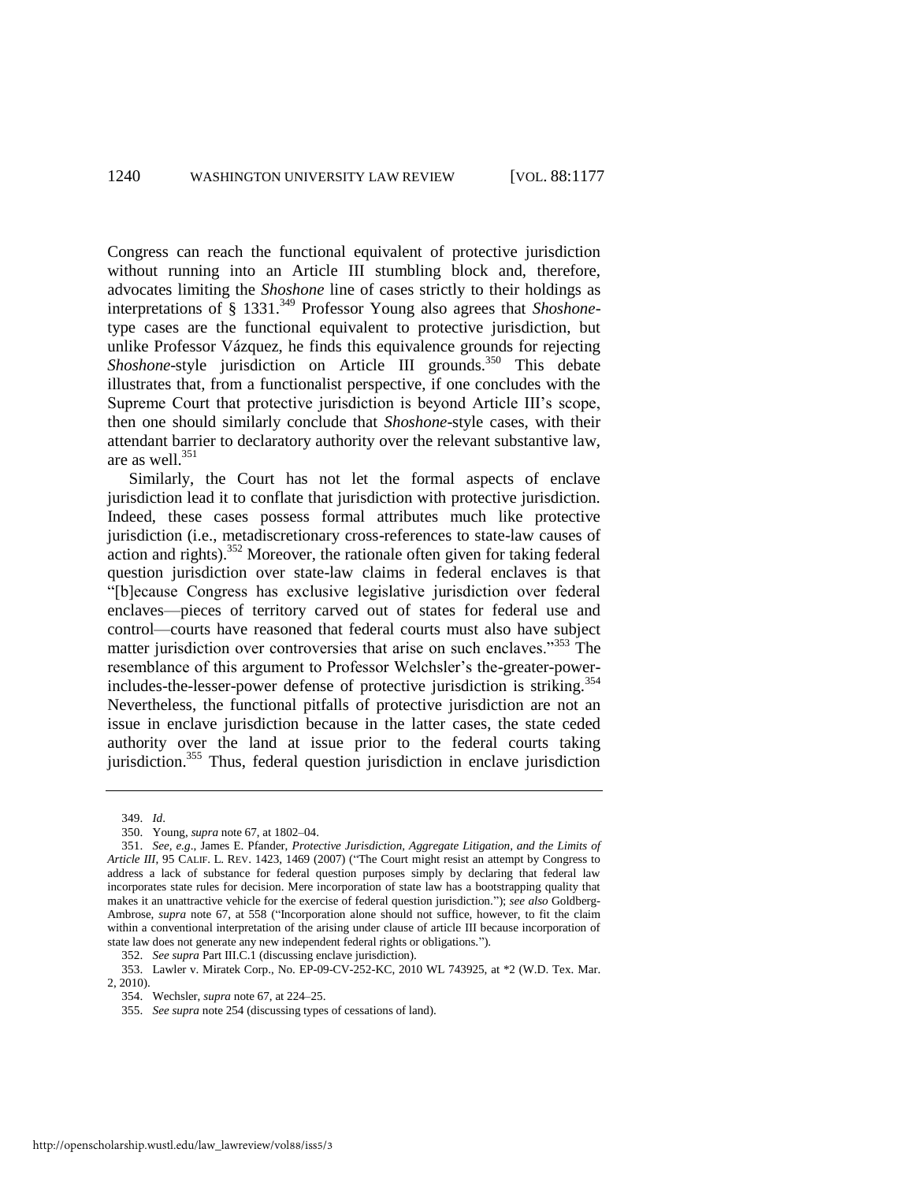Congress can reach the functional equivalent of protective jurisdiction without running into an Article III stumbling block and, therefore, advocates limiting the *Shoshone* line of cases strictly to their holdings as interpretations of § 1331.[349] Professor Young also agrees that *Shoshone*-type cases are the functional equivalent to protective jurisdiction, but unlike Professor Vázquez, he finds this equivalence grounds for rejecting *Shoshone*-style jurisdiction on Article III grounds.[350] This debate illustrates that, from a functionalist perspective, if one concludes with the Supreme Court that protective jurisdiction is beyond Article III's scope, then one should similarly conclude that *Shoshone*-style cases, with their attendant barrier to declaratory authority over the relevant substantive law, are as well.[351]

Similarly, the Court has not let the formal aspects of enclave jurisdiction lead it to conflate that jurisdiction with protective jurisdiction. Indeed, these cases possess formal attributes much like protective jurisdiction (i.e., metadiscretionary cross-references to state-law causes of action and rights).[352] Moreover, the rationale often given for taking federal question jurisdiction over state-law claims in federal enclaves is that "[b]ecause Congress has exclusive legislative jurisdiction over federal enclaves—pieces of territory carved out of states for federal use and control—courts have reasoned that federal courts must also have subject matter jurisdiction over controversies that arise on such enclaves."[353] The resemblance of this argument to Professor Welchsler's the-greater-power-includes-the-lesser-power defense of protective jurisdiction is striking.[354] Nevertheless, the functional pitfalls of protective jurisdiction are not an issue in enclave jurisdiction because in the latter cases, the state ceded authority over the land at issue prior to the federal courts taking jurisdiction.[355] Thus, federal question jurisdiction in enclave jurisdiction

---

349. *Id*.

350. Young, *supra* note 67, at 1802–04.

351. *See, e.g.*, James E. Pfander, *Protective Jurisdiction, Aggregate Litigation, and the Limits of Article III*, 95 CALIF. L. REV. 1423, 1469 (2007) ("The Court might resist an attempt by Congress to address a lack of substance for federal question purposes simply by declaring that federal law incorporates state rules for decision. Mere incorporation of state law has a bootstrapping quality that makes it an unattractive vehicle for the exercise of federal question jurisdiction."); *see also* Goldberg-Ambrose, *supra* note 67, at 558 ("Incorporation alone should not suffice, however, to fit the claim within a conventional interpretation of the arising under clause of article III because incorporation of state law does not generate any new independent federal rights or obligations.").

352. *See supra* Part III.C.1 (discussing enclave jurisdiction).

353. Lawler v. Miratek Corp., No. EP-09-CV-252-KC, 2010 WL 743925, at *2 (W.D. Tex. Mar. 2, 2010).

354. Wechsler, *supra* note 67, at 224–25.

355. *See supra* note 254 (discussing types of cessations of land).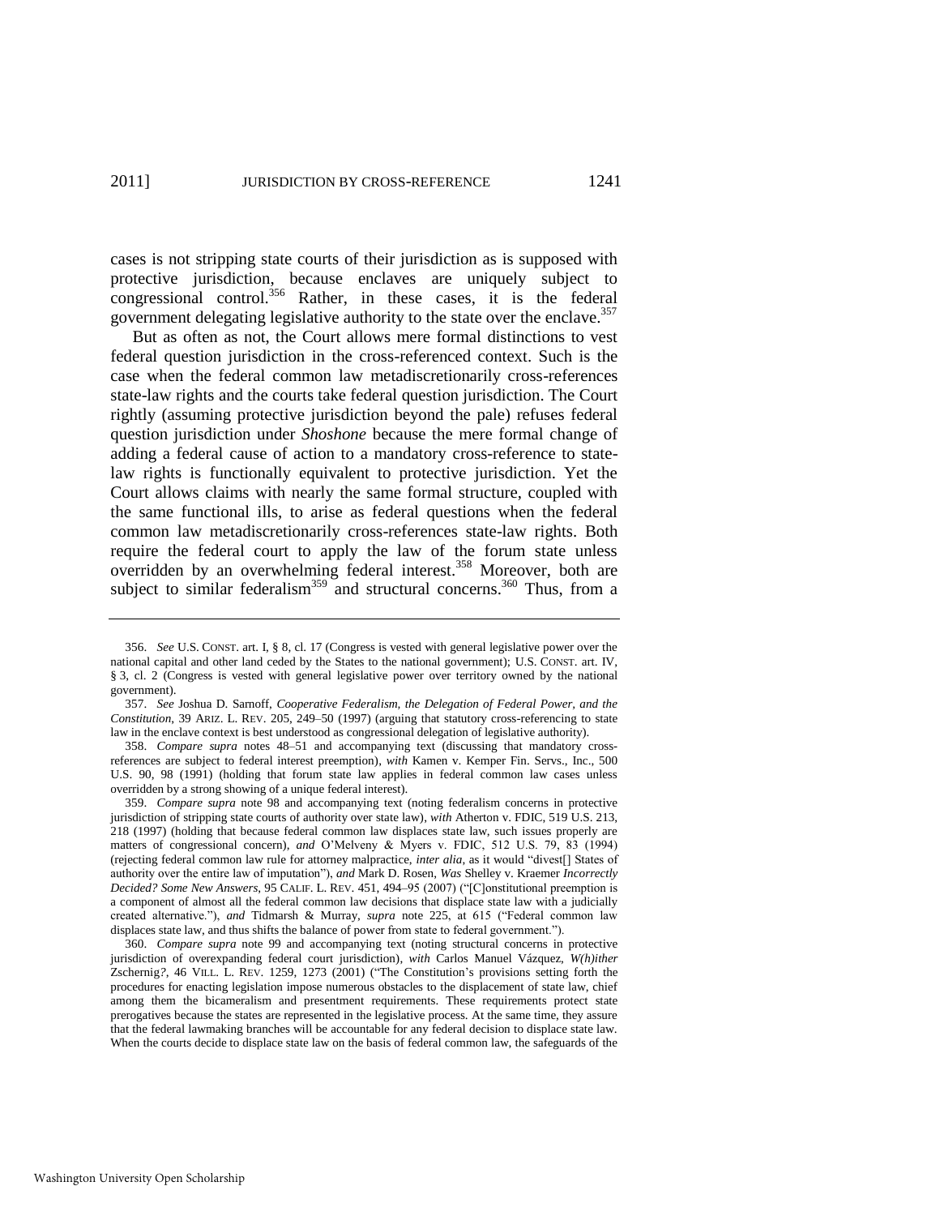cases is not stripping state courts of their jurisdiction as is supposed with protective jurisdiction, because enclaves are uniquely subject to congressional control.[356] Rather, in these cases, it is the federal government delegating legislative authority to the state over the enclave.[357]

But as often as not, the Court allows mere formal distinctions to vest federal question jurisdiction in the cross-referenced context. Such is the case when the federal common law metadiscretionarily cross-references state-law rights and the courts take federal question jurisdiction. The Court rightly (assuming protective jurisdiction beyond the pale) refuses federal question jurisdiction under *Shoshone* because the mere formal change of adding a federal cause of action to a mandatory cross-reference to state-law rights is functionally equivalent to protective jurisdiction. Yet the Court allows claims with nearly the same formal structure, coupled with the same functional ills, to arise as federal questions when the federal common law metadiscretionarily cross-references state-law rights. Both require the federal court to apply the law of the forum state unless overridden by an overwhelming federal interest.[358] Moreover, both are subject to similar federalism[359] and structural concerns.[360] Thus, from a

356. *See* U.S. CONST. art. I, § 8, cl. 17 (Congress is vested with general legislative power over the national capital and other land ceded by the States to the national government); U.S. CONST. art. IV, § 3, cl. 2 (Congress is vested with general legislative power over territory owned by the national government).

357. *See* Joshua D. Sarnoff, *Cooperative Federalism, the Delegation of Federal Power, and the Constitution*, 39 ARIZ. L. REV. 205, 249–50 (1997) (arguing that statutory cross-referencing to state law in the enclave context is best understood as congressional delegation of legislative authority).

358. *Compare supra* notes 48–51 and accompanying text (discussing that mandatory cross-references are subject to federal interest preemption), *with* Kamen v. Kemper Fin. Servs., Inc., 500 U.S. 90, 98 (1991) (holding that forum state law applies in federal common law cases unless overridden by a strong showing of a unique federal interest).

359. *Compare supra* note 98 and accompanying text (noting federalism concerns in protective jurisdiction of stripping state courts of authority over state law), *with* Atherton v. FDIC, 519 U.S. 213, 218 (1997) (holding that because federal common law displaces state law, such issues properly are matters of congressional concern), *and* O'Melveny & Myers v. FDIC, 512 U.S. 79, 83 (1994) (rejecting federal common law rule for attorney malpractice, *inter alia*, as it would "divest[] States of authority over the entire law of imputation"), *and* Mark D. Rosen, *Was* Shelley v. Kraemer *Incorrectly Decided? Some New Answers*, 95 CALIF. L. REV. 451, 494–95 (2007) ("[C]onstitutional preemption is a component of almost all the federal common law decisions that displace state law with a judicially created alternative."), *and* Tidmarsh & Murray, *supra* note 225, at 615 ("Federal common law displaces state law, and thus shifts the balance of power from state to federal government.").

360. *Compare supra* note 99 and accompanying text (noting structural concerns in protective jurisdiction of overexpanding federal court jurisdiction), *with* Carlos Manuel Vázquez, *W(h)ither* Zschernig*?*, 46 VILL. L. REV. 1259, 1273 (2001) ("The Constitution's provisions setting forth the procedures for enacting legislation impose numerous obstacles to the displacement of state law, chief among them the bicameralism and presentment requirements. These requirements protect state prerogatives because the states are represented in the legislative process. At the same time, they assure that the federal lawmaking branches will be accountable for any federal decision to displace state law. When the courts decide to displace state law on the basis of federal common law, the safeguards of the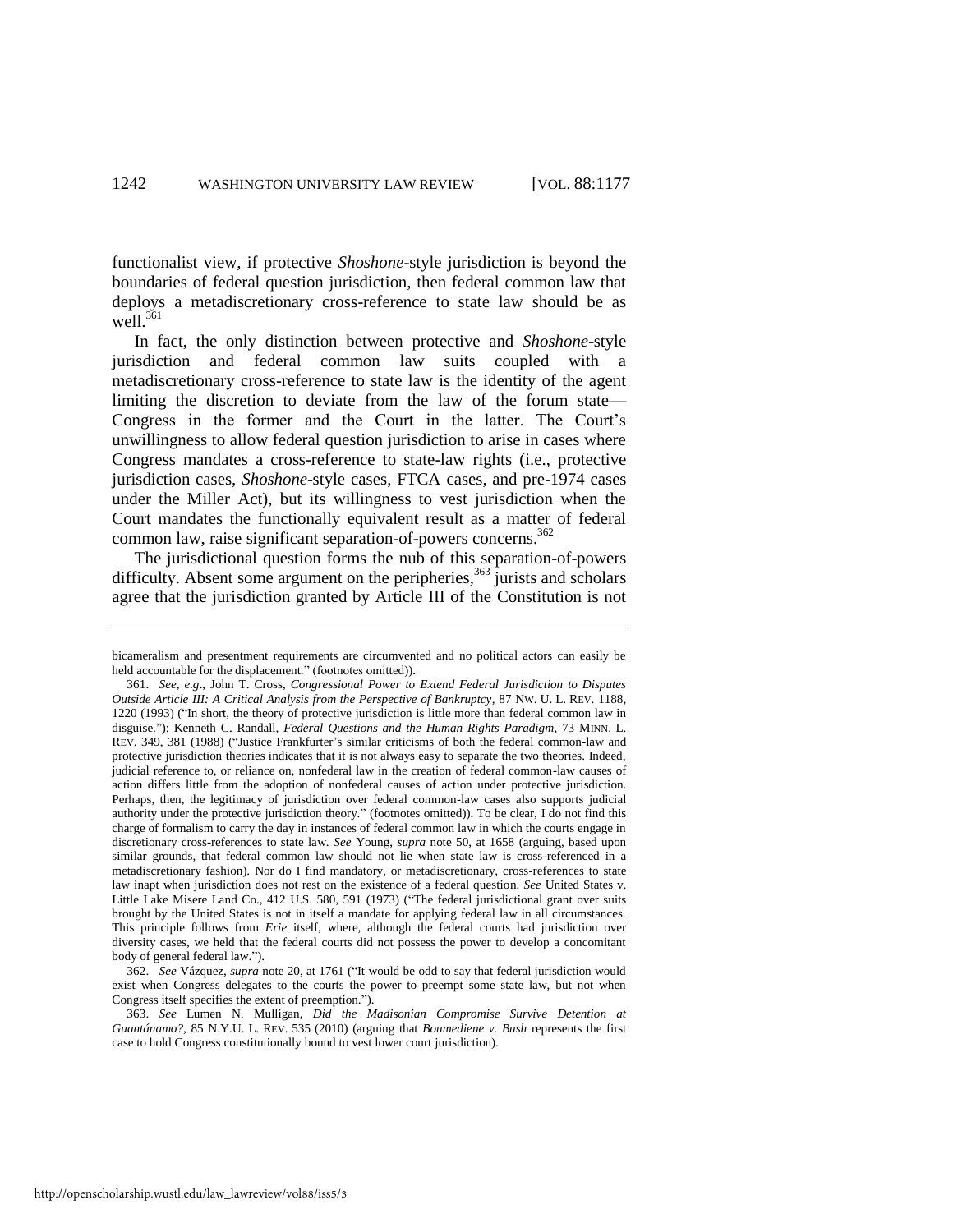functionalist view, if protective *Shoshone*-style jurisdiction is beyond the boundaries of federal question jurisdiction, then federal common law that deploys a metadiscretionary cross-reference to state law should be as well.[361]

In fact, the only distinction between protective and *Shoshone*-style jurisdiction and federal common law suits coupled with a metadiscretionary cross-reference to state law is the identity of the agent limiting the discretion to deviate from the law of the forum state—Congress in the former and the Court in the latter. The Court's unwillingness to allow federal question jurisdiction to arise in cases where Congress mandates a cross-reference to state-law rights (i.e., protective jurisdiction cases, *Shoshone*-style cases, FTCA cases, and pre-1974 cases under the Miller Act), but its willingness to vest jurisdiction when the Court mandates the functionally equivalent result as a matter of federal common law, raise significant separation-of-powers concerns.[362]

The jurisdictional question forms the nub of this separation-of-powers difficulty. Absent some argument on the peripheries,[363] jurists and scholars agree that the jurisdiction granted by Article III of the Constitution is not

---

bicameralism and presentment requirements are circumvented and no political actors can easily be held accountable for the displacement." (footnotes omitted)).

361. *See, e.g.*, John T. Cross, *Congressional Power to Extend Federal Jurisdiction to Disputes Outside Article III: A Critical Analysis from the Perspective of Bankruptcy*, 87 NW. U. L. REV. 1188, 1220 (1993) ("In short, the theory of protective jurisdiction is little more than federal common law in disguise."); Kenneth C. Randall, *Federal Questions and the Human Rights Paradigm*, 73 MINN. L. REV. 349, 381 (1988) ("Justice Frankfurter's similar criticisms of both the federal common-law and protective jurisdiction theories indicates that it is not always easy to separate the two theories. Indeed, judicial reference to, or reliance on, nonfederal law in the creation of federal common-law causes of action differs little from the adoption of nonfederal causes of action under protective jurisdiction. Perhaps, then, the legitimacy of jurisdiction over federal common-law cases also supports judicial authority under the protective jurisdiction theory." (footnotes omitted)). To be clear, I do not find this charge of formalism to carry the day in instances of federal common law in which the courts engage in discretionary cross-references to state law. *See* Young, *supra* note 50, at 1658 (arguing, based upon similar grounds, that federal common law should not lie when state law is cross-referenced in a metadiscretionary fashion). Nor do I find mandatory, or metadiscretionary, cross-references to state law inapt when jurisdiction does not rest on the existence of a federal question. *See* United States v. Little Lake Misere Land Co., 412 U.S. 580, 591 (1973) ("The federal jurisdictional grant over suits brought by the United States is not in itself a mandate for applying federal law in all circumstances. This principle follows from *Erie* itself, where, although the federal courts had jurisdiction over diversity cases, we held that the federal courts did not possess the power to develop a concomitant body of general federal law.").

362. *See* Vázquez, *supra* note 20, at 1761 ("It would be odd to say that federal jurisdiction would exist when Congress delegates to the courts the power to preempt some state law, but not when Congress itself specifies the extent of preemption.").

363. *See* Lumen N. Mulligan, *Did the Madisonian Compromise Survive Detention at Guantánamo?*, 85 N.Y.U. L. REV. 535 (2010) (arguing that *Boumediene v. Bush* represents the first case to hold Congress constitutionally bound to vest lower court jurisdiction).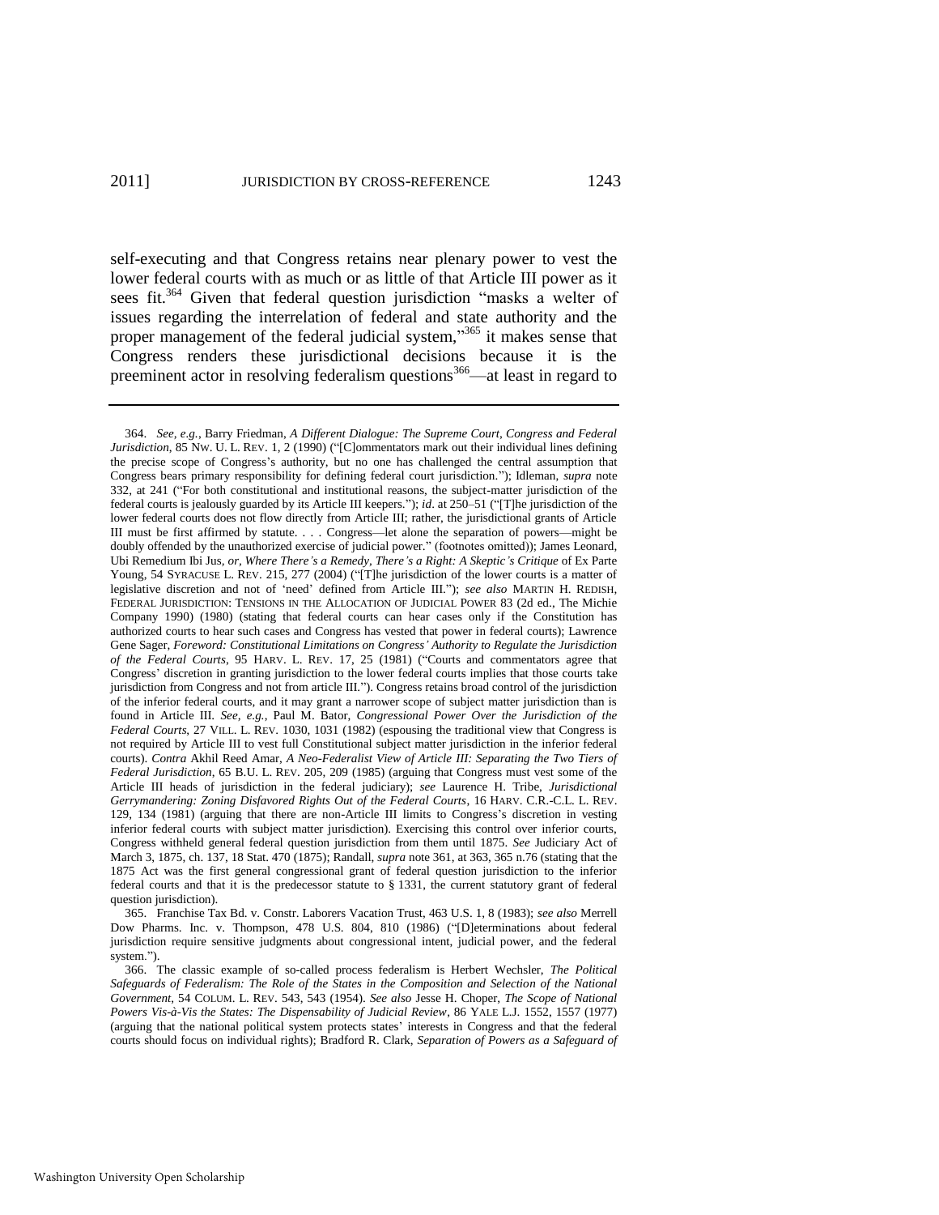self-executing and that Congress retains near plenary power to vest the lower federal courts with as much or as little of that Article III power as it sees fit.[364] Given that federal question jurisdiction "masks a welter of issues regarding the interrelation of federal and state authority and the proper management of the federal judicial system,"[365] it makes sense that Congress renders these jurisdictional decisions because it is the preeminent actor in resolving federalism questions[366]—at least in regard to

---

364. *See, e.g.*, Barry Friedman, *A Different Dialogue: The Supreme Court, Congress and Federal Jurisdiction*, 85 NW. U. L. REV. 1, 2 (1990) ("[C]ommentators mark out their individual lines defining the precise scope of Congress's authority, but no one has challenged the central assumption that Congress bears primary responsibility for defining federal court jurisdiction."); Idleman, *supra* note 332, at 241 ("For both constitutional and institutional reasons, the subject-matter jurisdiction of the federal courts is jealously guarded by its Article III keepers."); *id*. at 250–51 ("[T]he jurisdiction of the lower federal courts does not flow directly from Article III; rather, the jurisdictional grants of Article III must be first affirmed by statute. . . . Congress—let alone the separation of powers—might be doubly offended by the unauthorized exercise of judicial power." (footnotes omitted)); James Leonard, Ubi Remedium Ibi Jus*, or, Where There's a Remedy, There's a Right: A Skeptic's Critique* of Ex Parte Young, 54 SYRACUSE L. REV. 215, 277 (2004) ("[T]he jurisdiction of the lower courts is a matter of legislative discretion and not of 'need' defined from Article III."); *see also* MARTIN H. REDISH, FEDERAL JURISDICTION: TENSIONS IN THE ALLOCATION OF JUDICIAL POWER 83 (2d ed., The Michie Company 1990) (1980) (stating that federal courts can hear cases only if the Constitution has authorized courts to hear such cases and Congress has vested that power in federal courts); Lawrence Gene Sager, *Foreword: Constitutional Limitations on Congress' Authority to Regulate the Jurisdiction of the Federal Courts*, 95 HARV. L. REV. 17, 25 (1981) ("Courts and commentators agree that Congress' discretion in granting jurisdiction to the lower federal courts implies that those courts take jurisdiction from Congress and not from article III."). Congress retains broad control of the jurisdiction of the inferior federal courts, and it may grant a narrower scope of subject matter jurisdiction than is found in Article III. *See, e.g.*, Paul M. Bator, *Congressional Power Over the Jurisdiction of the Federal Courts*, 27 VILL. L. REV. 1030, 1031 (1982) (espousing the traditional view that Congress is not required by Article III to vest full Constitutional subject matter jurisdiction in the inferior federal courts). *Contra* Akhil Reed Amar, *A Neo-Federalist View of Article III: Separating the Two Tiers of Federal Jurisdiction*, 65 B.U. L. REV. 205, 209 (1985) (arguing that Congress must vest some of the Article III heads of jurisdiction in the federal judiciary); *see* Laurence H. Tribe, *Jurisdictional Gerrymandering: Zoning Disfavored Rights Out of the Federal Courts*, 16 HARV. C.R.-C.L. L. REV. 129, 134 (1981) (arguing that there are non-Article III limits to Congress's discretion in vesting inferior federal courts with subject matter jurisdiction). Exercising this control over inferior courts, Congress withheld general federal question jurisdiction from them until 1875. *See* Judiciary Act of March 3, 1875, ch. 137, 18 Stat. 470 (1875); Randall, *supra* note 361, at 363, 365 n.76 (stating that the 1875 Act was the first general congressional grant of federal question jurisdiction to the inferior federal courts and that it is the predecessor statute to § 1331, the current statutory grant of federal question jurisdiction).

365. Franchise Tax Bd. v. Constr. Laborers Vacation Trust, 463 U.S. 1, 8 (1983); *see also* Merrell Dow Pharms. Inc. v. Thompson, 478 U.S. 804, 810 (1986) ("[D]eterminations about federal jurisdiction require sensitive judgments about congressional intent, judicial power, and the federal system.").

366. The classic example of so-called process federalism is Herbert Wechsler, *The Political Safeguards of Federalism: The Role of the States in the Composition and Selection of the National Government*, 54 COLUM. L. REV. 543, 543 (1954). *See also* Jesse H. Choper, *The Scope of National Powers Vis-à-Vis the States: The Dispensability of Judicial Review*, 86 YALE L.J. 1552, 1557 (1977) (arguing that the national political system protects states' interests in Congress and that the federal courts should focus on individual rights); Bradford R. Clark, *Separation of Powers as a Safeguard of*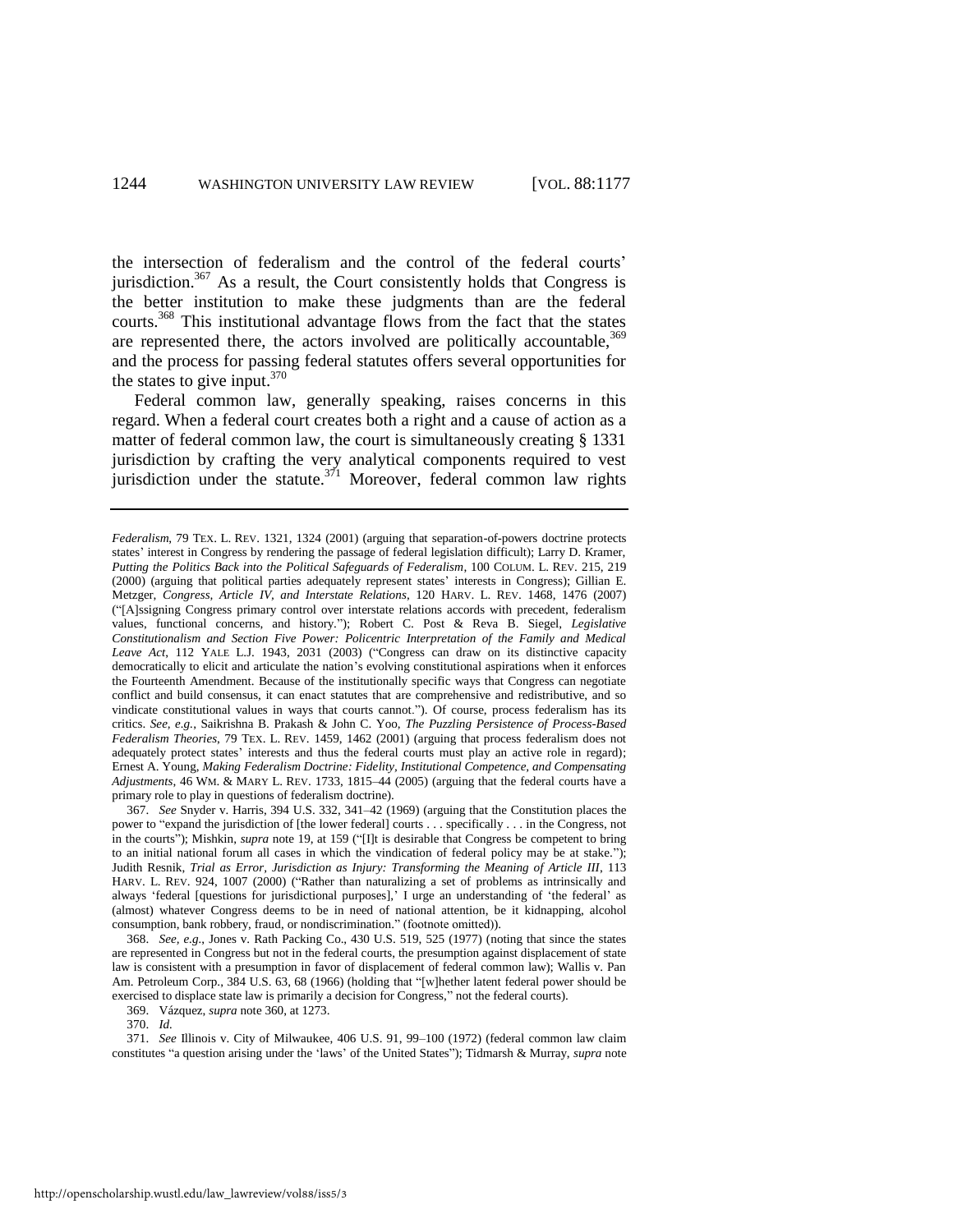the intersection of federalism and the control of the federal courts' jurisdiction.[367] As a result, the Court consistently holds that Congress is the better institution to make these judgments than are the federal courts.[368] This institutional advantage flows from the fact that the states are represented there, the actors involved are politically accountable,[369] and the process for passing federal statutes offers several opportunities for the states to give input.[370]

Federal common law, generally speaking, raises concerns in this regard. When a federal court creates both a right and a cause of action as a matter of federal common law, the court is simultaneously creating § 1331 jurisdiction by crafting the very analytical components required to vest jurisdiction under the statute.[371] Moreover, federal common law rights

---

*Federalism*, 79 TEX. L. REV. 1321, 1324 (2001) (arguing that separation-of-powers doctrine protects states' interest in Congress by rendering the passage of federal legislation difficult); Larry D. Kramer, *Putting the Politics Back into the Political Safeguards of Federalism*, 100 COLUM. L. REV. 215, 219 (2000) (arguing that political parties adequately represent states' interests in Congress); Gillian E. Metzger, *Congress, Article IV, and Interstate Relations*, 120 HARV. L. REV. 1468, 1476 (2007) ("[A]ssigning Congress primary control over interstate relations accords with precedent, federalism values, functional concerns, and history."); Robert C. Post & Reva B. Siegel, *Legislative Constitutionalism and Section Five Power: Policentric Interpretation of the Family and Medical Leave Act*, 112 YALE L.J. 1943, 2031 (2003) ("Congress can draw on its distinctive capacity democratically to elicit and articulate the nation's evolving constitutional aspirations when it enforces the Fourteenth Amendment. Because of the institutionally specific ways that Congress can negotiate conflict and build consensus, it can enact statutes that are comprehensive and redistributive, and so vindicate constitutional values in ways that courts cannot."). Of course, process federalism has its critics. *See, e.g.*, Saikrishna B. Prakash & John C. Yoo, *The Puzzling Persistence of Process-Based Federalism Theories*, 79 TEX. L. REV. 1459, 1462 (2001) (arguing that process federalism does not adequately protect states' interests and thus the federal courts must play an active role in regard); Ernest A. Young, *Making Federalism Doctrine: Fidelity, Institutional Competence, and Compensating Adjustments*, 46 WM. & MARY L. REV. 1733, 1815–44 (2005) (arguing that the federal courts have a primary role to play in questions of federalism doctrine).

367. *See* Snyder v. Harris, 394 U.S. 332, 341–42 (1969) (arguing that the Constitution places the power to "expand the jurisdiction of [the lower federal] courts . . . specifically . . . in the Congress, not in the courts"); Mishkin, *supra* note 19, at 159 ("[I]t is desirable that Congress be competent to bring to an initial national forum all cases in which the vindication of federal policy may be at stake."); Judith Resnik, *Trial as Error, Jurisdiction as Injury: Transforming the Meaning of Article III*, 113 HARV. L. REV. 924, 1007 (2000) ("Rather than naturalizing a set of problems as intrinsically and always 'federal [questions for jurisdictional purposes],' I urge an understanding of 'the federal' as (almost) whatever Congress deems to be in need of national attention, be it kidnapping, alcohol consumption, bank robbery, fraud, or nondiscrimination." (footnote omitted)).

368. *See, e.g.*, Jones v. Rath Packing Co., 430 U.S. 519, 525 (1977) (noting that since the states are represented in Congress but not in the federal courts, the presumption against displacement of state law is consistent with a presumption in favor of displacement of federal common law); Wallis v. Pan Am. Petroleum Corp., 384 U.S. 63, 68 (1966) (holding that "[w]hether latent federal power should be exercised to displace state law is primarily a decision for Congress," not the federal courts).

369. Vázquez, *supra* note 360, at 1273.

370. *Id.*

371. *See* Illinois v. City of Milwaukee, 406 U.S. 91, 99–100 (1972) (federal common law claim constitutes "a question arising under the 'laws' of the United States"); Tidmarsh & Murray, *supra* note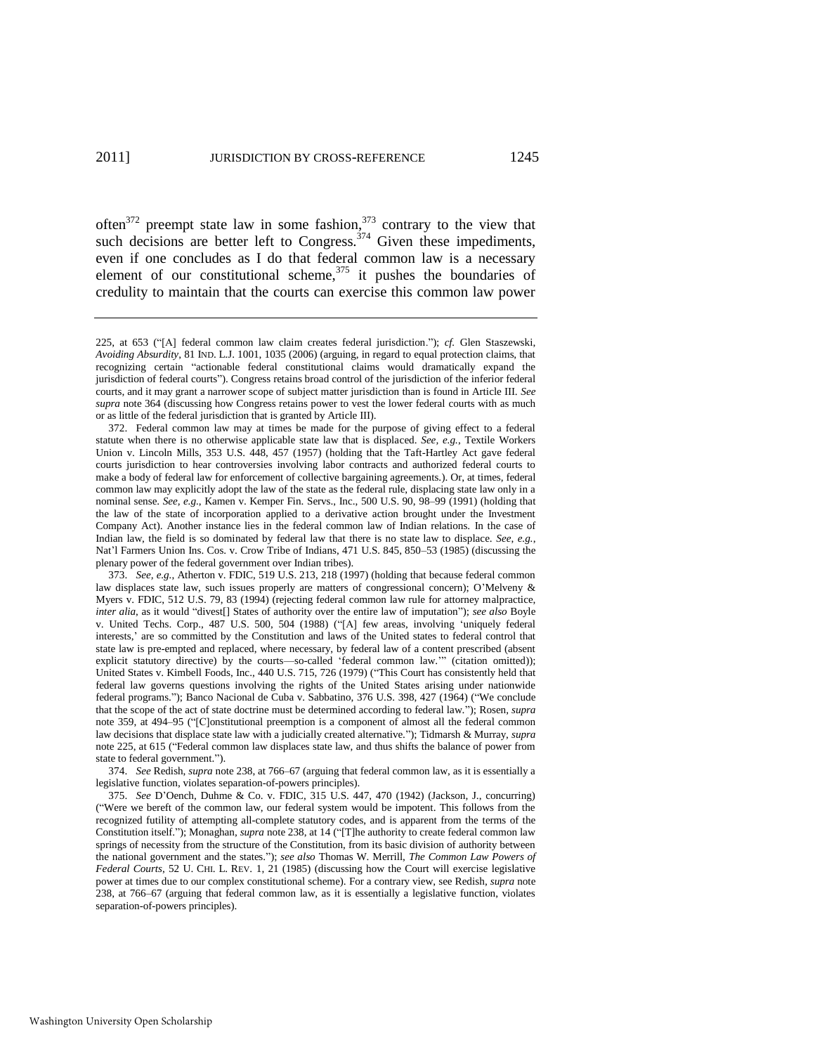often[372] preempt state law in some fashion,[373] contrary to the view that such decisions are better left to Congress.[374] Given these impediments, even if one concludes as I do that federal common law is a necessary element of our constitutional scheme,[375] it pushes the boundaries of credulity to maintain that the courts can exercise this common law power

---

225, at 653 ("[A] federal common law claim creates federal jurisdiction."); *cf.* Glen Staszewski, *Avoiding Absurdity*, 81 IND. L.J. 1001, 1035 (2006) (arguing, in regard to equal protection claims, that recognizing certain "actionable federal constitutional claims would dramatically expand the jurisdiction of federal courts"). Congress retains broad control of the jurisdiction of the inferior federal courts, and it may grant a narrower scope of subject matter jurisdiction than is found in Article III. *See supra* note 364 (discussing how Congress retains power to vest the lower federal courts with as much or as little of the federal jurisdiction that is granted by Article III).

372. Federal common law may at times be made for the purpose of giving effect to a federal statute when there is no otherwise applicable state law that is displaced. *See, e.g.*, Textile Workers Union v. Lincoln Mills, 353 U.S. 448, 457 (1957) (holding that the Taft-Hartley Act gave federal courts jurisdiction to hear controversies involving labor contracts and authorized federal courts to make a body of federal law for enforcement of collective bargaining agreements.). Or, at times, federal common law may explicitly adopt the law of the state as the federal rule, displacing state law only in a nominal sense. *See, e.g.*, Kamen v. Kemper Fin. Servs., Inc., 500 U.S. 90, 98–99 (1991) (holding that the law of the state of incorporation applied to a derivative action brought under the Investment Company Act). Another instance lies in the federal common law of Indian relations. In the case of Indian law, the field is so dominated by federal law that there is no state law to displace. *See, e.g.*, Nat'l Farmers Union Ins. Cos. v. Crow Tribe of Indians, 471 U.S. 845, 850–53 (1985) (discussing the plenary power of the federal government over Indian tribes).

373. *See, e.g.*, Atherton v. FDIC, 519 U.S. 213, 218 (1997) (holding that because federal common law displaces state law, such issues properly are matters of congressional concern); O'Melveny & Myers v. FDIC, 512 U.S. 79, 83 (1994) (rejecting federal common law rule for attorney malpractice, *inter alia*, as it would "divest[] States of authority over the entire law of imputation"); *see also* Boyle v. United Techs. Corp., 487 U.S. 500, 504 (1988) ("[A] few areas, involving 'uniquely federal interests,' are so committed by the Constitution and laws of the United states to federal control that state law is pre-empted and replaced, where necessary, by federal law of a content prescribed (absent explicit statutory directive) by the courts—so-called 'federal common law.'" (citation omitted)); United States v. Kimbell Foods, Inc., 440 U.S. 715, 726 (1979) ("This Court has consistently held that federal law governs questions involving the rights of the United States arising under nationwide federal programs."); Banco Nacional de Cuba v. Sabbatino, 376 U.S. 398, 427 (1964) ("We conclude that the scope of the act of state doctrine must be determined according to federal law."); Rosen, *supra* note 359, at 494–95 ("[C]onstitutional preemption is a component of almost all the federal common law decisions that displace state law with a judicially created alternative."); Tidmarsh & Murray, *supra* note 225, at 615 ("Federal common law displaces state law, and thus shifts the balance of power from state to federal government.").

374. *See* Redish, *supra* note 238, at 766–67 (arguing that federal common law, as it is essentially a legislative function, violates separation-of-powers principles).

375. *See* D'Oench, Duhme & Co. v. FDIC, 315 U.S. 447, 470 (1942) (Jackson, J., concurring) ("Were we bereft of the common law, our federal system would be impotent. This follows from the recognized futility of attempting all-complete statutory codes, and is apparent from the terms of the Constitution itself."); Monaghan, *supra* note 238, at 14 ("[T]he authority to create federal common law springs of necessity from the structure of the Constitution, from its basic division of authority between the national government and the states."); *see also* Thomas W. Merrill, *The Common Law Powers of Federal Courts*, 52 U. CHI. L. REV. 1, 21 (1985) (discussing how the Court will exercise legislative power at times due to our complex constitutional scheme). For a contrary view, see Redish, *supra* note 238, at 766–67 (arguing that federal common law, as it is essentially a legislative function, violates separation-of-powers principles).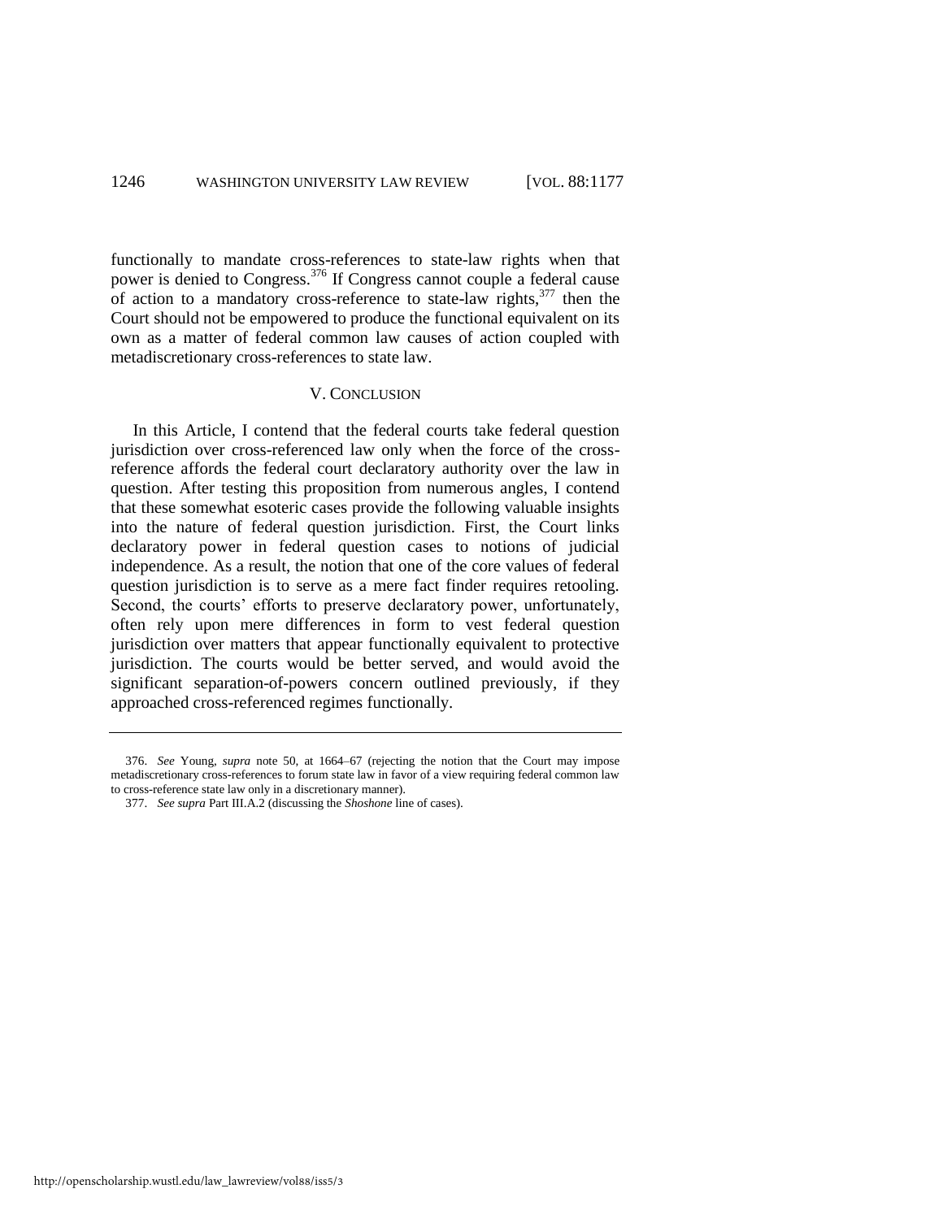functionally to mandate cross-references to state-law rights when that power is denied to Congress.[376] If Congress cannot couple a federal cause of action to a mandatory cross-reference to state-law rights,[377] then the Court should not be empowered to produce the functional equivalent on its own as a matter of federal common law causes of action coupled with metadiscretionary cross-references to state law.

## V. CONCLUSION

In this Article, I contend that the federal courts take federal question jurisdiction over cross-referenced law only when the force of the cross-reference affords the federal court declaratory authority over the law in question. After testing this proposition from numerous angles, I contend that these somewhat esoteric cases provide the following valuable insights into the nature of federal question jurisdiction. First, the Court links declaratory power in federal question cases to notions of judicial independence. As a result, the notion that one of the core values of federal question jurisdiction is to serve as a mere fact finder requires retooling. Second, the courts' efforts to preserve declaratory power, unfortunately, often rely upon mere differences in form to vest federal question jurisdiction over matters that appear functionally equivalent to protective jurisdiction. The courts would be better served, and would avoid the significant separation-of-powers concern outlined previously, if they approached cross-referenced regimes functionally.

---

376. *See* Young, *supra* note 50, at 1664–67 (rejecting the notion that the Court may impose metadiscretionary cross-references to forum state law in favor of a view requiring federal common law to cross-reference state law only in a discretionary manner).

377. *See supra* Part III.A.2 (discussing the *Shoshone* line of cases).